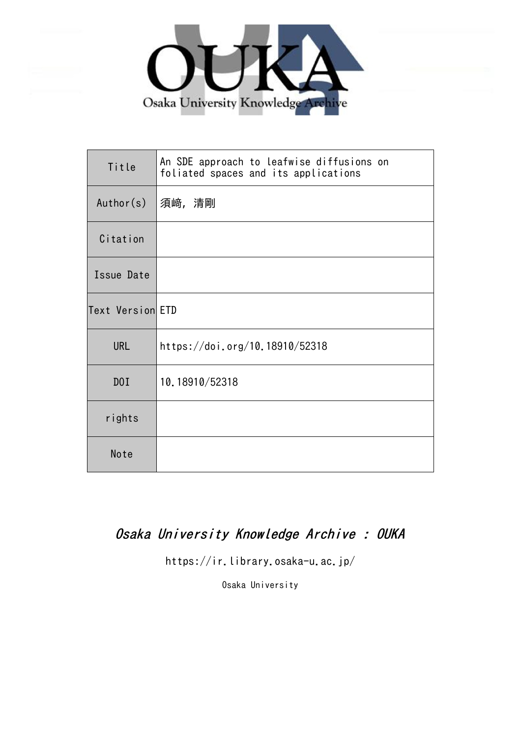Osaka University Knowledge Archive

| Title | An SDE approach to leafwise diffusions on foliated spaces and its applications |
|---|---|
| Author(s) | 須崎, 清剛 |
| Citation | |
| Issue Date | |
| Text Version | ETD |
| URL | https://doi.org/10.18910/52318 |
| DOI | 10.18910/52318 |
| rights | |
| Note | |

*Osaka University Knowledge Archive : OUKA*

https://ir.library.osaka-u.ac.jp/

Osaka University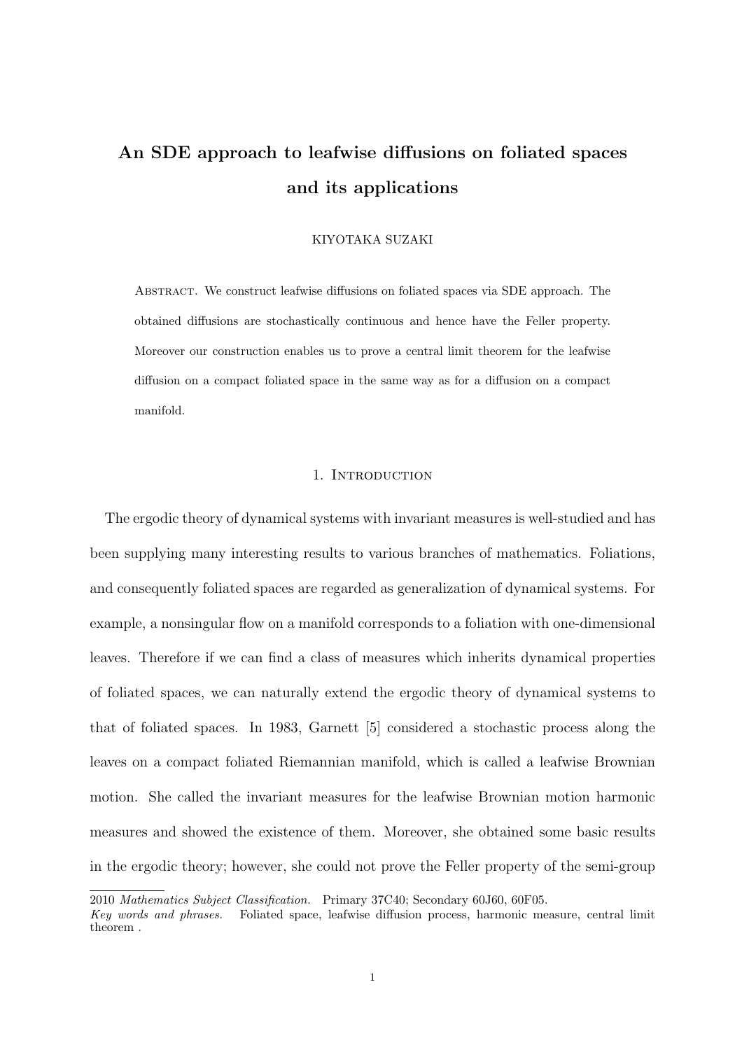# An SDE approach to leafwise diffusions on foliated spaces and its applications

KIYOTAKA SUZAKI

ABSTRACT. We construct leafwise diffusions on foliated spaces via SDE approach. The obtained diffusions are stochastically continuous and hence have the Feller property. Moreover our construction enables us to prove a central limit theorem for the leafwise diffusion on a compact foliated space in the same way as for a diffusion on a compact manifold.

## 1. Introduction

The ergodic theory of dynamical systems with invariant measures is well-studied and has been supplying many interesting results to various branches of mathematics. Foliations, and consequently foliated spaces are regarded as generalization of dynamical systems. For example, a nonsingular flow on a manifold corresponds to a foliation with one-dimensional leaves. Therefore if we can find a class of measures which inherits dynamical properties of foliated spaces, we can naturally extend the ergodic theory of dynamical systems to that of foliated spaces. In 1983, Garnett [5] considered a stochastic process along the leaves on a compact foliated Riemannian manifold, which is called a leafwise Brownian motion. She called the invariant measures for the leafwise Brownian motion harmonic measures and showed the existence of them. Moreover, she obtained some basic results in the ergodic theory; however, she could not prove the Feller property of the semi-group

---

2010 *Mathematics Subject Classification.* Primary 37C40; Secondary 60J60, 60F05.

*Key words and phrases.* Foliated space, leafwise diffusion process, harmonic measure, central limit theorem .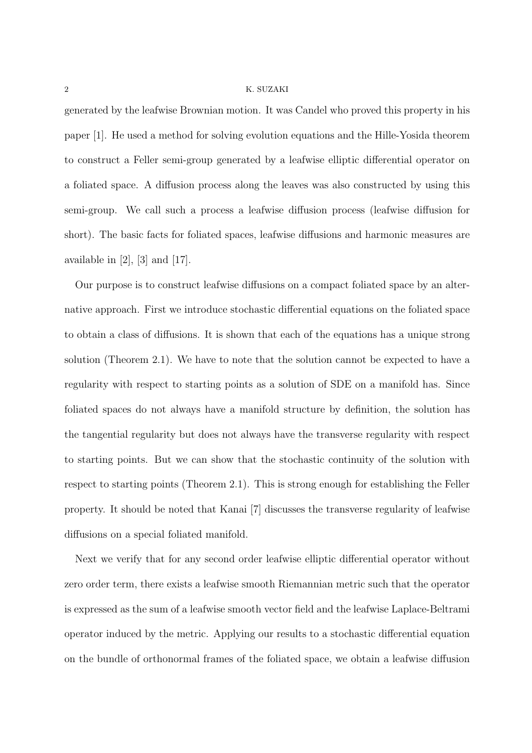generated by the leafwise Brownian motion. It was Candel who proved this property in his paper [1]. He used a method for solving evolution equations and the Hille-Yosida theorem to construct a Feller semi-group generated by a leafwise elliptic differential operator on a foliated space. A diffusion process along the leaves was also constructed by using this semi-group. We call such a process a leafwise diffusion process (leafwise diffusion for short). The basic facts for foliated spaces, leafwise diffusions and harmonic measures are available in [2], [3] and [17].

Our purpose is to construct leafwise diffusions on a compact foliated space by an alternative approach. First we introduce stochastic differential equations on the foliated space to obtain a class of diffusions. It is shown that each of the equations has a unique strong solution (Theorem 2.1). We have to note that the solution cannot be expected to have a regularity with respect to starting points as a solution of SDE on a manifold has. Since foliated spaces do not always have a manifold structure by definition, the solution has the tangential regularity but does not always have the transverse regularity with respect to starting points. But we can show that the stochastic continuity of the solution with respect to starting points (Theorem 2.1). This is strong enough for establishing the Feller property. It should be noted that Kanai [7] discusses the transverse regularity of leafwise diffusions on a special foliated manifold.

Next we verify that for any second order leafwise elliptic differential operator without zero order term, there exists a leafwise smooth Riemannian metric such that the operator is expressed as the sum of a leafwise smooth vector field and the leafwise Laplace-Beltrami operator induced by the metric. Applying our results to a stochastic differential equation on the bundle of orthonormal frames of the foliated space, we obtain a leafwise diffusion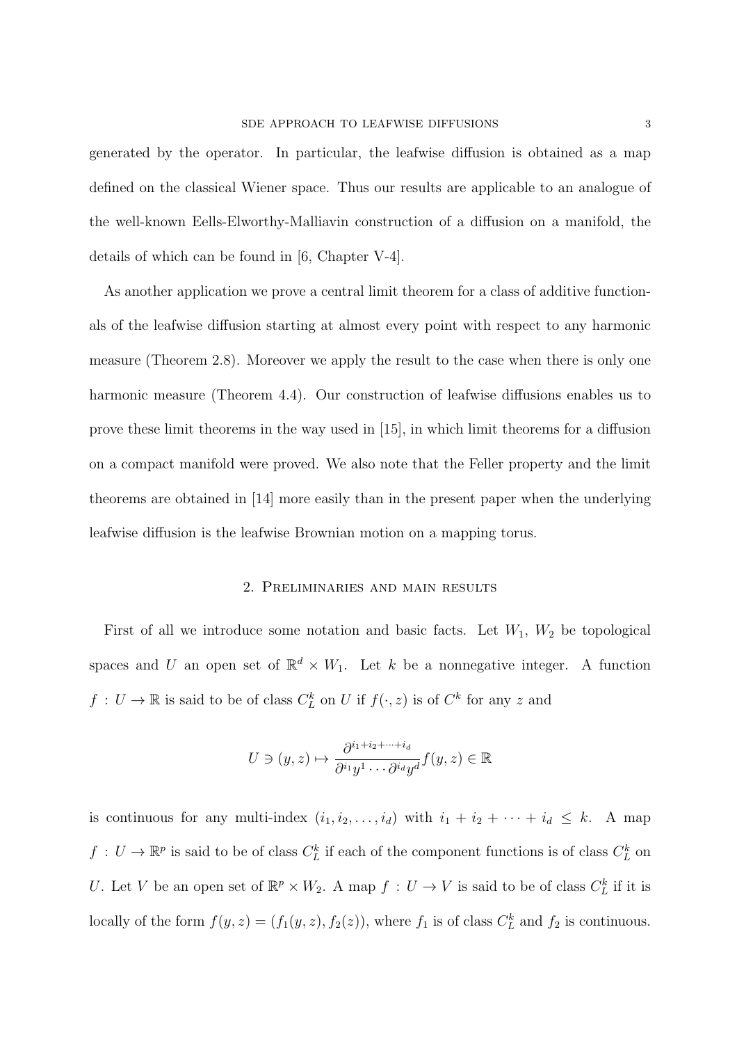generated by the operator. In particular, the leafwise diffusion is obtained as a map defined on the classical Wiener space. Thus our results are applicable to an analogue of the well-known Eells-Elworthy-Malliavin construction of a diffusion on a manifold, the details of which can be found in [6, Chapter V-4].

As another application we prove a central limit theorem for a class of additive functionals of the leafwise diffusion starting at almost every point with respect to any harmonic measure (Theorem 2.8). Moreover we apply the result to the case when there is only one harmonic measure (Theorem 4.4). Our construction of leafwise diffusions enables us to prove these limit theorems in the way used in [15], in which limit theorems for a diffusion on a compact manifold were proved. We also note that the Feller property and the limit theorems are obtained in [14] more easily than in the present paper when the underlying leafwise diffusion is the leafwise Brownian motion on a mapping torus.

## 2. Preliminaries and main results

First of all we introduce some notation and basic facts. Let $W_1$, $W_2$ be topological spaces and $U$ an open set of $\mathbb{R}^d \times W_1$. Let $k$ be a nonnegative integer. A function $f : U \to \mathbb{R}$ is said to be of class $C_L^k$ on $U$ if $f(\cdot, z)$ is of $C^k$ for any $z$ and

$$U \ni (y, z) \mapsto \frac{\partial^{i_1+i_2+\cdots+i_d}}{\partial^{i_1} y^1 \cdots \partial^{i_d} y^d} f(y, z) \in \mathbb{R}$$

is continuous for any multi-index $(i_1, i_2, \ldots, i_d)$ with $i_1 + i_2 + \cdots + i_d \leq k$. A map $f : U \to \mathbb{R}^p$ is said to be of class $C_L^k$ if each of the component functions is of class $C_L^k$ on $U$. Let $V$ be an open set of $\mathbb{R}^p \times W_2$. A map $f : U \to V$ is said to be of class $C_L^k$ if it is locally of the form $f(y, z) = (f_1(y, z), f_2(z))$, where $f_1$ is of class $C_L^k$ and $f_2$ is continuous.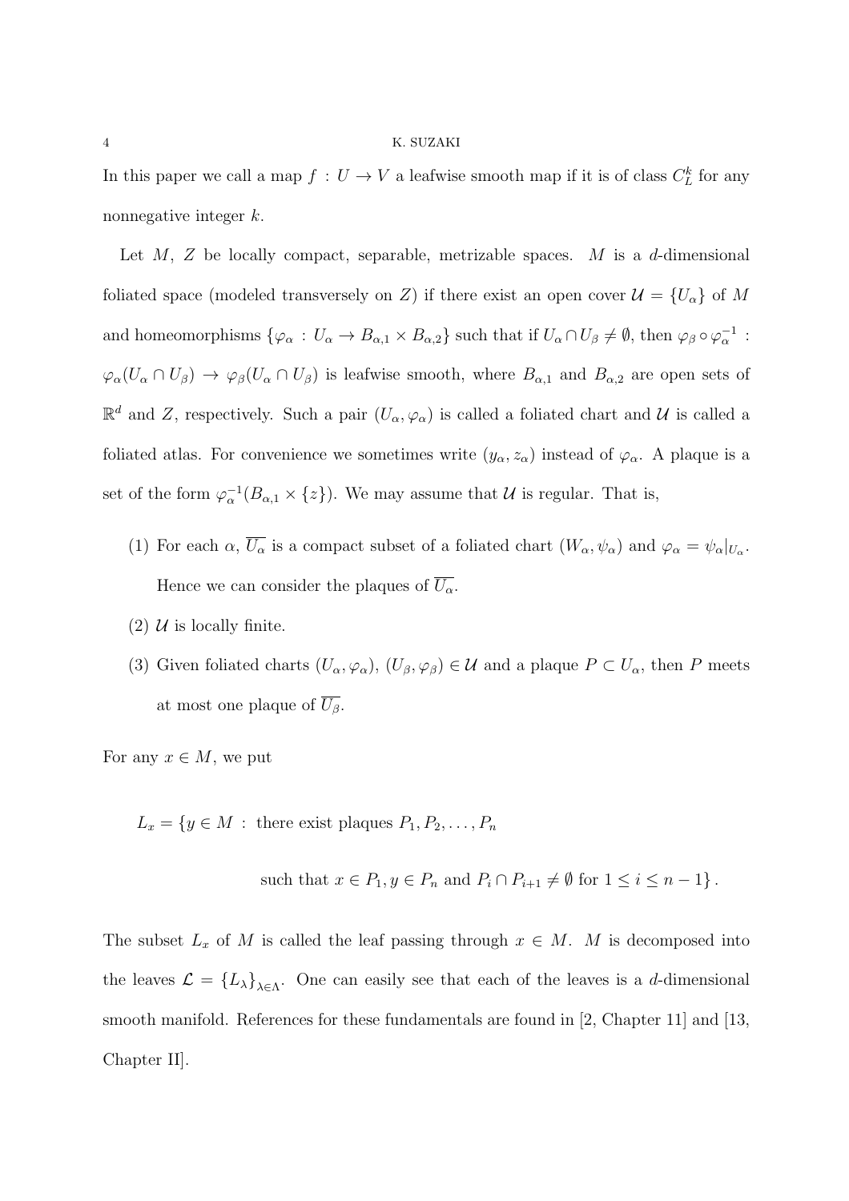In this paper we call a map $f : U \to V$ a leafwise smooth map if it is of class $C^k_L$ for any nonnegative integer $k$.

Let $M$, $Z$ be locally compact, separable, metrizable spaces. $M$ is a $d$-dimensional foliated space (modeled transversely on $Z$) if there exist an open cover $\mathcal{U} = \{U_\alpha\}$ of $M$ and homeomorphisms $\{\varphi_\alpha : U_\alpha \to B_{\alpha,1} \times B_{\alpha,2}\}$ such that if $U_\alpha \cap U_\beta \neq \emptyset$, then $\varphi_\beta \circ \varphi_\alpha^{-1} : \varphi_\alpha(U_\alpha \cap U_\beta) \to \varphi_\beta(U_\alpha \cap U_\beta)$ is leafwise smooth, where $B_{\alpha,1}$ and $B_{\alpha,2}$ are open sets of $\mathbb{R}^d$ and $Z$, respectively. Such a pair $(U_\alpha, \varphi_\alpha)$ is called a foliated chart and $\mathcal{U}$ is called a foliated atlas. For convenience we sometimes write $(y_\alpha, z_\alpha)$ instead of $\varphi_\alpha$. A plaque is a set of the form $\varphi_\alpha^{-1}(B_{\alpha,1} \times \{z\})$. We may assume that $\mathcal{U}$ is regular. That is,

(1) For each $\alpha$, $\overline{U_\alpha}$ is a compact subset of a foliated chart $(W_\alpha, \psi_\alpha)$ and $\varphi_\alpha = \psi_\alpha|_{U_\alpha}$. Hence we can consider the plaques of $\overline{U_\alpha}$.

(2) $\mathcal{U}$ is locally finite.

(3) Given foliated charts $(U_\alpha, \varphi_\alpha)$, $(U_\beta, \varphi_\beta) \in \mathcal{U}$ and a plaque $P \subset U_\alpha$, then $P$ meets at most one plaque of $\overline{U_\beta}$.

For any $x \in M$, we put

$$
\begin{aligned}
L_x = \{y \in M \, : \, & \text{there exist plaques } P_1, P_2, \ldots, P_n \\
& \text{such that } x \in P_1, y \in P_n \text{ and } P_i \cap P_{i+1} \neq \emptyset \text{ for } 1 \leq i \leq n-1\}.
\end{aligned}
$$

The subset $L_x$ of $M$ is called the leaf passing through $x \in M$. $M$ is decomposed into the leaves $\mathcal{L} = \{L_\lambda\}_{\lambda \in \Lambda}$. One can easily see that each of the leaves is a $d$-dimensional smooth manifold. References for these fundamentals are found in [2, Chapter 11] and [13, Chapter II].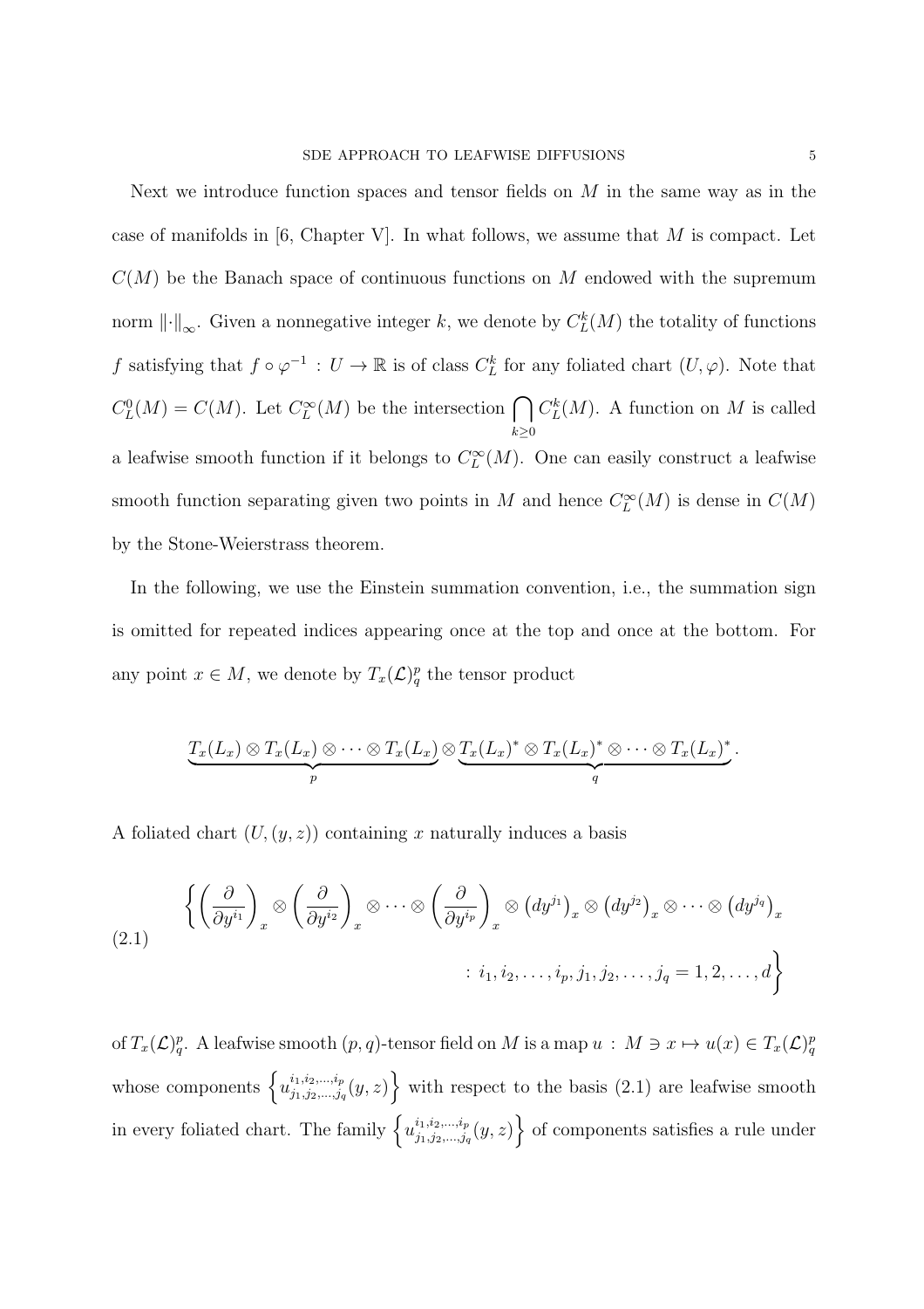Next we introduce function spaces and tensor fields on $M$ in the same way as in the case of manifolds in [6, Chapter V]. In what follows, we assume that $M$ is compact. Let $C(M)$ be the Banach space of continuous functions on $M$ endowed with the supremum norm $\|\cdot\|_\infty$. Given a nonnegative integer $k$, we denote by $C_L^k(M)$ the totality of functions $f$ satisfying that $f \circ \varphi^{-1} : U \to \mathbb{R}$ is of class $C_L^k$ for any foliated chart $(U, \varphi)$. Note that $C_L^0(M) = C(M)$. Let $C_L^\infty(M)$ be the intersection $\bigcap_{k \geq 0} C_L^k(M)$. A function on $M$ is called a leafwise smooth function if it belongs to $C_L^\infty(M)$. One can easily construct a leafwise smooth function separating given two points in $M$ and hence $C_L^\infty(M)$ is dense in $C(M)$ by the Stone-Weierstrass theorem.

In the following, we use the Einstein summation convention, i.e., the summation sign is omitted for repeated indices appearing once at the top and once at the bottom. For any point $x \in M$, we denote by $T_x(\mathcal{L})_q^p$ the tensor product

$$\underbrace{T_x(L_x) \otimes T_x(L_x) \otimes \cdots \otimes T_x(L_x)}_{p} \otimes \underbrace{T_x(L_x)^* \otimes T_x(L_x)^* \otimes \cdots \otimes T_x(L_x)^*}_{q}.$$

A foliated chart $(U, (y, z))$ containing $x$ naturally induces a basis

$$\begin{aligned} \Bigg\{ \left(\frac{\partial}{\partial y^{i_1}}\right)_x \otimes \left(\frac{\partial}{\partial y^{i_2}}\right)_x \otimes \cdots \otimes \left(\frac{\partial}{\partial y^{i_p}}\right)_x \otimes \left(dy^{j_1}\right)_x \otimes \left(dy^{j_2}\right)_x \otimes \cdots \otimes \left(dy^{j_q}\right)_x \\ : i_1, i_2, \ldots, i_p, j_1, j_2, \ldots, j_q = 1, 2, \ldots, d \Bigg\} \end{aligned} \tag{2.1}$$

of $T_x(\mathcal{L})_q^p$. A leafwise smooth $(p,q)$-tensor field on $M$ is a map $u : M \ni x \mapsto u(x) \in T_x(\mathcal{L})_q^p$ whose components $\left\{ u_{j_1, j_2, \ldots, j_q}^{i_1, i_2, \ldots, i_p}(y, z) \right\}$ with respect to the basis (2.1) are leafwise smooth in every foliated chart. The family $\left\{ u_{j_1, j_2, \ldots, j_q}^{i_1, i_2, \ldots, i_p}(y, z) \right\}$ of components satisfies a rule under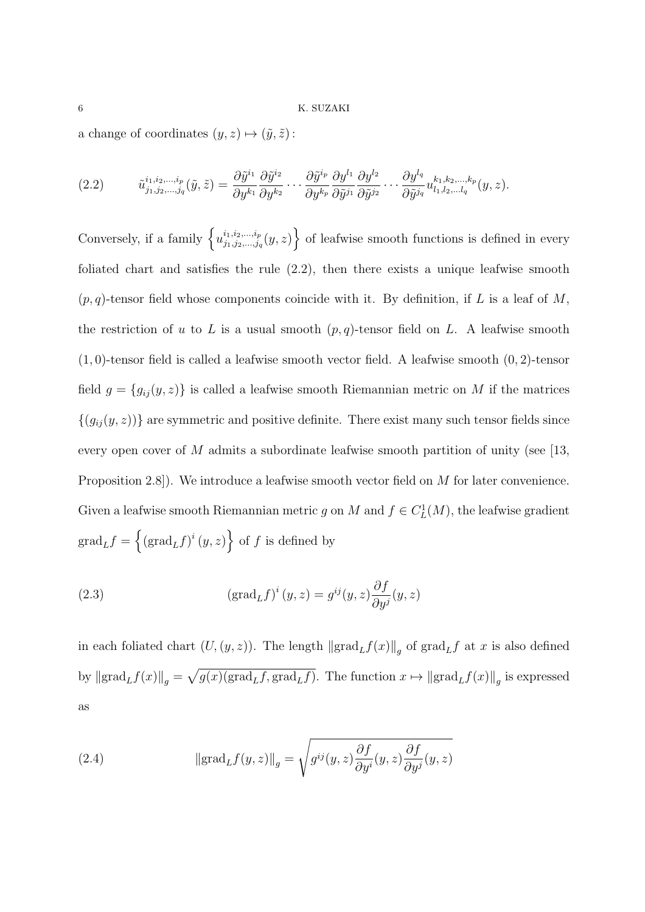a change of coordinates $(y, z) \mapsto (\tilde{y}, \tilde{z})$ :

$$
\tilde{u}^{i_1, i_2, \ldots, i_p}_{j_1, j_2, \ldots, j_q}(\tilde{y}, \tilde{z}) = \frac{\partial \tilde{y}^{i_1}}{\partial y^{k_1}} \frac{\partial \tilde{y}^{i_2}}{\partial y^{k_2}} \cdots \frac{\partial \tilde{y}^{i_p}}{\partial y^{k_p}} \frac{\partial y^{l_1}}{\partial \tilde{y}^{j_1}} \frac{\partial y^{l_2}}{\partial \tilde{y}^{j_2}} \cdots \frac{\partial y^{l_q}}{\partial \tilde{y}^{j_q}} u^{k_1, k_2, \ldots, k_p}_{l_1, l_2, \ldots l_q}(y, z). \tag{2.2}
$$

Conversely, if a family $\left\{ u^{i_1, i_2, \ldots, i_p}_{j_1, j_2, \ldots, j_q}(y, z) \right\}$ of leafwise smooth functions is defined in every foliated chart and satisfies the rule (2.2), then there exists a unique leafwise smooth $(p, q)$-tensor field whose components coincide with it. By definition, if $L$ is a leaf of $M$, the restriction of $u$ to $L$ is a usual smooth $(p, q)$-tensor field on $L$. A leafwise smooth $(1, 0)$-tensor field is called a leafwise smooth vector field. A leafwise smooth $(0, 2)$-tensor field $g = \{g_{ij}(y, z)\}$ is called a leafwise smooth Riemannian metric on $M$ if the matrices $\{(g_{ij}(y, z))\}$ are symmetric and positive definite. There exist many such tensor fields since every open cover of $M$ admits a subordinate leafwise smooth partition of unity (see [13, Proposition 2.8]). We introduce a leafwise smooth vector field on $M$ for later convenience. Given a leafwise smooth Riemannian metric $g$ on $M$ and $f \in C^1_L(M)$, the leafwise gradient $\mathrm{grad}_L f = \left\{ \left(\mathrm{grad}_L f\right)^i (y, z) \right\}$ of $f$ is defined by

$$
\left(\mathrm{grad}_L f\right)^i (y, z) = g^{ij}(y, z) \frac{\partial f}{\partial y^j}(y, z) \tag{2.3}
$$

in each foliated chart $(U, (y, z))$. The length $\left\| \mathrm{grad}_L f(x) \right\|_g$ of $\mathrm{grad}_L f$ at $x$ is also defined by $\left\| \mathrm{grad}_L f(x) \right\|_g = \sqrt{g(x)(\mathrm{grad}_L f, \mathrm{grad}_L f)}$. The function $x \mapsto \left\| \mathrm{grad}_L f(x) \right\|_g$ is expressed as

$$
\left\| \mathrm{grad}_L f(y, z) \right\|_g = \sqrt{g^{ij}(y, z) \frac{\partial f}{\partial y^i}(y, z) \frac{\partial f}{\partial y^j}(y, z)} \tag{2.4}
$$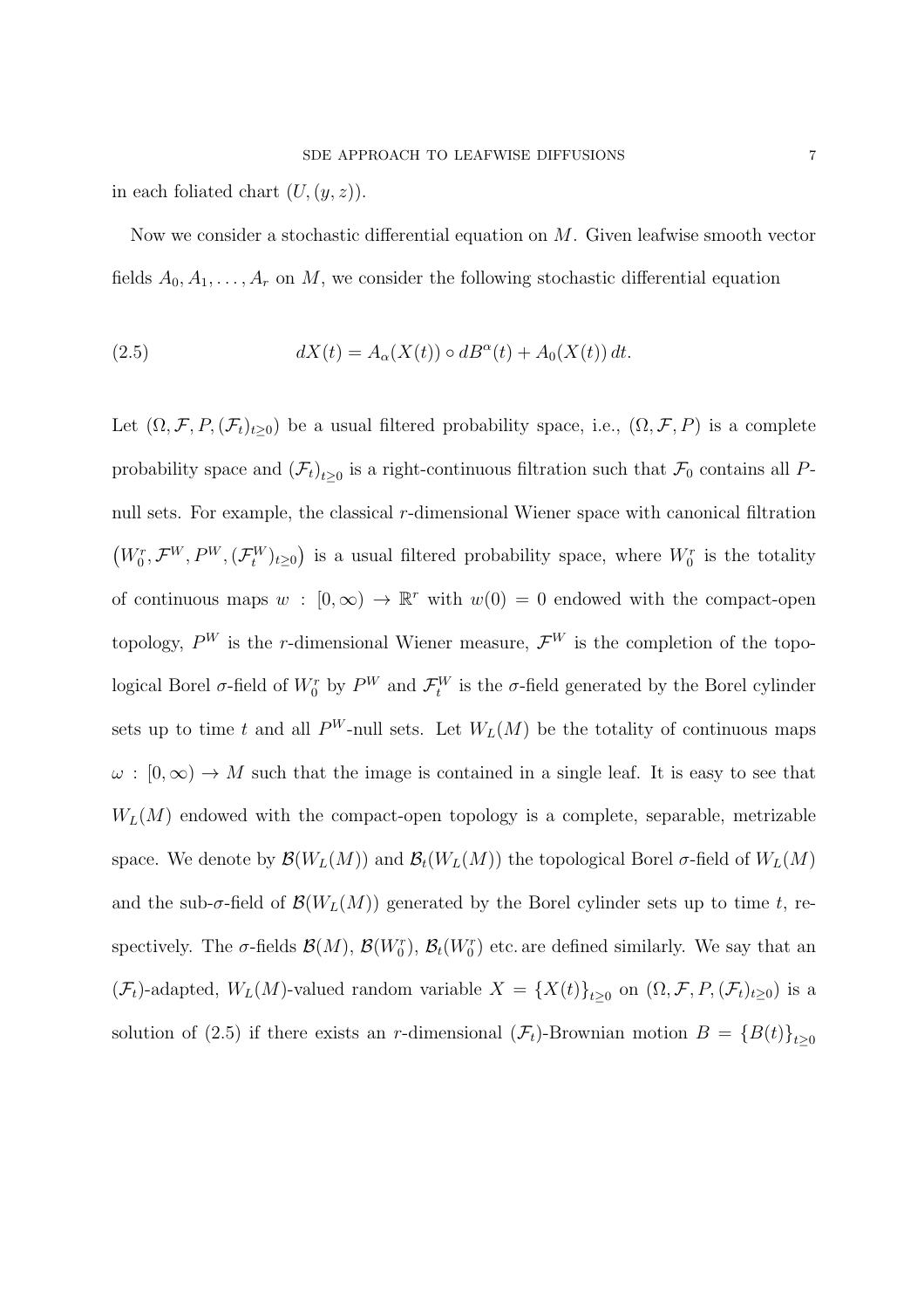in each foliated chart $(U,(y,z))$.

Now we consider a stochastic differential equation on $M$. Given leafwise smooth vector fields $A_0, A_1, \dots, A_r$ on $M$, we consider the following stochastic differential equation

$$dX(t) = A_\alpha(X(t)) \circ dB^\alpha(t) + A_0(X(t))\,dt. \tag{2.5}$$

Let $(\Omega, \mathcal{F}, P, (\mathcal{F}_t)_{t\geq 0})$ be a usual filtered probability space, i.e., $(\Omega, \mathcal{F}, P)$ is a complete probability space and $(\mathcal{F}_t)_{t\geq 0}$ is a right-continuous filtration such that $\mathcal{F}_0$ contains all $P$-null sets. For example, the classical $r$-dimensional Wiener space with canonical filtration $\left(W_0^r, \mathcal{F}^W, P^W, (\mathcal{F}_t^W)_{t\geq 0}\right)$ is a usual filtered probability space, where $W_0^r$ is the totality of continuous maps $w : [0,\infty) \to \mathbb{R}^r$ with $w(0) = 0$ endowed with the compact-open topology, $P^W$ is the $r$-dimensional Wiener measure, $\mathcal{F}^W$ is the completion of the topological Borel $\sigma$-field of $W_0^r$ by $P^W$ and $\mathcal{F}_t^W$ is the $\sigma$-field generated by the Borel cylinder sets up to time $t$ and all $P^W$-null sets. Let $W_L(M)$ be the totality of continuous maps $\omega : [0,\infty) \to M$ such that the image is contained in a single leaf. It is easy to see that $W_L(M)$ endowed with the compact-open topology is a complete, separable, metrizable space. We denote by $\mathcal{B}(W_L(M))$ and $\mathcal{B}_t(W_L(M))$ the topological Borel $\sigma$-field of $W_L(M)$ and the sub-$\sigma$-field of $\mathcal{B}(W_L(M))$ generated by the Borel cylinder sets up to time $t$, respectively. The $\sigma$-fields $\mathcal{B}(M)$, $\mathcal{B}(W_0^r)$, $\mathcal{B}_t(W_0^r)$ etc. are defined similarly. We say that an $(\mathcal{F}_t)$-adapted, $W_L(M)$-valued random variable $X = \{X(t)\}_{t\geq 0}$ on $(\Omega, \mathcal{F}, P, (\mathcal{F}_t)_{t\geq 0})$ is a solution of (2.5) if there exists an $r$-dimensional $(\mathcal{F}_t)$-Brownian motion $B = \{B(t)\}_{t\geq 0}$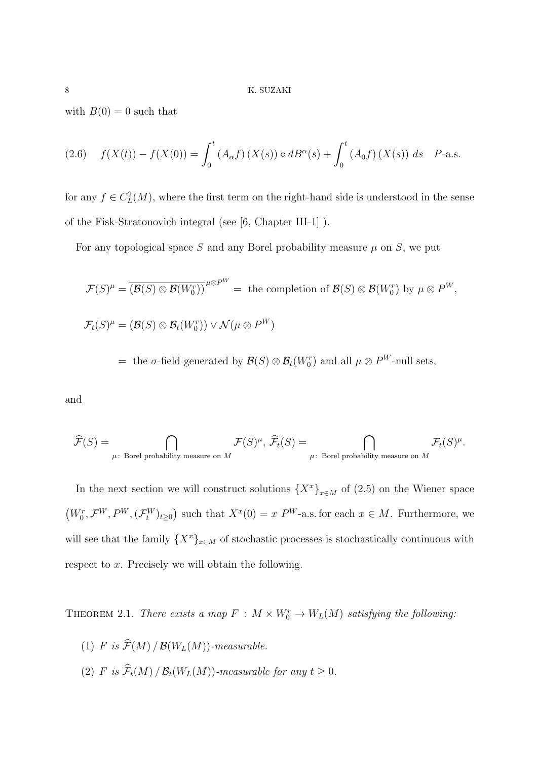with $B(0) = 0$ such that

$$
(2.6) \quad f(X(t)) - f(X(0)) = \int_0^t \left(A_\alpha f\right)(X(s)) \circ dB^\alpha(s) + \int_0^t \left(A_0 f\right)(X(s)) \, ds \quad P\text{-a.s.}
$$

for any $f \in C_L^2(M)$, where the first term on the right-hand side is understood in the sense of the Fisk-Stratonovich integral (see [6, Chapter III-1] ).

For any topological space $S$ and any Borel probability measure $\mu$ on $S$, we put

$$
\mathcal{F}(S)^\mu = \overline{(\mathcal{B}(S) \otimes \mathcal{B}(W_0^r))}^{\mu \otimes P^W} = \text{ the completion of } \mathcal{B}(S) \otimes \mathcal{B}(W_0^r) \text{ by } \mu \otimes P^W,
$$

$$
\mathcal{F}_t(S)^\mu = (\mathcal{B}(S) \otimes \mathcal{B}_t(W_0^r)) \vee \mathcal{N}(\mu \otimes P^W)
$$

$$
= \text{ the } \sigma\text{-field generated by } \mathcal{B}(S) \otimes \mathcal{B}_t(W_0^r) \text{ and all } \mu \otimes P^W\text{-null sets,}
$$

and

$$
\widehat{\mathcal{F}}(S) = \bigcap_{\mu: \text{ Borel probability measure on } M} \mathcal{F}(S)^\mu, \; \widehat{\mathcal{F}}_t(S) = \bigcap_{\mu: \text{ Borel probability measure on } M} \mathcal{F}_t(S)^\mu.
$$

In the next section we will construct solutions $\{X^x\}_{x \in M}$ of (2.5) on the Wiener space $\left(W_0^r, \mathcal{F}^W, P^W, (\mathcal{F}_t^W)_{t \geq 0}\right)$ such that $X^x(0) = x$ $P^W$-a.s. for each $x \in M$. Furthermore, we will see that the family $\{X^x\}_{x \in M}$ of stochastic processes is stochastically continuous with respect to $x$. Precisely we will obtain the following.

**Theorem 2.1.** *There exists a map $F : M \times W_0^r \to W_L(M)$ satisfying the following:*

1. *$F$ is $\widehat{\mathcal{F}}(M) / \mathcal{B}(W_L(M))$-measurable.*
2. *$F$ is $\widehat{\mathcal{F}}_t(M) / \mathcal{B}_t(W_L(M))$-measurable for any $t \geq 0$.*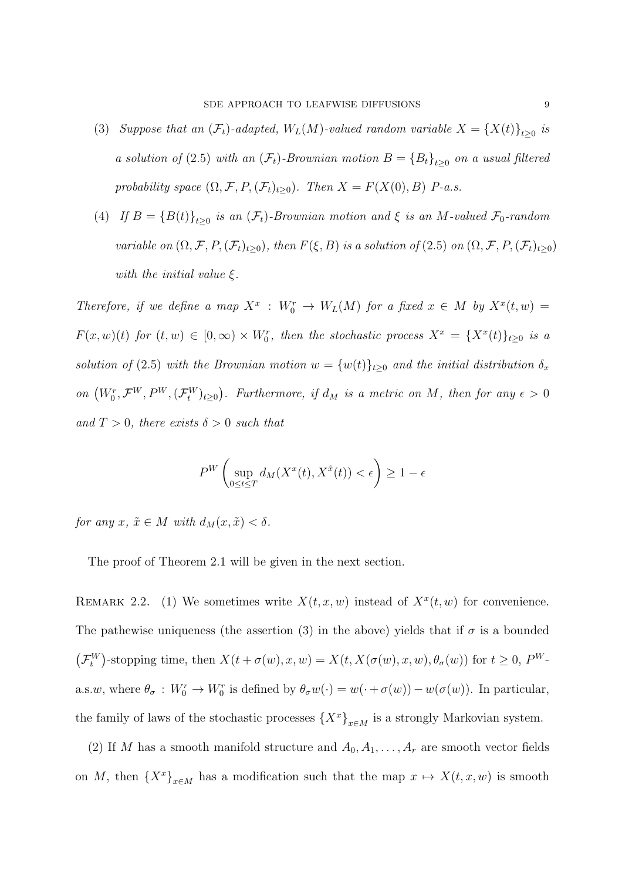(3) *Suppose that an $(\mathcal{F}_t)$-adapted, $W_L(M)$-valued random variable $X = \{X(t)\}_{t\geq 0}$ is a solution of* (2.5) *with an $(\mathcal{F}_t)$-Brownian motion $B = \{B_t\}_{t\geq 0}$ on a usual filtered probability space $(\Omega, \mathcal{F}, P, (\mathcal{F}_t)_{t\geq 0})$. Then $X = F(X(0), B)$ $P$-a.s.*

(4) *If $B = \{B(t)\}_{t\geq 0}$ is an $(\mathcal{F}_t)$-Brownian motion and $\xi$ is an $M$-valued $\mathcal{F}_0$-random variable on $(\Omega, \mathcal{F}, P, (\mathcal{F}_t)_{t\geq 0})$, then $F(\xi, B)$ is a solution of* (2.5) *on $(\Omega, \mathcal{F}, P, (\mathcal{F}_t)_{t\geq 0})$ with the initial value $\xi$.*

*Therefore, if we define a map $X^x : W_0^r \to W_L(M)$ for a fixed $x \in M$ by $X^x(t, w) = F(x, w)(t)$ for $(t, w) \in [0, \infty) \times W_0^r$, then the stochastic process $X^x = \{X^x(t)\}_{t\geq 0}$ is a solution of* (2.5) *with the Brownian motion $w = \{w(t)\}_{t\geq 0}$ and the initial distribution $\delta_x$ on $\left(W_0^r, \mathcal{F}^W, P^W, (\mathcal{F}_t^W)_{t\geq 0}\right)$. Furthermore, if $d_M$ is a metric on $M$, then for any $\epsilon > 0$ and $T > 0$, there exists $\delta > 0$ such that*

$$P^W\left(\sup_{0\leq t\leq T} d_M(X^x(t), X^{\tilde{x}}(t)) < \epsilon\right) \geq 1 - \epsilon$$

*for any $x$, $\tilde{x} \in M$ with $d_M(x, \tilde{x}) < \delta$.*

The proof of Theorem 2.1 will be given in the next section.

Remark 2.2. (1) We sometimes write $X(t, x, w)$ instead of $X^x(t, w)$ for convenience. The pathewise uniqueness (the assertion (3) in the above) yields that if $\sigma$ is a bounded $\left(\mathcal{F}_t^W\right)$-stopping time, then $X(t + \sigma(w), x, w) = X(t, X(\sigma(w), x, w), \theta_\sigma(w))$ for $t \geq 0$, $P^W$-a.s.$w$, where $\theta_\sigma : W_0^r \to W_0^r$ is defined by $\theta_\sigma w(\cdot) = w(\cdot + \sigma(w)) - w(\sigma(w))$. In particular, the family of laws of the stochastic processes $\{X^x\}_{x\in M}$ is a strongly Markovian system.

(2) If $M$ has a smooth manifold structure and $A_0, A_1, \ldots, A_r$ are smooth vector fields on $M$, then $\{X^x\}_{x\in M}$ has a modification such that the map $x \mapsto X(t, x, w)$ is smooth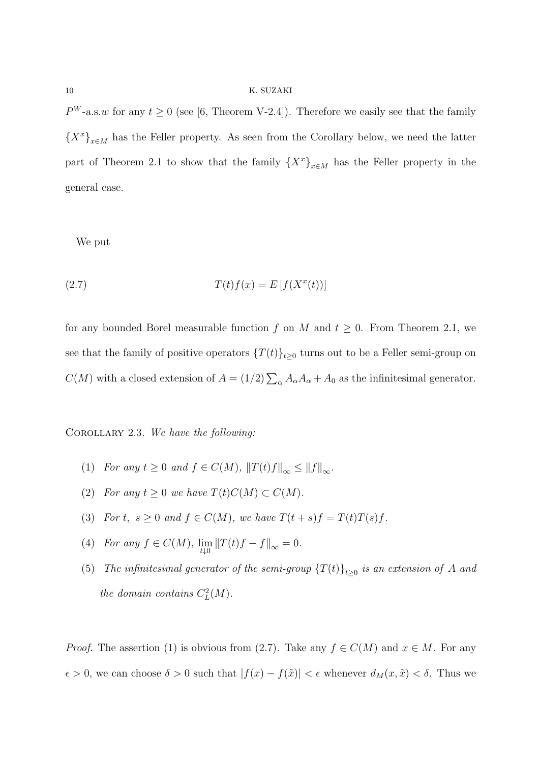$P^W$-a.s.$w$ for any $t \geq 0$ (see [6, Theorem V-2.4]). Therefore we easily see that the family $\{X^x\}_{x \in M}$ has the Feller property. As seen from the Corollary below, we need the latter part of Theorem 2.1 to show that the family $\{X^x\}_{x \in M}$ has the Feller property in the general case.

We put

$$T(t)f(x) = E\left[f(X^x(t))\right] \tag{2.7}$$

for any bounded Borel measurable function $f$ on $M$ and $t \geq 0$. From Theorem 2.1, we see that the family of positive operators $\{T(t)\}_{t \geq 0}$ turns out to be a Feller semi-group on $C(M)$ with a closed extension of $A = (1/2)\sum_\alpha A_\alpha A_\alpha + A_0$ as the infinitesimal generator.

Corollary 2.3. *We have the following:*

1. *For any $t \geq 0$ and $f \in C(M)$, $\|T(t)f\|_\infty \leq \|f\|_\infty$.*
2. *For any $t \geq 0$ we have $T(t)C(M) \subset C(M)$.*
3. *For $t,\ s \geq 0$ and $f \in C(M)$, we have $T(t+s)f = T(t)T(s)f$.*
4. *For any $f \in C(M)$, $\lim_{t \downarrow 0} \|T(t)f - f\|_\infty = 0$.*
5. *The infinitesimal generator of the semi-group $\{T(t)\}_{t \geq 0}$ is an extension of $A$ and the domain contains $C_L^2(M)$.*

*Proof.* The assertion (1) is obvious from (2.7). Take any $f \in C(M)$ and $x \in M$. For any $\epsilon > 0$, we can choose $\delta > 0$ such that $|f(x) - f(\tilde{x})| < \epsilon$ whenever $d_M(x, \tilde{x}) < \delta$. Thus we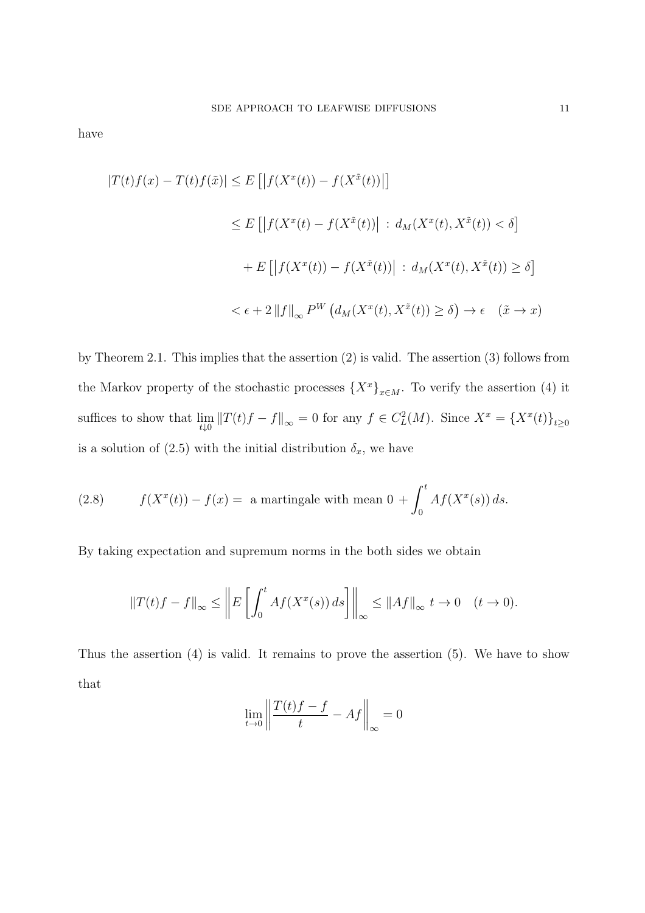have

$$
\begin{aligned}
|T(t)f(x) - T(t)f(\tilde{x})| &\leq E\left[\left|f(X^x(t)) - f(X^{\tilde{x}}(t))\right|\right] \\
&\leq E\left[\left|f(X^x(t) - f(X^{\tilde{x}}(t))\right| \,:\, d_M(X^x(t), X^{\tilde{x}}(t)) < \delta\right] \\
&\quad + E\left[\left|f(X^x(t)) - f(X^{\tilde{x}}(t))\right| \,:\, d_M(X^x(t), X^{\tilde{x}}(t)) \geq \delta\right] \\
&< \epsilon + 2\left\|f\right\|_\infty P^W\left(d_M(X^x(t), X^{\tilde{x}}(t)) \geq \delta\right) \to \epsilon \quad (\tilde{x} \to x)
\end{aligned}
$$

by Theorem 2.1. This implies that the assertion (2) is valid. The assertion (3) follows from the Markov property of the stochastic processes $\{X^x\}_{x \in M}$. To verify the assertion (4) it suffices to show that $\lim_{t \downarrow 0} \|T(t)f - f\|_\infty = 0$ for any $f \in C^2_L(M)$. Since $X^x = \{X^x(t)\}_{t \geq 0}$ is a solution of (2.5) with the initial distribution $\delta_x$, we have

$$
f(X^x(t)) - f(x) = \text{ a martingale with mean } 0 + \int_0^t Af(X^x(s))\, ds. \tag{2.8}
$$

By taking expectation and supremum norms in the both sides we obtain

$$
\|T(t)f - f\|_\infty \leq \left\| E\left[\int_0^t Af(X^x(s))\, ds\right]\right\|_\infty \leq \|Af\|_\infty \, t \to 0 \quad (t \to 0).
$$

Thus the assertion (4) is valid. It remains to prove the assertion (5). We have to show that

$$
\lim_{t \to 0} \left\| \frac{T(t)f - f}{t} - Af \right\|_\infty = 0
$$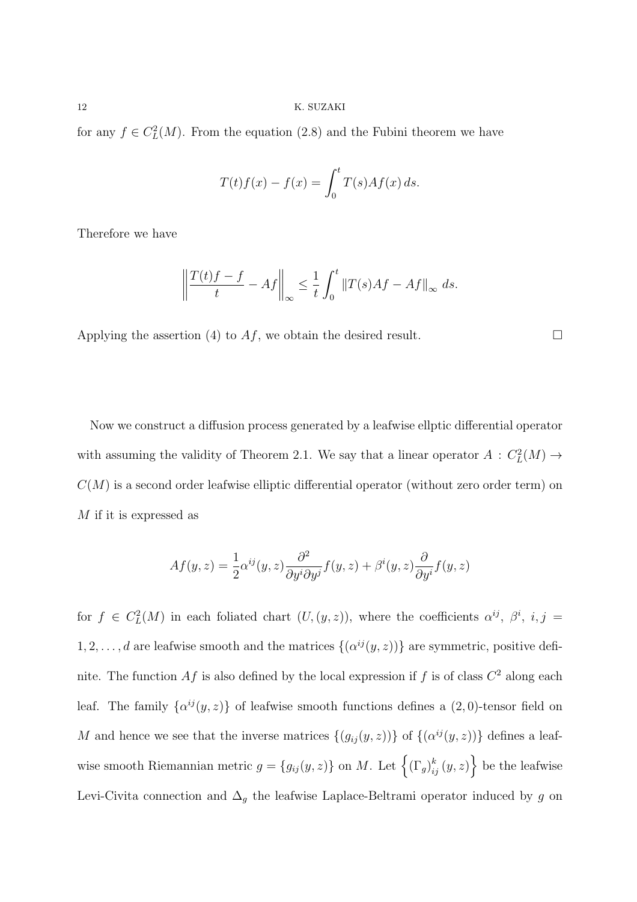for any $f \in C_L^2(M)$. From the equation (2.8) and the Fubini theorem we have

$$T(t)f(x) - f(x) = \int_0^t T(s)Af(x)\, ds.$$

Therefore we have

$$\left\| \frac{T(t)f - f}{t} - Af \right\|_\infty \leq \frac{1}{t} \int_0^t \|T(s)Af - Af\|_\infty \, ds.$$

Applying the assertion (4) to $Af$, we obtain the desired result. □

Now we construct a diffusion process generated by a leafwise ellptic differential operator with assuming the validity of Theorem 2.1. We say that a linear operator $A : C_L^2(M) \to C(M)$ is a second order leafwise elliptic differential operator (without zero order term) on $M$ if it is expressed as

$$Af(y,z) = \frac{1}{2}\alpha^{ij}(y,z)\frac{\partial^2}{\partial y^i \partial y^j}f(y,z) + \beta^i(y,z)\frac{\partial}{\partial y^i}f(y,z)$$

for $f \in C_L^2(M)$ in each foliated chart $(U,(y,z))$, where the coefficients $\alpha^{ij}$, $\beta^i$, $i,j = 1,2,\ldots,d$ are leafwise smooth and the matrices $\{(\alpha^{ij}(y,z))\}$ are symmetric, positive definite. The function $Af$ is also defined by the local expression if $f$ is of class $C^2$ along each leaf. The family $\{\alpha^{ij}(y,z)\}$ of leafwise smooth functions defines a $(2,0)$-tensor field on $M$ and hence we see that the inverse matrices $\{(g_{ij}(y,z))\}$ of $\{(\alpha^{ij}(y,z))\}$ defines a leafwise smooth Riemannian metric $g = \{g_{ij}(y,z)\}$ on $M$. Let $\left\{ (\Gamma_g)_{ij}^k (y,z) \right\}$ be the leafwise Levi-Civita connection and $\Delta_g$ the leafwise Laplace-Beltrami operator induced by $g$ on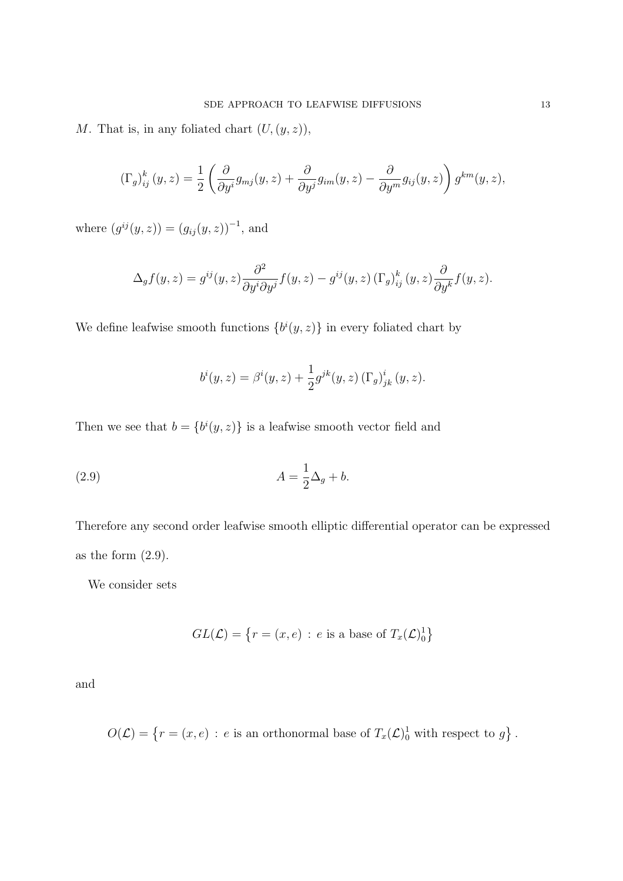$M$. That is, in any foliated chart $(U,(y,z))$,

$$
\left(\Gamma_g\right)_{ij}^k(y,z) = \frac{1}{2}\left(\frac{\partial}{\partial y^i} g_{mj}(y,z) + \frac{\partial}{\partial y^j} g_{im}(y,z) - \frac{\partial}{\partial y^m} g_{ij}(y,z)\right) g^{km}(y,z),
$$

where $(g^{ij}(y,z)) = (g_{ij}(y,z))^{-1}$, and

$$
\Delta_g f(y,z) = g^{ij}(y,z)\frac{\partial^2}{\partial y^i \partial y^j} f(y,z) - g^{ij}(y,z)\left(\Gamma_g\right)_{ij}^k(y,z)\frac{\partial}{\partial y^k} f(y,z).
$$

We define leafwise smooth functions $\{b^i(y,z)\}$ in every foliated chart by

$$
b^i(y,z) = \beta^i(y,z) + \frac{1}{2} g^{jk}(y,z)\left(\Gamma_g\right)_{jk}^i(y,z).
$$

Then we see that $b = \{b^i(y,z)\}$ is a leafwise smooth vector field and

$$
A = \frac{1}{2}\Delta_g + b. \tag{2.9}
$$

Therefore any second order leafwise smooth elliptic differential operator can be expressed as the form (2.9).

We consider sets

$$
GL(\mathcal{L}) = \left\{ r = (x,e) \,:\, e \text{ is a base of } T_x(\mathcal{L})_0^1 \right\}
$$

and

$$
O(\mathcal{L}) = \left\{ r = (x,e) \,:\, e \text{ is an orthonormal base of } T_x(\mathcal{L})_0^1 \text{ with respect to } g \right\}.
$$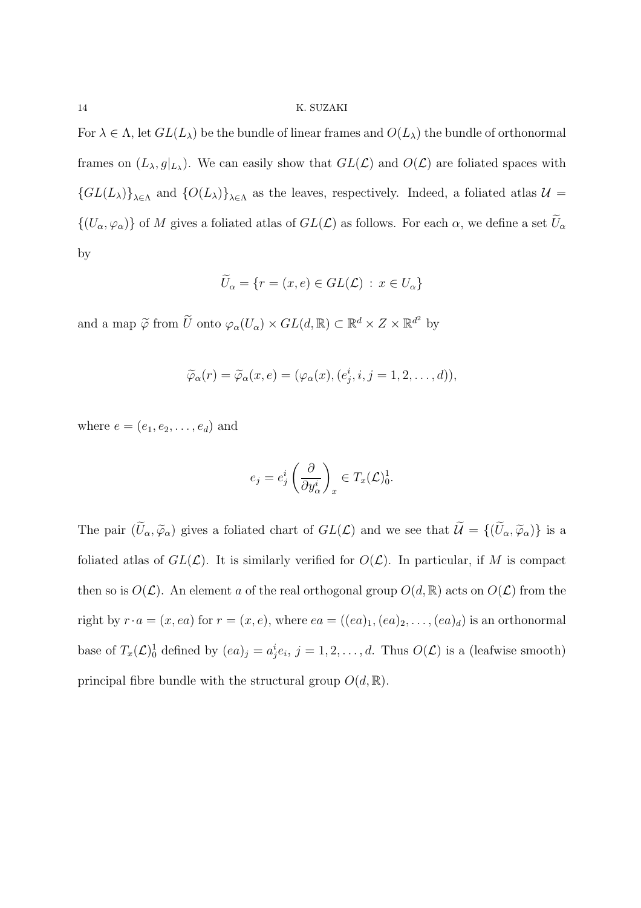For $\lambda \in \Lambda$, let $GL(L_\lambda)$ be the bundle of linear frames and $O(L_\lambda)$ the bundle of orthonormal frames on $(L_\lambda, g|_{L_\lambda})$. We can easily show that $GL(\mathcal{L})$ and $O(\mathcal{L})$ are foliated spaces with $\{GL(L_\lambda)\}_{\lambda\in\Lambda}$ and $\{O(L_\lambda)\}_{\lambda\in\Lambda}$ as the leaves, respectively. Indeed, a foliated atlas $\mathcal{U} = \{(U_\alpha, \varphi_\alpha)\}$ of $M$ gives a foliated atlas of $GL(\mathcal{L})$ as follows. For each $\alpha$, we define a set $\widetilde{U}_\alpha$ by

$$\widetilde{U}_\alpha = \{r = (x, e) \in GL(\mathcal{L}) \,:\, x \in U_\alpha\}$$

and a map $\widetilde{\varphi}$ from $\widetilde{U}$ onto $\varphi_\alpha(U_\alpha) \times GL(d, \mathbb{R}) \subset \mathbb{R}^d \times Z \times \mathbb{R}^{d^2}$ by

$$\widetilde{\varphi}_\alpha(r) = \widetilde{\varphi}_\alpha(x, e) = (\varphi_\alpha(x), (e^i_j, i, j = 1, 2, \ldots, d)),$$

where $e = (e_1, e_2, \ldots, e_d)$ and

$$e_j = e^i_j \left(\frac{\partial}{\partial y^i_\alpha}\right)_x \in T_x(\mathcal{L})^1_0.$$

The pair $(\widetilde{U}_\alpha, \widetilde{\varphi}_\alpha)$ gives a foliated chart of $GL(\mathcal{L})$ and we see that $\widetilde{\mathcal{U}} = \{(\widetilde{U}_\alpha, \widetilde{\varphi}_\alpha)\}$ is a foliated atlas of $GL(\mathcal{L})$. It is similarly verified for $O(\mathcal{L})$. In particular, if $M$ is compact then so is $O(\mathcal{L})$. An element $a$ of the real orthogonal group $O(d, \mathbb{R})$ acts on $O(\mathcal{L})$ from the right by $r \cdot a = (x, ea)$ for $r = (x, e)$, where $ea = ((ea)_1, (ea)_2, \ldots, (ea)_d)$ is an orthonormal base of $T_x(\mathcal{L})^1_0$ defined by $(ea)_j = a^i_j e_i$, $j = 1, 2, \ldots, d$. Thus $O(\mathcal{L})$ is a (leafwise smooth) principal fibre bundle with the structural group $O(d, \mathbb{R})$.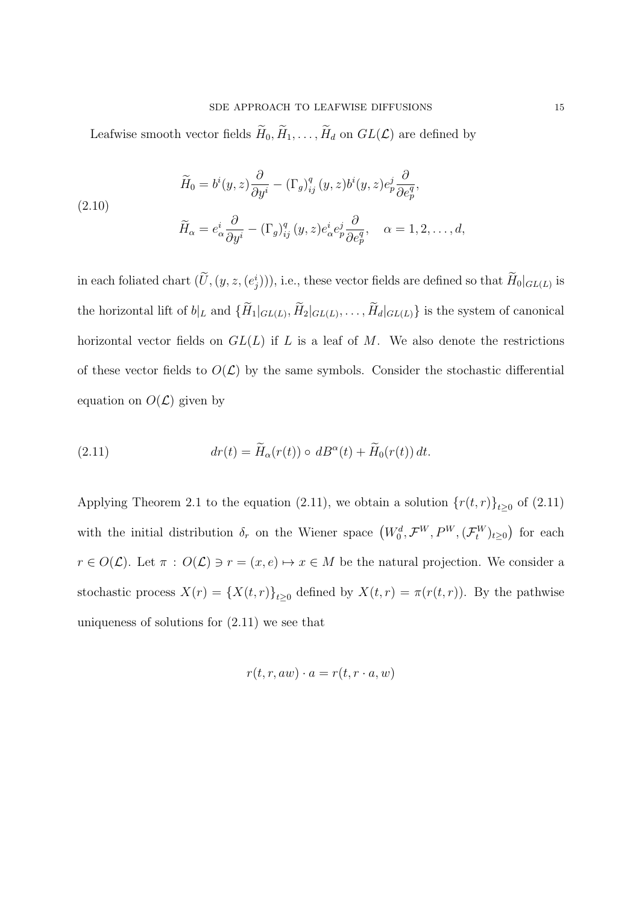Leafwise smooth vector fields $\widetilde{H}_0, \widetilde{H}_1, \dots, \widetilde{H}_d$ on $GL(\mathcal{L})$ are defined by

$$
\begin{aligned}
\widetilde{H}_0 &= b^i(y,z)\frac{\partial}{\partial y^i} - (\Gamma_g)^q_{ij}(y,z) b^i(y,z) e^j_p \frac{\partial}{\partial e^q_p}, \\
\widetilde{H}_\alpha &= e^i_\alpha \frac{\partial}{\partial y^i} - (\Gamma_g)^q_{ij}(y,z) e^i_\alpha e^j_p \frac{\partial}{\partial e^q_p}, \quad \alpha = 1, 2, \dots, d,
\end{aligned}
\tag{2.10}
$$

in each foliated chart $(\widetilde{U}, (y, z, (e^i_j)))$, i.e., these vector fields are defined so that $\widetilde{H}_0|_{GL(L)}$ is the horizontal lift of $b|_L$ and $\{\widetilde{H}_1|_{GL(L)}, \widetilde{H}_2|_{GL(L)}, \dots, \widetilde{H}_d|_{GL(L)}\}$ is the system of canonical horizontal vector fields on $GL(L)$ if $L$ is a leaf of $M$. We also denote the restrictions of these vector fields to $O(\mathcal{L})$ by the same symbols. Consider the stochastic differential equation on $O(\mathcal{L})$ given by

$$
dr(t) = \widetilde{H}_\alpha(r(t)) \circ dB^\alpha(t) + \widetilde{H}_0(r(t))\, dt. \tag{2.11}
$$

Applying Theorem 2.1 to the equation (2.11), we obtain a solution $\{r(t,r)\}_{t\geq 0}$ of (2.11) with the initial distribution $\delta_r$ on the Wiener space $\left(W^d_0, \mathcal{F}^W, P^W, (\mathcal{F}^W_t)_{t\geq 0}\right)$ for each $r \in O(\mathcal{L})$. Let $\pi : O(\mathcal{L}) \ni r = (x,e) \mapsto x \in M$ be the natural projection. We consider a stochastic process $X(r) = \{X(t,r)\}_{t\geq 0}$ defined by $X(t,r) = \pi(r(t,r))$. By the pathwise uniqueness of solutions for (2.11) we see that

$$
r(t, r, aw) \cdot a = r(t, r \cdot a, w)
$$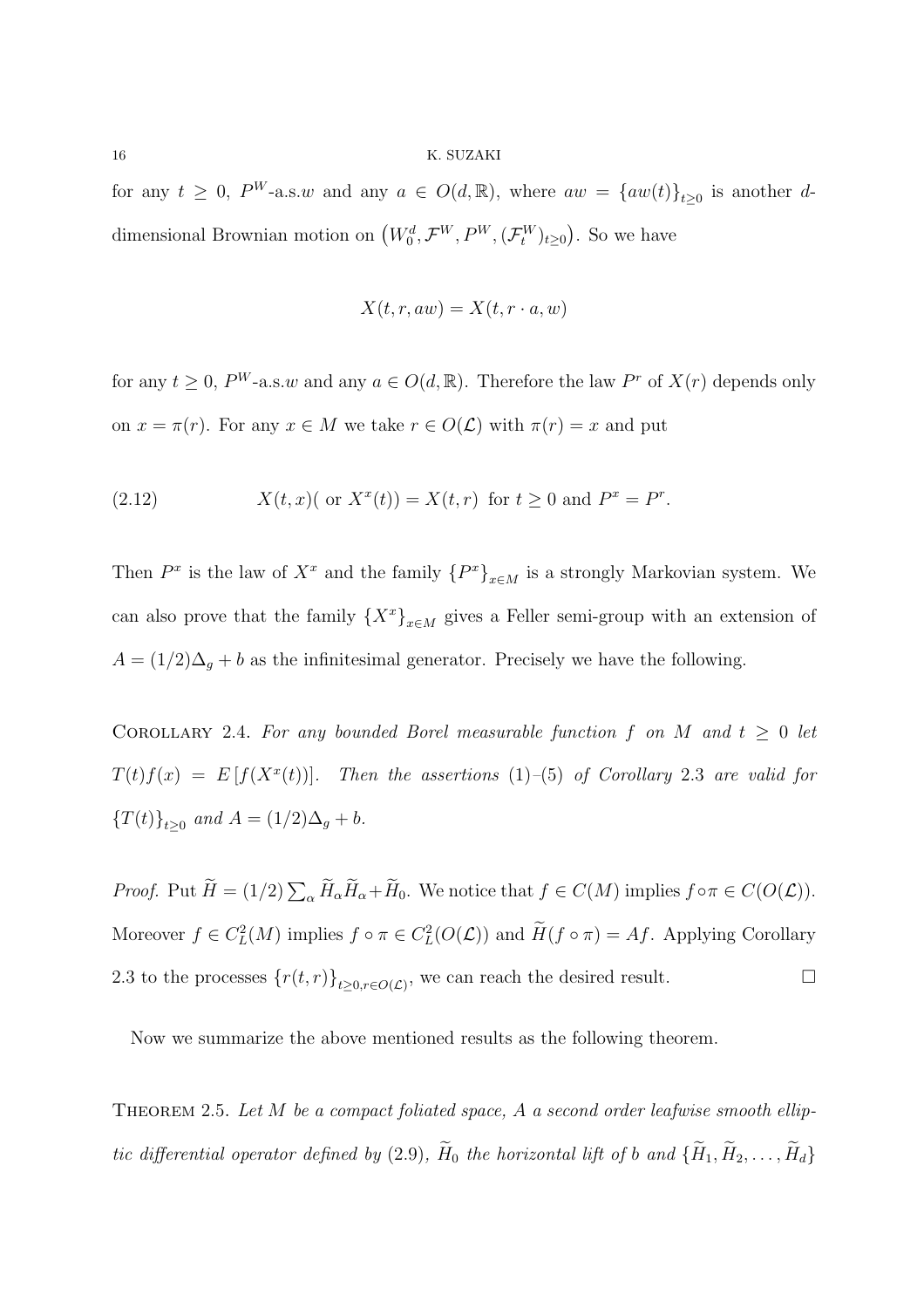for any $t \geq 0$, $P^W$-a.s.$w$ and any $a \in O(d, \mathbb{R})$, where $aw = \{aw(t)\}_{t \geq 0}$ is another $d$-dimensional Brownian motion on $\left(W_0^d, \mathcal{F}^W, P^W, (\mathcal{F}_t^W)_{t \geq 0}\right)$. So we have

$$X(t, r, aw) = X(t, r \cdot a, w)$$

for any $t \geq 0$, $P^W$-a.s.$w$ and any $a \in O(d, \mathbb{R})$. Therefore the law $P^r$ of $X(r)$ depends only on $x = \pi(r)$. For any $x \in M$ we take $r \in O(\mathcal{L})$ with $\pi(r) = x$ and put

$$X(t, x) (\text{ or } X^x(t)) = X(t, r) \text{ for } t \geq 0 \text{ and } P^x = P^r. \tag{2.12}$$

Then $P^x$ is the law of $X^x$ and the family $\{P^x\}_{x \in M}$ is a strongly Markovian system. We can also prove that the family $\{X^x\}_{x \in M}$ gives a Feller semi-group with an extension of $A = (1/2)\Delta_g + b$ as the infinitesimal generator. Precisely we have the following.

Corollary 2.4. *For any bounded Borel measurable function $f$ on $M$ and $t \geq 0$ let $T(t)f(x) = E\left[f(X^x(t))\right]$. Then the assertions (1)–(5) of Corollary 2.3 are valid for $\{T(t)\}_{t \geq 0}$ and $A = (1/2)\Delta_g + b$.*

*Proof.* Put $\widetilde{H} = (1/2)\sum_\alpha \widetilde{H}_\alpha \widetilde{H}_\alpha + \widetilde{H}_0$. We notice that $f \in C(M)$ implies $f \circ \pi \in C(O(\mathcal{L}))$. Moreover $f \in C_L^2(M)$ implies $f \circ \pi \in C_L^2(O(\mathcal{L}))$ and $\widetilde{H}(f \circ \pi) = Af$. Applying Corollary 2.3 to the processes $\{r(t, r)\}_{t \geq 0, r \in O(\mathcal{L})}$, we can reach the desired result. $\square$

Now we summarize the above mentioned results as the following theorem.

Theorem 2.5. *Let $M$ be a compact foliated space, $A$ a second order leafwise smooth elliptic differential operator defined by (2.9), $\widetilde{H}_0$ the horizontal lift of $b$ and $\{\widetilde{H}_1, \widetilde{H}_2, \ldots, \widetilde{H}_d\}$*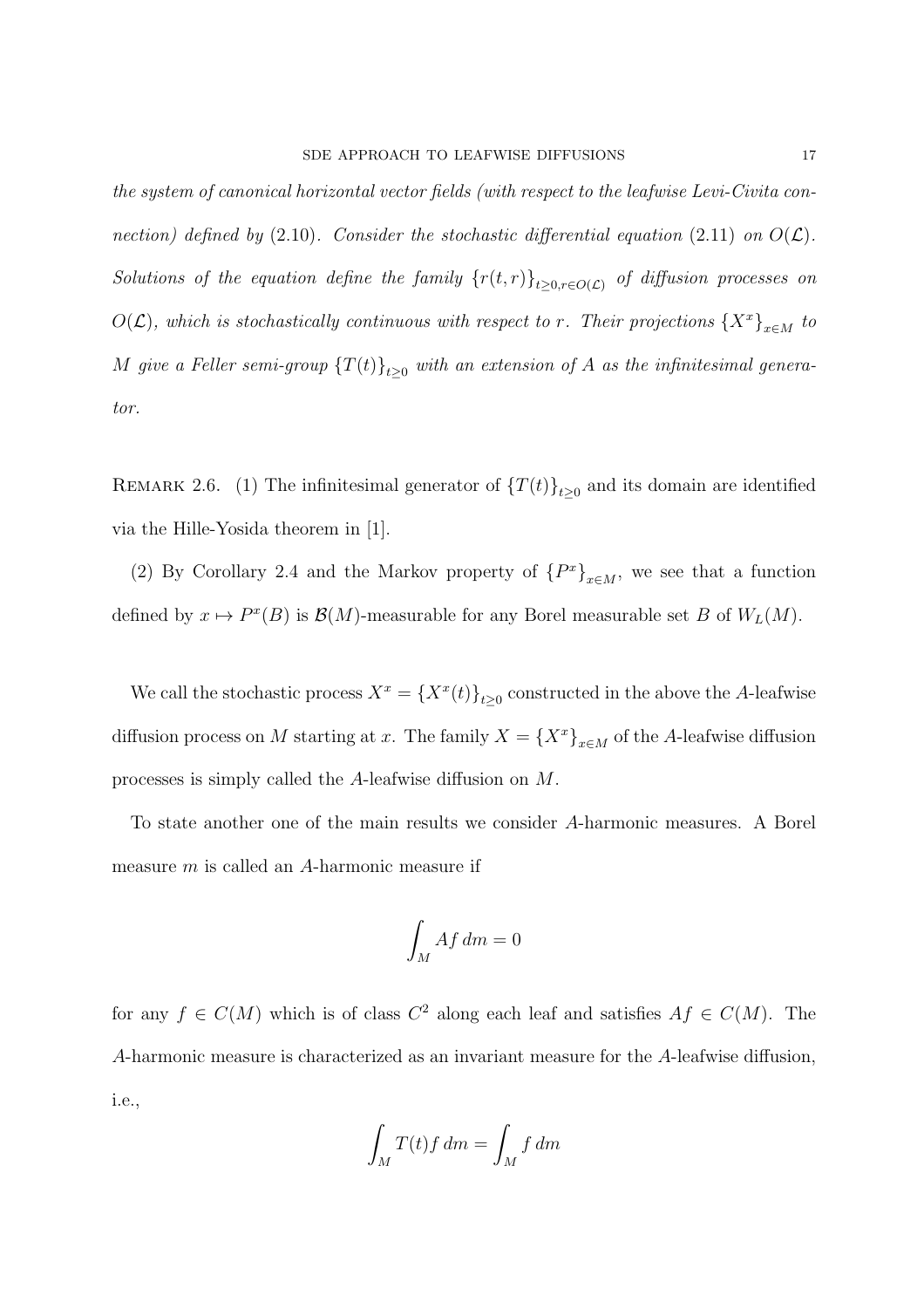*the system of canonical horizontal vector fields (with respect to the leafwise Levi-Civita connection) defined by* (2.10)*. Consider the stochastic differential equation* (2.11) *on* $O(\mathcal{L})$*. Solutions of the equation define the family* $\{r(t,r)\}_{t\geq 0, r\in O(\mathcal{L})}$ *of diffusion processes on* $O(\mathcal{L})$*, which is stochastically continuous with respect to* $r$*. Their projections* $\{X^x\}_{x\in M}$ *to* $M$ *give a Feller semi-group* $\{T(t)\}_{t\geq 0}$ *with an extension of* $A$ *as the infinitesimal generator.*

REMARK 2.6. (1) The infinitesimal generator of $\{T(t)\}_{t\geq 0}$ and its domain are identified via the Hille-Yosida theorem in [1].

(2) By Corollary 2.4 and the Markov property of $\{P^x\}_{x\in M}$, we see that a function defined by $x \mapsto P^x(B)$ is $\mathcal{B}(M)$-measurable for any Borel measurable set $B$ of $W_L(M)$.

We call the stochastic process $X^x = \{X^x(t)\}_{t\geq 0}$ constructed in the above the $A$-leafwise diffusion process on $M$ starting at $x$. The family $X = \{X^x\}_{x\in M}$ of the $A$-leafwise diffusion processes is simply called the $A$-leafwise diffusion on $M$.

To state another one of the main results we consider $A$-harmonic measures. A Borel measure $m$ is called an $A$-harmonic measure if

$$\int_M Af \, dm = 0$$

for any $f \in C(M)$ which is of class $C^2$ along each leaf and satisfies $Af \in C(M)$. The $A$-harmonic measure is characterized as an invariant measure for the $A$-leafwise diffusion, i.e.,

$$\int_M T(t)f \, dm = \int_M f \, dm$$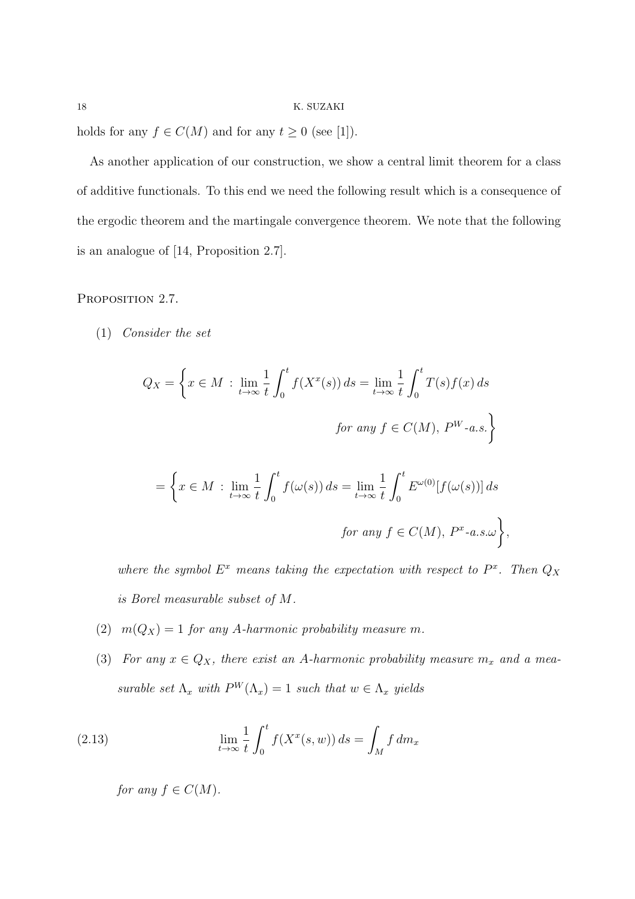holds for any $f \in C(M)$ and for any $t \geq 0$ (see [1]).

As another application of our construction, we show a central limit theorem for a class of additive functionals. To this end we need the following result which is a consequence of the ergodic theorem and the martingale convergence theorem. We note that the following is an analogue of [14, Proposition 2.7].

Proposition 2.7.

(1) *Consider the set*

$$Q_X = \left\{ x \in M \,:\, \lim_{t\to\infty} \frac{1}{t}\int_0^t f(X^x(s))\,ds = \lim_{t\to\infty}\frac{1}{t}\int_0^t T(s)f(x)\,ds \right.$$
$$\left. \text{for any } f \in C(M),\ P^W\text{-a.s.} \right\}$$

$$= \left\{ x \in M \,:\, \lim_{t\to\infty} \frac{1}{t}\int_0^t f(\omega(s))\,ds = \lim_{t\to\infty}\frac{1}{t}\int_0^t E^{\omega(0)}[f(\omega(s))]\,ds \right.$$
$$\left. \text{for any } f \in C(M),\ P^x\text{-a.s.}\omega \right\},$$

*where the symbol $E^x$ means taking the expectation with respect to $P^x$. Then $Q_X$ is Borel measurable subset of $M$.*

(2) *$m(Q_X) = 1$ for any $A$-harmonic probability measure $m$.*

(3) *For any $x \in Q_X$, there exist an $A$-harmonic probability measure $m_x$ and a measurable set $\Lambda_x$ with $P^W(\Lambda_x) = 1$ such that $w \in \Lambda_x$ yields*

$$\lim_{t\to\infty}\frac{1}{t}\int_0^t f(X^x(s,w))\,ds = \int_M f\,dm_x \tag{2.13}$$

*for any $f \in C(M)$.*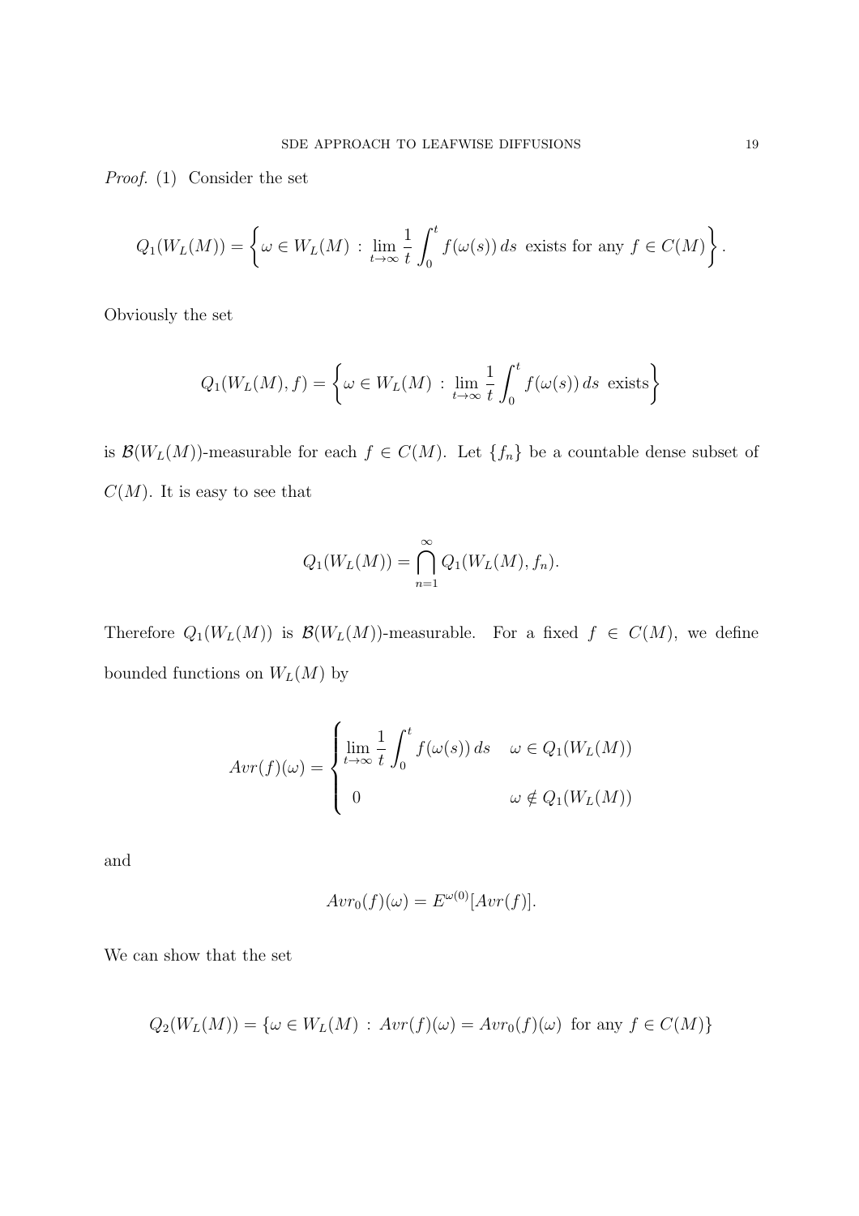*Proof.* (1) Consider the set

$$Q_1(W_L(M)) = \left\{ \omega \in W_L(M) \,:\, \lim_{t\to\infty} \frac{1}{t} \int_0^t f(\omega(s))\, ds \text{ exists for any } f \in C(M) \right\}.$$

Obviously the set

$$Q_1(W_L(M), f) = \left\{ \omega \in W_L(M) \,:\, \lim_{t\to\infty} \frac{1}{t} \int_0^t f(\omega(s))\, ds \text{ exists} \right\}$$

is $\mathcal{B}(W_L(M))$-measurable for each $f \in C(M)$. Let $\{f_n\}$ be a countable dense subset of $C(M)$. It is easy to see that

$$Q_1(W_L(M)) = \bigcap_{n=1}^{\infty} Q_1(W_L(M), f_n).$$

Therefore $Q_1(W_L(M))$ is $\mathcal{B}(W_L(M))$-measurable. For a fixed $f \in C(M)$, we define bounded functions on $W_L(M)$ by

$$Avr(f)(\omega) = \begin{cases} \displaystyle\lim_{t\to\infty} \frac{1}{t} \int_0^t f(\omega(s))\, ds & \omega \in Q_1(W_L(M)) \\ 0 & \omega \notin Q_1(W_L(M)) \end{cases}$$

and

$$Avr_0(f)(\omega) = E^{\omega(0)}[Avr(f)].$$

We can show that the set

$$Q_2(W_L(M)) = \{ \omega \in W_L(M) \,:\, Avr(f)(\omega) = Avr_0(f)(\omega) \text{ for any } f \in C(M) \}$$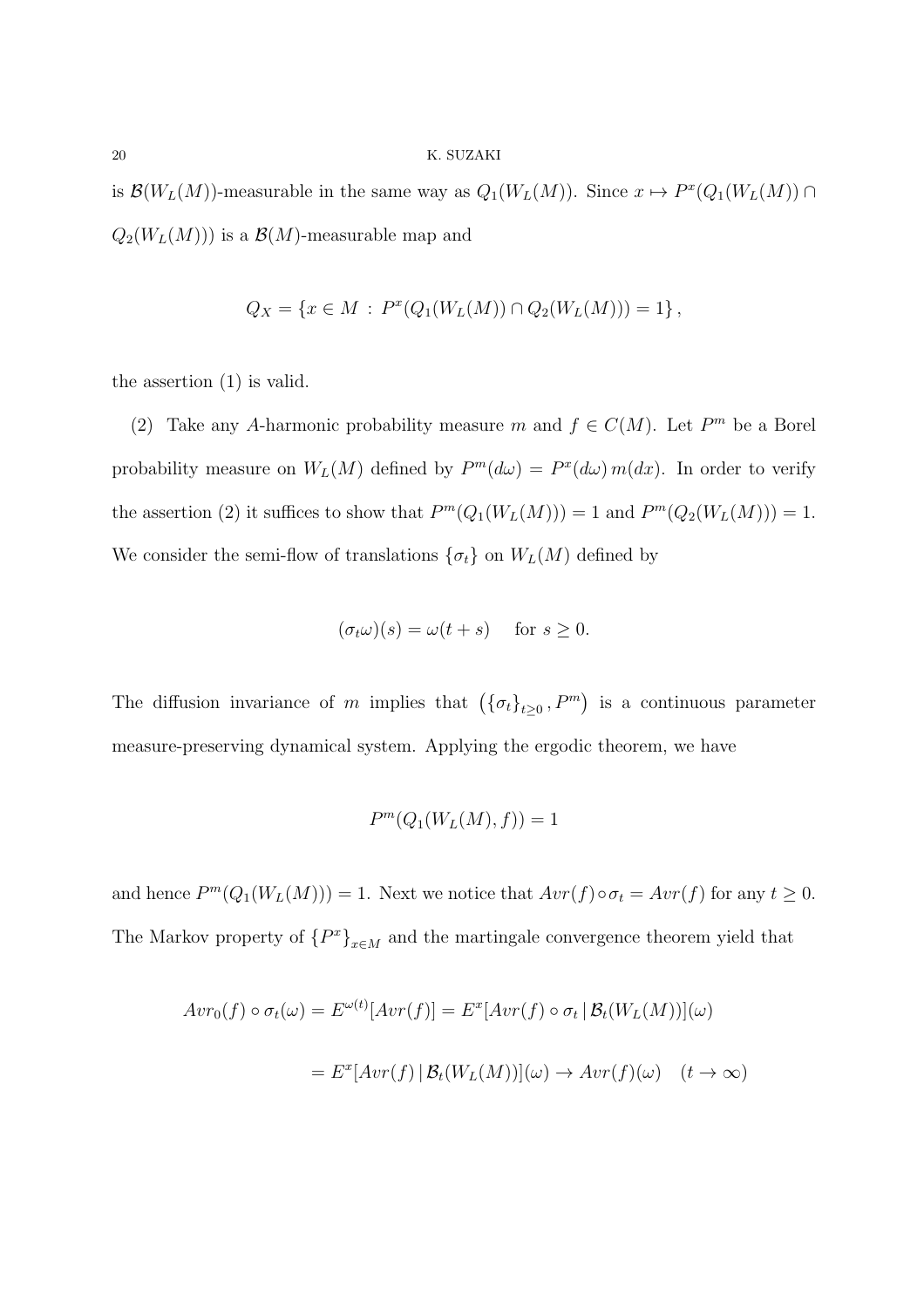is $\mathcal{B}(W_L(M))$-measurable in the same way as $Q_1(W_L(M))$. Since $x \mapsto P^x(Q_1(W_L(M)) \cap Q_2(W_L(M)))$ is a $\mathcal{B}(M)$-measurable map and

$$Q_X = \{x \in M \,:\, P^x(Q_1(W_L(M)) \cap Q_2(W_L(M))) = 1\}\,,$$

the assertion (1) is valid.

(2) Take any $A$-harmonic probability measure $m$ and $f \in C(M)$. Let $P^m$ be a Borel probability measure on $W_L(M)$ defined by $P^m(d\omega) = P^x(d\omega)\, m(dx)$. In order to verify the assertion (2) it suffices to show that $P^m(Q_1(W_L(M))) = 1$ and $P^m(Q_2(W_L(M))) = 1$. We consider the semi-flow of translations $\{\sigma_t\}$ on $W_L(M)$ defined by

$$(\sigma_t\omega)(s) = \omega(t+s) \quad \text{ for } s \geq 0.$$

The diffusion invariance of $m$ implies that $\left(\{\sigma_t\}_{t\geq 0}, P^m\right)$ is a continuous parameter measure-preserving dynamical system. Applying the ergodic theorem, we have

$$P^m(Q_1(W_L(M), f)) = 1$$

and hence $P^m(Q_1(W_L(M))) = 1$. Next we notice that $Avr(f) \circ \sigma_t = Avr(f)$ for any $t \geq 0$. The Markov property of $\{P^x\}_{x\in M}$ and the martingale convergence theorem yield that

$$\begin{aligned} Avr_0(f) \circ \sigma_t(\omega) &= E^{\omega(t)}[Avr(f)] = E^x[Avr(f) \circ \sigma_t \,|\, \mathcal{B}_t(W_L(M))](\omega) \\ &= E^x[Avr(f) \,|\, \mathcal{B}_t(W_L(M))](\omega) \to Avr(f)(\omega) \quad (t \to \infty) \end{aligned}$$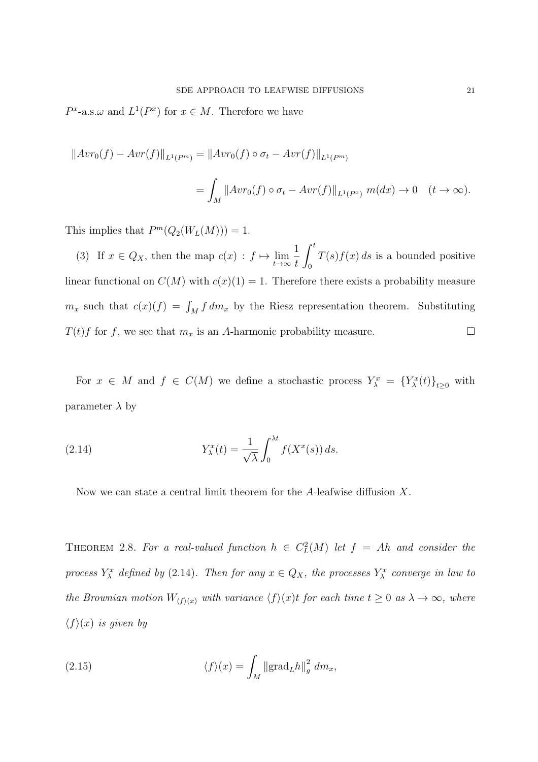$P^x$-a.s.$\omega$ and $L^1(P^x)$ for $x \in M$. Therefore we have

$$\|Avr_0(f) - Avr(f)\|_{L^1(P^m)} = \|Avr_0(f) \circ \sigma_t - Avr(f)\|_{L^1(P^m)}$$

$$= \int_M \|Avr_0(f) \circ \sigma_t - Avr(f)\|_{L^1(P^x)} \, m(dx) \to 0 \quad (t \to \infty).$$

This implies that $P^m(Q_2(W_L(M))) = 1$.

(3) If $x \in Q_X$, then the map $c(x) : f \mapsto \lim_{t \to \infty} \frac{1}{t} \int_0^t T(s) f(x) \, ds$ is a bounded positive linear functional on $C(M)$ with $c(x)(1) = 1$. Therefore there exists a probability measure $m_x$ such that $c(x)(f) = \int_M f \, dm_x$ by the Riesz representation theorem. Substituting $T(t)f$ for $f$, we see that $m_x$ is an $A$-harmonic probability measure. $\square$

For $x \in M$ and $f \in C(M)$ we define a stochastic process $Y^x_\lambda = \{Y^x_\lambda(t)\}_{t \geq 0}$ with parameter $\lambda$ by

$$Y^x_\lambda(t) = \frac{1}{\sqrt{\lambda}} \int_0^{\lambda t} f(X^x(s)) \, ds. \tag{2.14}$$

Now we can state a central limit theorem for the $A$-leafwise diffusion $X$.

**Theorem 2.8.** *For a real-valued function $h \in C^2_L(M)$ let $f = Ah$ and consider the process $Y^x_\lambda$ defined by (2.14). Then for any $x \in Q_X$, the processes $Y^x_\lambda$ converge in law to the Brownian motion $W_{\langle f \rangle (x)}$ with variance $\langle f \rangle(x) t$ for each time $t \geq 0$ as $\lambda \to \infty$, where $\langle f \rangle(x)$ is given by*

$$\langle f \rangle(x) = \int_M \|\mathrm{grad}_L h\|_g^2 \, dm_x, \tag{2.15}$$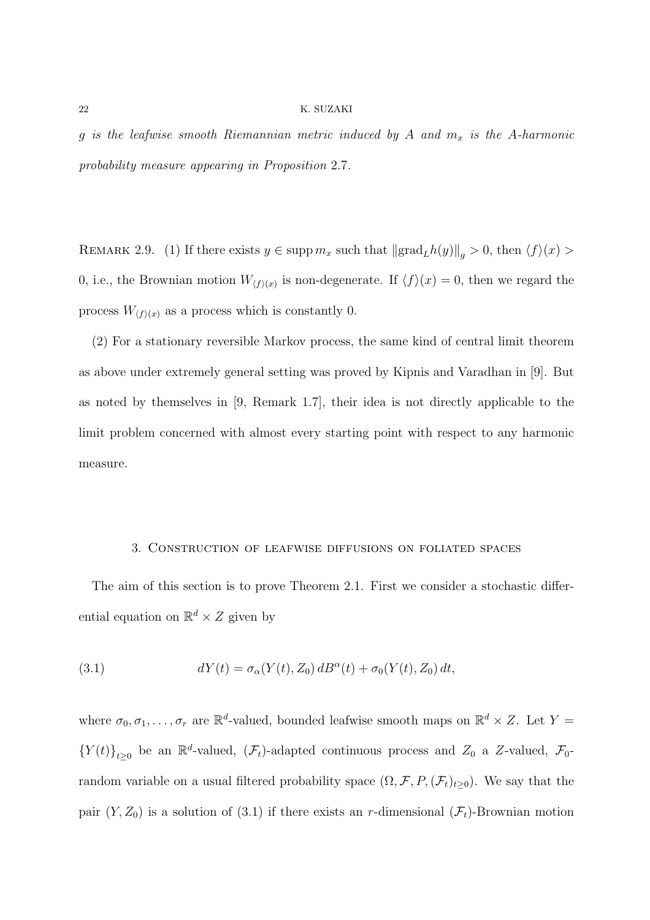*$g$ is the leafwise smooth Riemannian metric induced by $A$ and $m_x$ is the $A$-harmonic probability measure appearing in Proposition 2.7.*

REMARK 2.9. (1) If there exists $y \in \operatorname{supp} m_x$ such that $\|\operatorname{grad}_L h(y)\|_g > 0$, then $\langle f \rangle(x) > 0$, i.e., the Brownian motion $W_{\langle f \rangle(x)}$ is non-degenerate. If $\langle f \rangle(x) = 0$, then we regard the process $W_{\langle f \rangle(x)}$ as a process which is constantly 0.

(2) For a stationary reversible Markov process, the same kind of central limit theorem as above under extremely general setting was proved by Kipnis and Varadhan in [9]. But as noted by themselves in [9, Remark 1.7], their idea is not directly applicable to the limit problem concerned with almost every starting point with respect to any harmonic measure.

## 3. Construction of leafwise diffusions on foliated spaces

The aim of this section is to prove Theorem 2.1. First we consider a stochastic differential equation on $\mathbb{R}^d \times Z$ given by

$$dY(t) = \sigma_\alpha(Y(t), Z_0)\, dB^\alpha(t) + \sigma_0(Y(t), Z_0)\, dt, \tag{3.1}$$

where $\sigma_0, \sigma_1, \ldots, \sigma_r$ are $\mathbb{R}^d$-valued, bounded leafwise smooth maps on $\mathbb{R}^d \times Z$. Let $Y = \{Y(t)\}_{t \geq 0}$ be an $\mathbb{R}^d$-valued, $(\mathcal{F}_t)$-adapted continuous process and $Z_0$ a $Z$-valued, $\mathcal{F}_0$-random variable on a usual filtered probability space $(\Omega, \mathcal{F}, P, (\mathcal{F}_t)_{t \geq 0})$. We say that the pair $(Y, Z_0)$ is a solution of (3.1) if there exists an $r$-dimensional $(\mathcal{F}_t)$-Brownian motion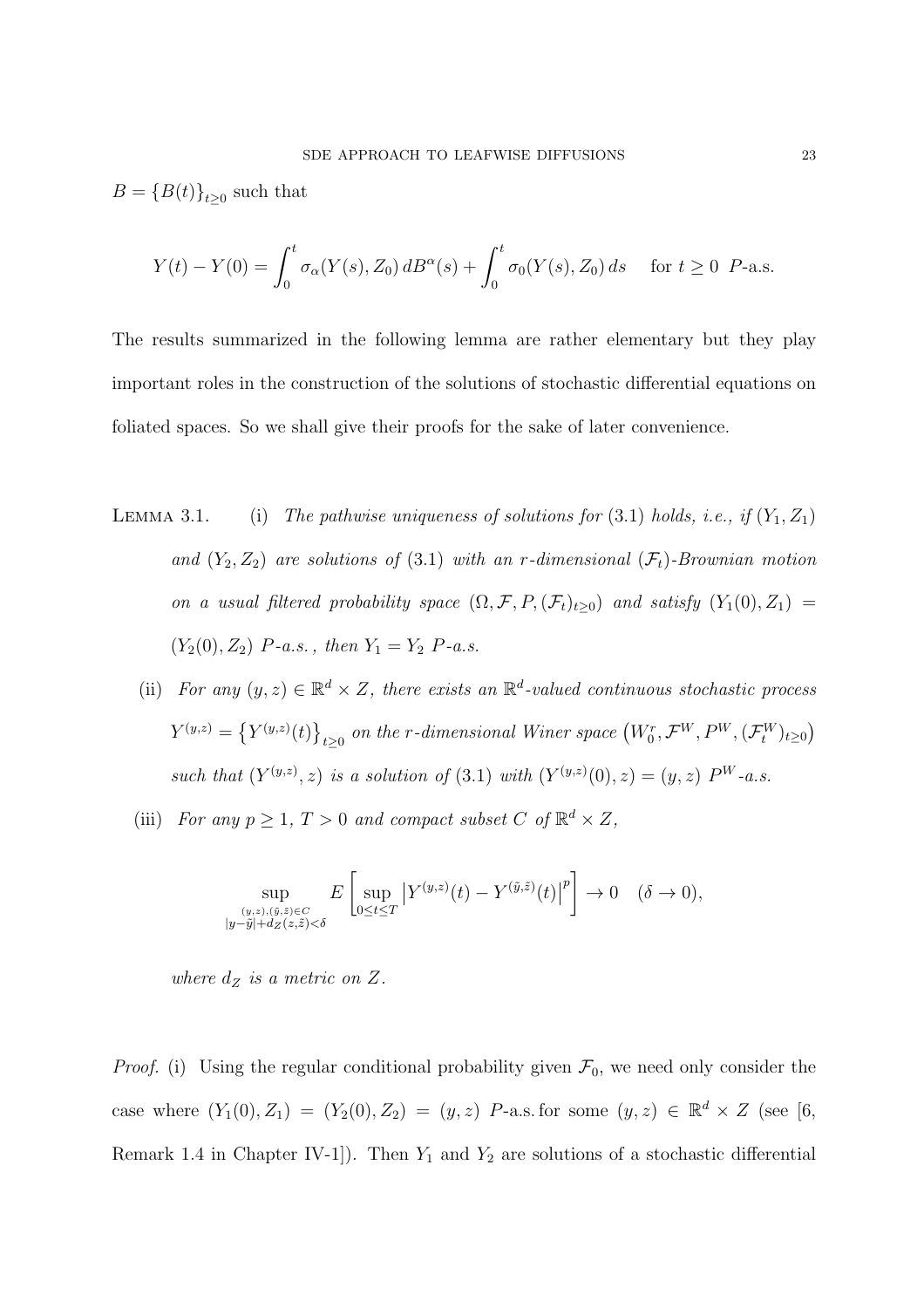$B = \{B(t)\}_{t\geq 0}$ such that

$$Y(t) - Y(0) = \int_0^t \sigma_\alpha(Y(s), Z_0)\, dB^\alpha(s) + \int_0^t \sigma_0(Y(s), Z_0)\, ds \quad \text{for } t \geq 0 \ P\text{-a.s.}$$

The results summarized in the following lemma are rather elementary but they play important roles in the construction of the solutions of stochastic differential equations on foliated spaces. So we shall give their proofs for the sake of later convenience.

LEMMA 3.1. (i) *The pathwise uniqueness of solutions for* (3.1) *holds, i.e., if* $(Y_1, Z_1)$ *and* $(Y_2, Z_2)$ *are solutions of* (3.1) *with an* $r$*-dimensional* $(\mathcal{F}_t)$*-Brownian motion on a usual filtered probability space* $(\Omega, \mathcal{F}, P, (\mathcal{F}_t)_{t\geq 0})$ *and satisfy* $(Y_1(0), Z_1) = (Y_2(0), Z_2)$ $P$*-a.s., then* $Y_1 = Y_2$ $P$*-a.s.*

(ii) *For any* $(y, z) \in \mathbb{R}^d \times Z$*, there exists an* $\mathbb{R}^d$*-valued continuous stochastic process* $Y^{(y,z)} = \{Y^{(y,z)}(t)\}_{t\geq 0}$ *on the* $r$*-dimensional Winer space* $(W_0^r, \mathcal{F}^W, P^W, (\mathcal{F}_t^W)_{t\geq 0})$ *such that* $(Y^{(y,z)}, z)$ *is a solution of* (3.1) *with* $(Y^{(y,z)}(0), z) = (y, z)$ $P^W$*-a.s.*

(iii) *For any* $p \geq 1$*,* $T > 0$ *and compact subset* $C$ *of* $\mathbb{R}^d \times Z$*,*

$$\sup_{\substack{(y,z),(\tilde{y},\tilde{z})\in C \\ |y-\tilde{y}|+d_Z(z,\tilde{z})<\delta}} E\left[\sup_{0\leq t\leq T} \left|Y^{(y,z)}(t) - Y^{(\tilde{y},\tilde{z})}(t)\right|^p\right] \to 0 \quad (\delta \to 0),$$

*where* $d_Z$ *is a metric on* $Z$*.*

*Proof.* (i) Using the regular conditional probability given $\mathcal{F}_0$, we need only consider the case where $(Y_1(0), Z_1) = (Y_2(0), Z_2) = (y, z)$ $P$-a.s. for some $(y, z) \in \mathbb{R}^d \times Z$ (see [6, Remark 1.4 in Chapter IV-1]). Then $Y_1$ and $Y_2$ are solutions of a stochastic differential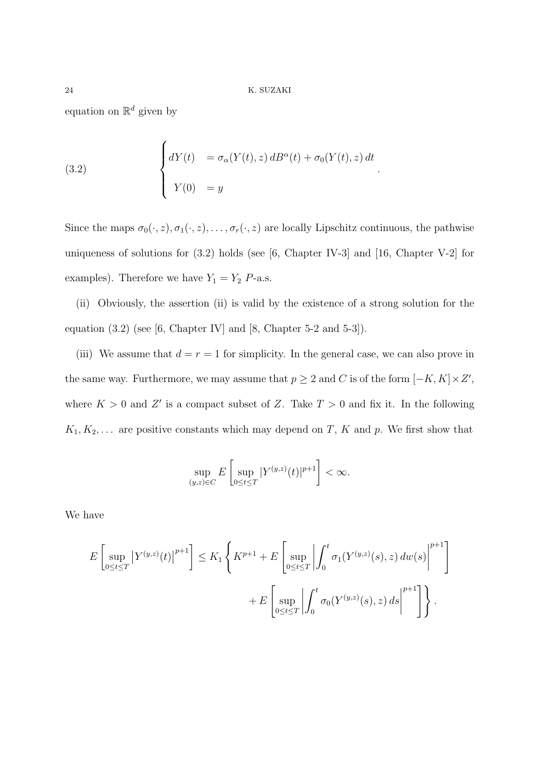equation on $\mathbb{R}^d$ given by

$$
(3.2) \qquad \begin{cases} dY(t) &= \sigma_\alpha(Y(t), z)\, dB^\alpha(t) + \sigma_0(Y(t), z)\, dt \\ Y(0) &= y \end{cases}.
$$

Since the maps $\sigma_0(\cdot, z), \sigma_1(\cdot, z), \ldots, \sigma_r(\cdot, z)$ are locally Lipschitz continuous, the pathwise uniqueness of solutions for (3.2) holds (see [6, Chapter IV-3] and [16, Chapter V-2] for examples). Therefore we have $Y_1 = Y_2$ $P$-a.s.

(ii) Obviously, the assertion (ii) is valid by the existence of a strong solution for the equation (3.2) (see [6, Chapter IV] and [8, Chapter 5-2 and 5-3]).

(iii) We assume that $d = r = 1$ for simplicity. In the general case, we can also prove in the same way. Furthermore, we may assume that $p \geq 2$ and $C$ is of the form $[-K, K] \times Z'$, where $K > 0$ and $Z'$ is a compact subset of $Z$. Take $T > 0$ and fix it. In the following $K_1, K_2, \ldots$ are positive constants which may depend on $T$, $K$ and $p$. We first show that

$$
\sup_{(y,z) \in C} E\left[\sup_{0 \leq t \leq T} |Y^{(y,z)}(t)|^{p+1}\right] < \infty.
$$

We have

$$
E\left[\sup_{0 \leq t \leq T} \left|Y^{(y,z)}(t)\right|^{p+1}\right] \leq K_1 \left\{ K^{p+1} + E\left[\sup_{0 \leq t \leq T} \left|\int_0^t \sigma_1(Y^{(y,z)}(s), z)\, dw(s)\right|^{p+1}\right] \right.
$$

$$
\left. + E\left[\sup_{0 \leq t \leq T} \left|\int_0^t \sigma_0(Y^{(y,z)}(s), z)\, ds\right|^{p+1}\right] \right\}.
$$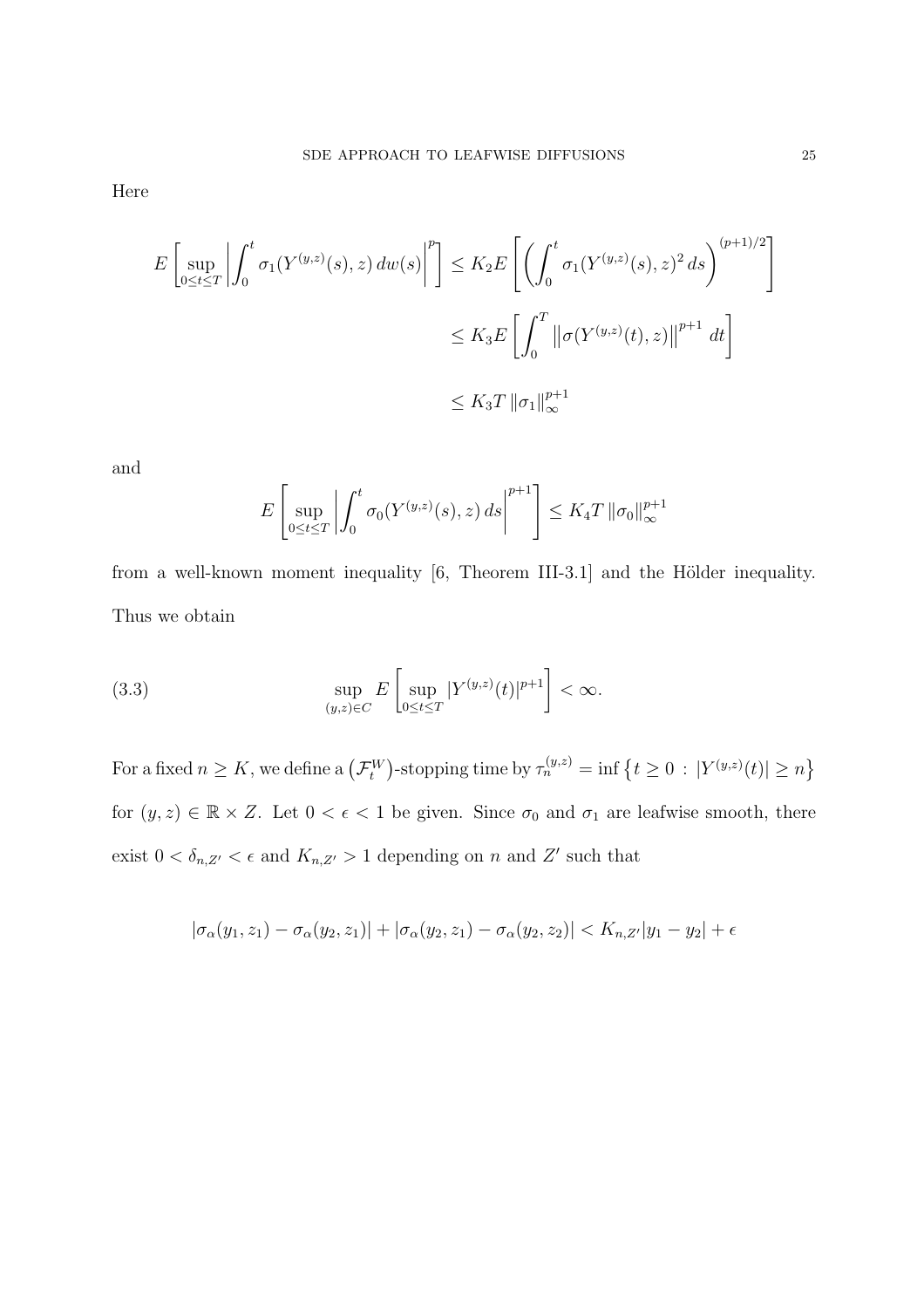Here

$$
\begin{aligned}
E\left[\sup_{0\le t\le T}\left|\int_0^t \sigma_1(Y^{(y,z)}(s),z)\,dw(s)\right|^p\right] &\le K_2 E\left[\left(\int_0^t \sigma_1(Y^{(y,z)}(s),z)^2\,ds\right)^{(p+1)/2}\right] \\
&\le K_3 E\left[\int_0^T \left\|\sigma(Y^{(y,z)}(t),z)\right\|^{p+1}\,dt\right] \\
&\le K_3 T\left\|\sigma_1\right\|_\infty^{p+1}
\end{aligned}
$$

and

$$
E\left[\sup_{0\le t\le T}\left|\int_0^t \sigma_0(Y^{(y,z)}(s),z)\,ds\right|^{p+1}\right] \le K_4 T\left\|\sigma_0\right\|_\infty^{p+1}
$$

from a well-known moment inequality [6, Theorem III-3.1] and the Hölder inequality. Thus we obtain

$$
\sup_{(y,z)\in C} E\left[\sup_{0\le t\le T}|Y^{(y,z)}(t)|^{p+1}\right] < \infty. \tag{3.3}
$$

For a fixed $n \ge K$, we define a $\left(\mathcal{F}_t^W\right)$-stopping time by $\tau_n^{(y,z)} = \inf\left\{t \ge 0 \,:\, |Y^{(y,z)}(t)| \ge n\right\}$ for $(y,z) \in \mathbb{R}\times Z$. Let $0 < \epsilon < 1$ be given. Since $\sigma_0$ and $\sigma_1$ are leafwise smooth, there exist $0 < \delta_{n,Z'} < \epsilon$ and $K_{n,Z'} > 1$ depending on $n$ and $Z'$ such that

$$
|\sigma_\alpha(y_1,z_1) - \sigma_\alpha(y_2,z_1)| + |\sigma_\alpha(y_2,z_1) - \sigma_\alpha(y_2,z_2)| < K_{n,Z'}|y_1 - y_2| + \epsilon
$$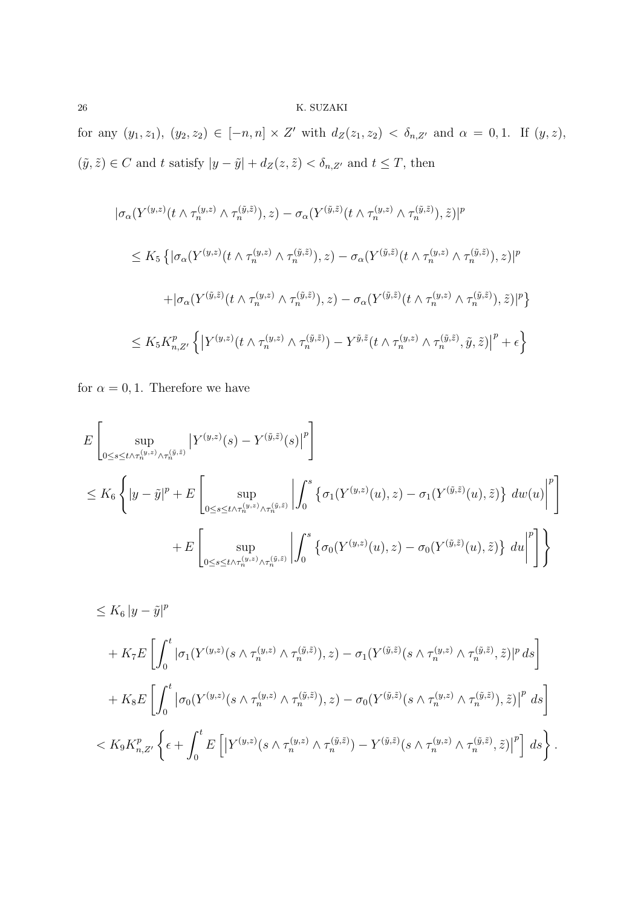for any $(y_1, z_1)$, $(y_2, z_2) \in [-n, n] \times Z'$ with $d_Z(z_1, z_2) < \delta_{n,Z'}$ and $\alpha = 0, 1$. If $(y, z)$, $(\tilde{y}, \tilde{z}) \in C$ and $t$ satisfy $|y - \tilde{y}| + d_Z(z, \tilde{z}) < \delta_{n,Z'}$ and $t \leq T$, then

$$
\begin{aligned}
&|\sigma_\alpha(Y^{(y,z)}(t \wedge \tau_n^{(y,z)} \wedge \tau_n^{(\tilde{y},\tilde{z})}), z) - \sigma_\alpha(Y^{(\tilde{y},\tilde{z})}(t \wedge \tau_n^{(y,z)} \wedge \tau_n^{(\tilde{y},\tilde{z})}), \tilde{z})|^p \\
&\leq K_5 \left\{ |\sigma_\alpha(Y^{(y,z)}(t \wedge \tau_n^{(y,z)} \wedge \tau_n^{(\tilde{y},\tilde{z})}), z) - \sigma_\alpha(Y^{(\tilde{y},\tilde{z})}(t \wedge \tau_n^{(y,z)} \wedge \tau_n^{(\tilde{y},\tilde{z})}), z)|^p \right. \\
&\qquad \left. + |\sigma_\alpha(Y^{(\tilde{y},\tilde{z})}(t \wedge \tau_n^{(y,z)} \wedge \tau_n^{(\tilde{y},\tilde{z})}), z) - \sigma_\alpha(Y^{(\tilde{y},\tilde{z})}(t \wedge \tau_n^{(y,z)} \wedge \tau_n^{(\tilde{y},\tilde{z})}), \tilde{z})|^p \right\} \\
&\leq K_5 K_{n,Z'}^p \left\{ \left| Y^{(y,z)}(t \wedge \tau_n^{(y,z)} \wedge \tau_n^{(\tilde{y},\tilde{z})}) - Y^{\tilde{y},\tilde{z}}(t \wedge \tau_n^{(y,z)} \wedge \tau_n^{(\tilde{y},\tilde{z})}, \tilde{y}, \tilde{z}) \right|^p + \epsilon \right\}
\end{aligned}
$$

for $\alpha = 0, 1$. Therefore we have

$$
\begin{aligned}
&E\left[ \sup_{0 \leq s \leq t \wedge \tau_n^{(y,z)} \wedge \tau_n^{(\tilde{y},\tilde{z})}} \left| Y^{(y,z)}(s) - Y^{(\tilde{y},\tilde{z})}(s) \right|^p \right] \\
&\leq K_6 \left\{ |y - \tilde{y}|^p + E\left[ \sup_{0 \leq s \leq t \wedge \tau_n^{(y,z)} \wedge \tau_n^{(\tilde{y},\tilde{z})}} \left| \int_0^s \left\{ \sigma_1(Y^{(y,z)}(u), z) - \sigma_1(Y^{(\tilde{y},\tilde{z})}(u), \tilde{z}) \right\} dw(u) \right|^p \right] \right. \\
&\qquad \left. + E\left[ \sup_{0 \leq s \leq t \wedge \tau_n^{(y,z)} \wedge \tau_n^{(\tilde{y},\tilde{z})}} \left| \int_0^s \left\{ \sigma_0(Y^{(y,z)}(u), z) - \sigma_0(Y^{(\tilde{y},\tilde{z})}(u), \tilde{z}) \right\} du \right|^p \right] \right\}
\end{aligned}
$$

$$
\begin{aligned}
&\leq K_6 |y - \tilde{y}|^p \\
&\quad + K_7 E\left[ \int_0^t |\sigma_1(Y^{(y,z)}(s \wedge \tau_n^{(y,z)} \wedge \tau_n^{(\tilde{y},\tilde{z})}), z) - \sigma_1(Y^{(\tilde{y},\tilde{z})}(s \wedge \tau_n^{(y,z)} \wedge \tau_n^{(\tilde{y},\tilde{z})}, \tilde{z})|^p \, ds \right] \\
&\quad + K_8 E\left[ \int_0^t \left| \sigma_0(Y^{(y,z)}(s \wedge \tau_n^{(y,z)} \wedge \tau_n^{(\tilde{y},\tilde{z})}), z) - \sigma_0(Y^{(\tilde{y},\tilde{z})}(s \wedge \tau_n^{(y,z)} \wedge \tau_n^{(\tilde{y},\tilde{z})}), \tilde{z}) \right|^p \, ds \right] \\
&< K_9 K_{n,Z'}^p \left\{ \epsilon + \int_0^t E\left[ \left| Y^{(y,z)}(s \wedge \tau_n^{(y,z)} \wedge \tau_n^{(\tilde{y},\tilde{z})}) - Y^{(\tilde{y},\tilde{z})}(s \wedge \tau_n^{(y,z)} \wedge \tau_n^{(\tilde{y},\tilde{z})}, \tilde{z}) \right|^p \right] ds \right\}.
\end{aligned}
$$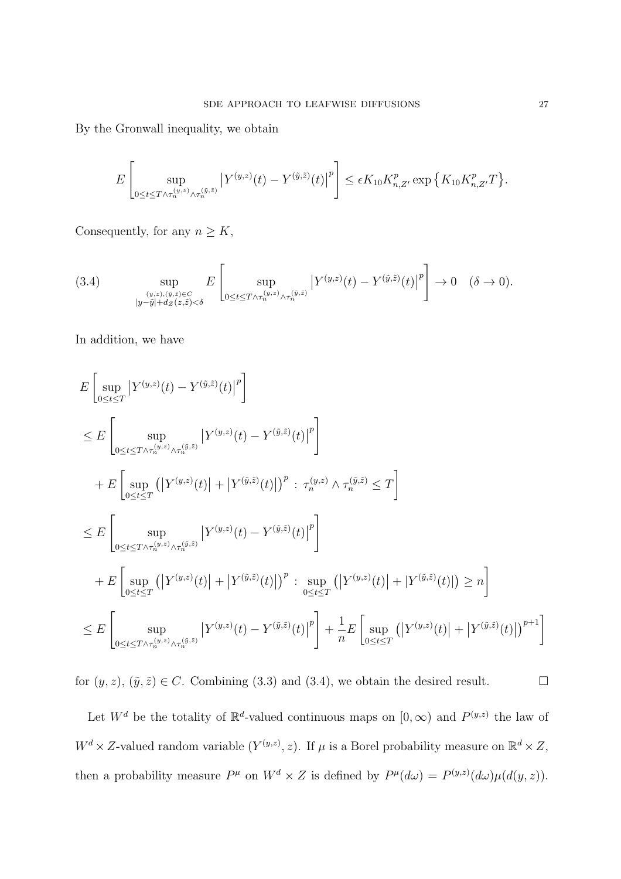By the Gronwall inequality, we obtain

$$E\left[\sup_{0\le t\le T\wedge\tau_n^{(y,z)}\wedge\tau_n^{(\tilde{y},\tilde{z})}}\left|Y^{(y,z)}(t)-Y^{(\tilde{y},\tilde{z})}(t)\right|^p\right]\le \epsilon K_{10}K_{n,Z'}^p\exp\left\{K_{10}K_{n,Z'}^pT\right\}.$$

Consequently, for any $n\ge K$,

$$\sup_{\substack{(y,z),(\tilde{y},\tilde{z})\in C\\ |y-\tilde{y}|+d_Z(z,\tilde{z})<\delta}} E\left[\sup_{0\le t\le T\wedge\tau_n^{(y,z)}\wedge\tau_n^{(\tilde{y},\tilde{z})}}\left|Y^{(y,z)}(t)-Y^{(\tilde{y},\tilde{z})}(t)\right|^p\right]\to 0\quad(\delta\to 0). \tag{3.4}$$

In addition, we have

$$\begin{aligned}
&E\left[\sup_{0\le t\le T}\left|Y^{(y,z)}(t)-Y^{(\tilde{y},\tilde{z})}(t)\right|^p\right]\\
&\le E\left[\sup_{0\le t\le T\wedge\tau_n^{(y,z)}\wedge\tau_n^{(\tilde{y},\tilde{z})}}\left|Y^{(y,z)}(t)-Y^{(\tilde{y},\tilde{z})}(t)\right|^p\right]\\
&\quad+E\left[\sup_{0\le t\le T}\left(\left|Y^{(y,z)}(t)\right|+\left|Y^{(\tilde{y},\tilde{z})}(t)\right|\right)^p\,:\,\tau_n^{(y,z)}\wedge\tau_n^{(\tilde{y},\tilde{z})}\le T\right]\\
&\le E\left[\sup_{0\le t\le T\wedge\tau_n^{(y,z)}\wedge\tau_n^{(\tilde{y},\tilde{z})}}\left|Y^{(y,z)}(t)-Y^{(\tilde{y},\tilde{z})}(t)\right|^p\right]\\
&\quad+E\left[\sup_{0\le t\le T}\left(\left|Y^{(y,z)}(t)\right|+\left|Y^{(\tilde{y},\tilde{z})}(t)\right|\right)^p\,:\,\sup_{0\le t\le T}\left(\left|Y^{(y,z)}(t)\right|+|Y^{(\tilde{y},\tilde{z})}(t)|\right)\ge n\right]\\
&\le E\left[\sup_{0\le t\le T\wedge\tau_n^{(y,z)}\wedge\tau_n^{(\tilde{y},\tilde{z})}}\left|Y^{(y,z)}(t)-Y^{(\tilde{y},\tilde{z})}(t)\right|^p\right]+\frac{1}{n}E\left[\sup_{0\le t\le T}\left(\left|Y^{(y,z)}(t)\right|+\left|Y^{(\tilde{y},\tilde{z})}(t)\right|\right)^{p+1}\right]
\end{aligned}$$

for $(y,z)$, $(\tilde{y},\tilde{z})\in C$. Combining (3.3) and (3.4), we obtain the desired result. $\square$

Let $W^d$ be the totality of $\mathbb{R}^d$-valued continuous maps on $[0,\infty)$ and $P^{(y,z)}$ the law of $W^d\times Z$-valued random variable $(Y^{(y,z)},z)$. If $\mu$ is a Borel probability measure on $\mathbb{R}^d\times Z$, then a probability measure $P^\mu$ on $W^d\times Z$ is defined by $P^\mu(d\omega)=P^{(y,z)}(d\omega)\mu(d(y,z))$.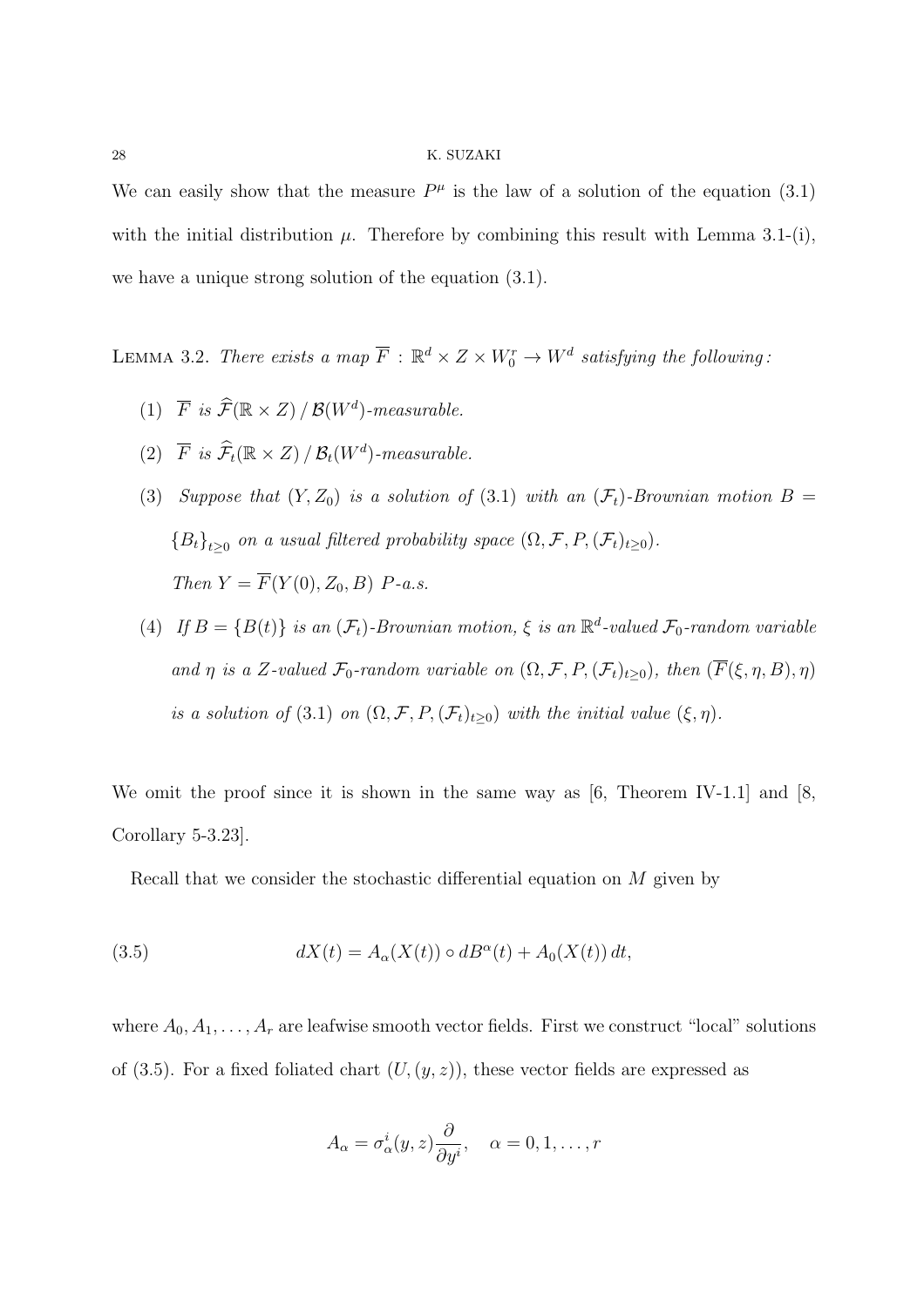We can easily show that the measure $P^\mu$ is the law of a solution of the equation (3.1) with the initial distribution $\mu$. Therefore by combining this result with Lemma 3.1-(i), we have a unique strong solution of the equation (3.1).

Lemma 3.2. *There exists a map $\overline{F} : \mathbb{R}^d \times Z \times W_0^r \to W^d$ satisfying the following:*

1. *$\overline{F}$ is $\widehat{\mathcal{F}}(\mathbb{R} \times Z) \,/\, \mathcal{B}(W^d)$-measurable.*
2. *$\overline{F}$ is $\widehat{\mathcal{F}}_t(\mathbb{R} \times Z) \,/\, \mathcal{B}_t(W^d)$-measurable.*
3. *Suppose that $(Y, Z_0)$ is a solution of (3.1) with an $(\mathcal{F}_t)$-Brownian motion $B = \{B_t\}_{t \geq 0}$ on a usual filtered probability space $(\Omega, \mathcal{F}, P, (\mathcal{F}_t)_{t \geq 0})$. Then $Y = \overline{F}(Y(0), Z_0, B)$ $P$-a.s.*
4. *If $B = \{B(t)\}$ is an $(\mathcal{F}_t)$-Brownian motion, $\xi$ is an $\mathbb{R}^d$-valued $\mathcal{F}_0$-random variable and $\eta$ is a $Z$-valued $\mathcal{F}_0$-random variable on $(\Omega, \mathcal{F}, P, (\mathcal{F}_t)_{t \geq 0})$, then $(\overline{F}(\xi, \eta, B), \eta)$ is a solution of (3.1) on $(\Omega, \mathcal{F}, P, (\mathcal{F}_t)_{t \geq 0})$ with the initial value $(\xi, \eta)$.*

We omit the proof since it is shown in the same way as [6, Theorem IV-1.1] and [8, Corollary 5-3.23].

Recall that we consider the stochastic differential equation on $M$ given by

$$dX(t) = A_\alpha(X(t)) \circ dB^\alpha(t) + A_0(X(t))\, dt, \tag{3.5}$$

where $A_0, A_1, \ldots, A_r$ are leafwise smooth vector fields. First we construct "local" solutions of (3.5). For a fixed foliated chart $(U, (y, z))$, these vector fields are expressed as

$$A_\alpha = \sigma_\alpha^i(y, z) \frac{\partial}{\partial y^i}, \quad \alpha = 0, 1, \ldots, r$$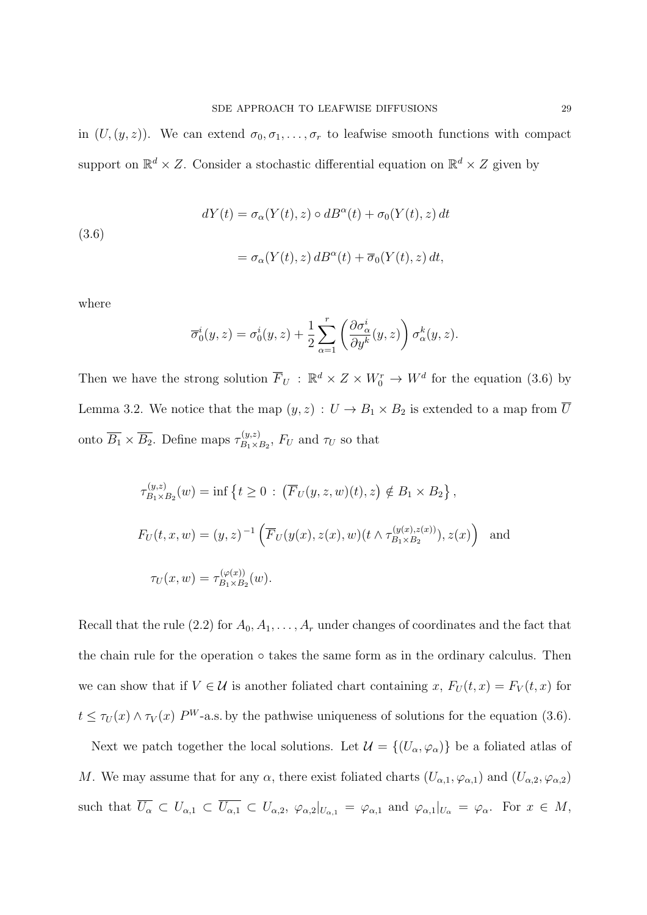in $(U, (y, z))$. We can extend $\sigma_0, \sigma_1, \ldots, \sigma_r$ to leafwise smooth functions with compact support on $\mathbb{R}^d \times Z$. Consider a stochastic differential equation on $\mathbb{R}^d \times Z$ given by

$$
\begin{aligned}
dY(t) &= \sigma_\alpha(Y(t), z) \circ dB^\alpha(t) + \sigma_0(Y(t), z)\, dt \\
&= \sigma_\alpha(Y(t), z)\, dB^\alpha(t) + \overline{\sigma}_0(Y(t), z)\, dt,
\end{aligned}
\tag{3.6}
$$

where

$$
\overline{\sigma}_0^i(y, z) = \sigma_0^i(y, z) + \frac{1}{2} \sum_{\alpha=1}^{r} \left( \frac{\partial \sigma_\alpha^i}{\partial y^k}(y, z) \right) \sigma_\alpha^k(y, z).
$$

Then we have the strong solution $\overline{F}_U : \mathbb{R}^d \times Z \times W_0^r \to W^d$ for the equation (3.6) by Lemma 3.2. We notice that the map $(y, z) : U \to B_1 \times B_2$ is extended to a map from $\overline{U}$ onto $\overline{B_1} \times \overline{B_2}$. Define maps $\tau_{B_1 \times B_2}^{(y,z)}$, $F_U$ and $\tau_U$ so that

$$
\tau_{B_1 \times B_2}^{(y,z)}(w) = \inf \left\{ t \geq 0 \,:\, \left( \overline{F}_U(y, z, w)(t), z \right) \notin B_1 \times B_2 \right\},
$$

$$
F_U(t, x, w) = (y, z)^{-1} \left( \overline{F}_U(y(x), z(x), w)(t \wedge \tau_{B_1 \times B_2}^{(y(x), z(x))}), z(x) \right) \quad \text{and}
$$

$$
\tau_U(x, w) = \tau_{B_1 \times B_2}^{(\varphi(x))}(w).
$$

Recall that the rule (2.2) for $A_0, A_1, \ldots, A_r$ under changes of coordinates and the fact that the chain rule for the operation $\circ$ takes the same form as in the ordinary calculus. Then we can show that if $V \in \mathcal{U}$ is another foliated chart containing $x$, $F_U(t, x) = F_V(t, x)$ for $t \leq \tau_U(x) \wedge \tau_V(x)$ $P^W$-a.s. by the pathwise uniqueness of solutions for the equation (3.6).

Next we patch together the local solutions. Let $\mathcal{U} = \{(U_\alpha, \varphi_\alpha)\}$ be a foliated atlas of $M$. We may assume that for any $\alpha$, there exist foliated charts $(U_{\alpha,1}, \varphi_{\alpha,1})$ and $(U_{\alpha,2}, \varphi_{\alpha,2})$ such that $\overline{U_\alpha} \subset U_{\alpha,1} \subset \overline{U_{\alpha,1}} \subset U_{\alpha,2}$, $\varphi_{\alpha,2}|_{U_{\alpha,1}} = \varphi_{\alpha,1}$ and $\varphi_{\alpha,1}|_{U_\alpha} = \varphi_\alpha$. For $x \in M$,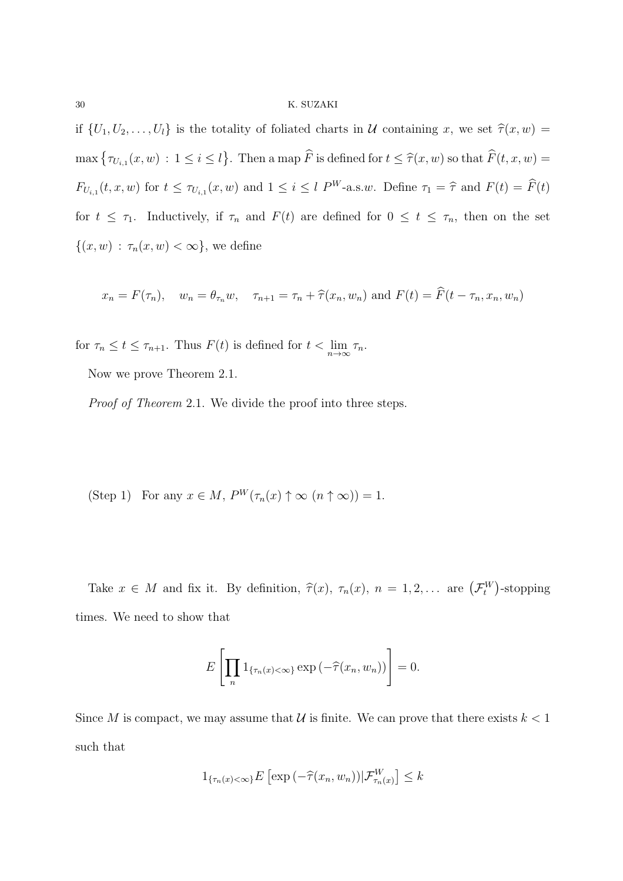if $\{U_1, U_2, \ldots, U_l\}$ is the totality of foliated charts in $\mathcal{U}$ containing $x$, we set $\widehat{\tau}(x,w) = \max\{\tau_{U_{i,1}}(x,w) : 1 \le i \le l\}$. Then a map $\widehat{F}$ is defined for $t \le \widehat{\tau}(x,w)$ so that $\widehat{F}(t,x,w) = F_{U_{i,1}}(t,x,w)$ for $t \le \tau_{U_{i,1}}(x,w)$ and $1 \le i \le l$ $P^W$-a.s.$w$. Define $\tau_1 = \widehat{\tau}$ and $F(t) = \widehat{F}(t)$ for $t \le \tau_1$. Inductively, if $\tau_n$ and $F(t)$ are defined for $0 \le t \le \tau_n$, then on the set $\{(x,w) : \tau_n(x,w) < \infty\}$, we define

$$x_n = F(\tau_n), \quad w_n = \theta_{\tau_n} w, \quad \tau_{n+1} = \tau_n + \widehat{\tau}(x_n, w_n) \text{ and } F(t) = \widehat{F}(t - \tau_n, x_n, w_n)$$

for $\tau_n \le t \le \tau_{n+1}$. Thus $F(t)$ is defined for $t < \lim_{n\to\infty} \tau_n$.

Now we prove Theorem 2.1.

*Proof of Theorem* 2.1. We divide the proof into three steps.

(Step 1) For any $x \in M$, $P^W(\tau_n(x) \uparrow \infty \ (n \uparrow \infty)) = 1$.

Take $x \in M$ and fix it. By definition, $\widehat{\tau}(x)$, $\tau_n(x)$, $n = 1, 2, \ldots$ are $(\mathcal{F}_t^W)$-stopping times. We need to show that

$$E\left[\prod_n 1_{\{\tau_n(x)<\infty\}} \exp\left(-\widehat{\tau}(x_n, w_n)\right)\right] = 0.$$

Since $M$ is compact, we may assume that $\mathcal{U}$ is finite. We can prove that there exists $k < 1$ such that

$$1_{\{\tau_n(x)<\infty\}} E\left[\exp\left(-\widehat{\tau}(x_n, w_n)\right) | \mathcal{F}^W_{\tau_n(x)}\right] \le k$$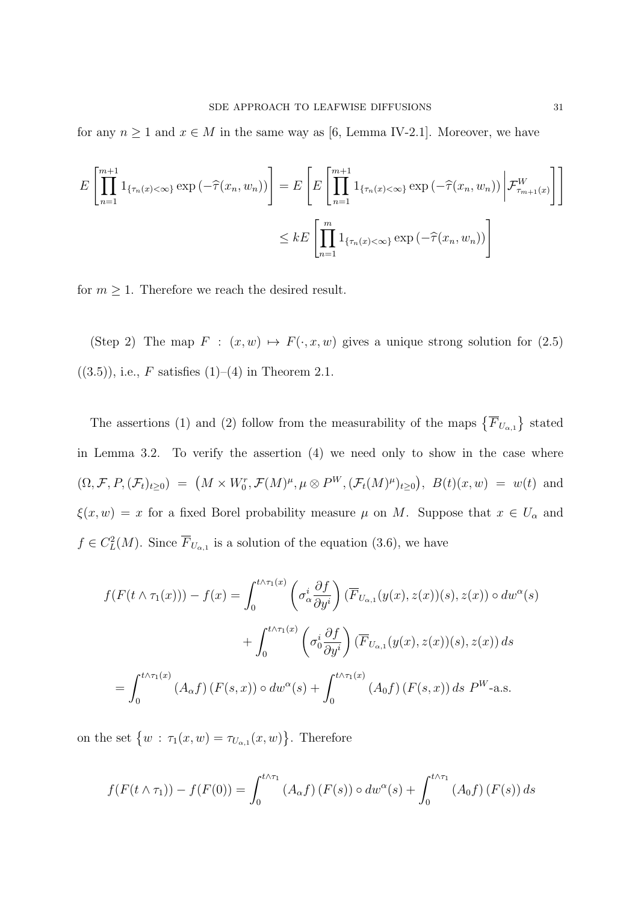for any $n \geq 1$ and $x \in M$ in the same way as [6, Lemma IV-2.1]. Moreover, we have

$$
\begin{aligned}
E\left[\prod_{n=1}^{m+1} 1_{\{\tau_n(x)<\infty\}} \exp\left(-\widehat{\tau}(x_n, w_n)\right)\right] &= E\left[E\left[\prod_{n=1}^{m+1} 1_{\{\tau_n(x)<\infty\}} \exp\left(-\widehat{\tau}(x_n, w_n)\right) \middle| \mathcal{F}^W_{\tau_{m+1}(x)}\right]\right] \\
&\leq kE\left[\prod_{n=1}^{m} 1_{\{\tau_n(x)<\infty\}} \exp\left(-\widehat{\tau}(x_n, w_n)\right)\right]
\end{aligned}
$$

for $m \geq 1$. Therefore we reach the desired result.

(Step 2) The map $F : (x, w) \mapsto F(\cdot, x, w)$ gives a unique strong solution for (2.5) ((3.5)), i.e., $F$ satisfies (1)–(4) in Theorem 2.1.

The assertions (1) and (2) follow from the measurability of the maps $\left\{\overline{F}_{U_{\alpha,1}}\right\}$ stated in Lemma 3.2. To verify the assertion (4) we need only to show in the case where $(\Omega, \mathcal{F}, P, (\mathcal{F}_t)_{t\geq 0}) = \left(M \times W_0^r, \mathcal{F}(M)^\mu, \mu \otimes P^W, (\mathcal{F}_t(M)^\mu)_{t\geq 0}\right)$, $B(t)(x, w) = w(t)$ and $\xi(x, w) = x$ for a fixed Borel probability measure $\mu$ on $M$. Suppose that $x \in U_\alpha$ and $f \in C_L^2(M)$. Since $\overline{F}_{U_{\alpha,1}}$ is a solution of the equation (3.6), we have

$$
\begin{aligned}
f(F(t \wedge \tau_1(x))) - f(x) &= \int_0^{t\wedge\tau_1(x)} \left(\sigma^i_\alpha \frac{\partial f}{\partial y^i}\right) (\overline{F}_{U_{\alpha,1}}(y(x), z(x))(s), z(x)) \circ dw^\alpha(s) \\
&\quad + \int_0^{t\wedge\tau_1(x)} \left(\sigma^i_0 \frac{\partial f}{\partial y^i}\right) (\overline{F}_{U_{\alpha,1}}(y(x), z(x))(s), z(x))\, ds \\
&= \int_0^{t\wedge\tau_1(x)} \left(A_\alpha f\right)(F(s, x)) \circ dw^\alpha(s) + \int_0^{t\wedge\tau_1(x)} \left(A_0 f\right)(F(s, x))\, ds \;\; P^W\text{-a.s.}
\end{aligned}
$$

on the set $\left\{w : \tau_1(x, w) = \tau_{U_{\alpha,1}}(x, w)\right\}$. Therefore

$$
f(F(t \wedge \tau_1)) - f(F(0)) = \int_0^{t\wedge\tau_1} \left(A_\alpha f\right)(F(s)) \circ dw^\alpha(s) + \int_0^{t\wedge\tau_1} \left(A_0 f\right)(F(s))\, ds
$$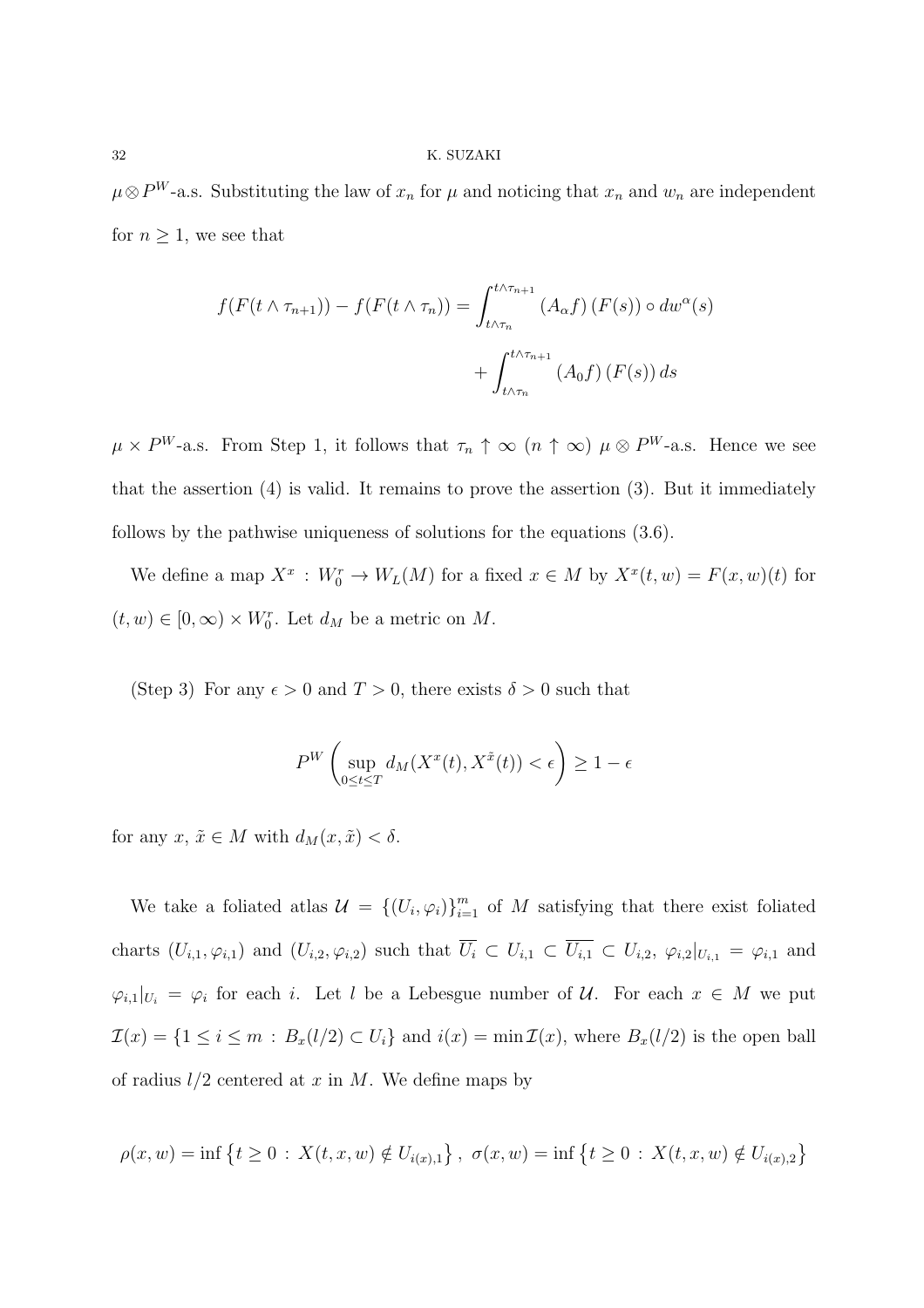$\mu \otimes P^W$-a.s. Substituting the law of $x_n$ for $\mu$ and noticing that $x_n$ and $w_n$ are independent for $n \geq 1$, we see that

$$
\begin{aligned}
f(F(t \wedge \tau_{n+1})) - f(F(t \wedge \tau_n)) = &\int_{t\wedge\tau_n}^{t\wedge\tau_{n+1}} (A_\alpha f)(F(s)) \circ dw^\alpha(s) \\
&+ \int_{t\wedge\tau_n}^{t\wedge\tau_{n+1}} (A_0 f)(F(s))\, ds
\end{aligned}
$$

$\mu \times P^W$-a.s. From Step 1, it follows that $\tau_n \uparrow \infty$ $(n \uparrow \infty)$ $\mu \otimes P^W$-a.s. Hence we see that the assertion (4) is valid. It remains to prove the assertion (3). But it immediately follows by the pathwise uniqueness of solutions for the equations (3.6).

We define a map $X^x : W_0^r \to W_L(M)$ for a fixed $x \in M$ by $X^x(t, w) = F(x, w)(t)$ for $(t, w) \in [0, \infty) \times W_0^r$. Let $d_M$ be a metric on $M$.

(Step 3) For any $\epsilon > 0$ and $T > 0$, there exists $\delta > 0$ such that

$$
P^W\left(\sup_{0\leq t\leq T} d_M(X^x(t), X^{\tilde{x}}(t)) < \epsilon\right) \geq 1 - \epsilon
$$

for any $x$, $\tilde{x} \in M$ with $d_M(x, \tilde{x}) < \delta$.

We take a foliated atlas $\mathcal{U} = \{(U_i, \varphi_i)\}_{i=1}^m$ of $M$ satisfying that there exist foliated charts $(U_{i,1}, \varphi_{i,1})$ and $(U_{i,2}, \varphi_{i,2})$ such that $\overline{U_i} \subset U_{i,1} \subset \overline{U_{i,1}} \subset U_{i,2}$, $\varphi_{i,2}|_{U_{i,1}} = \varphi_{i,1}$ and $\varphi_{i,1}|_{U_i} = \varphi_i$ for each $i$. Let $l$ be a Lebesgue number of $\mathcal{U}$. For each $x \in M$ we put $\mathcal{I}(x) = \{1 \leq i \leq m : B_x(l/2) \subset U_i\}$ and $i(x) = \min \mathcal{I}(x)$, where $B_x(l/2)$ is the open ball of radius $l/2$ centered at $x$ in $M$. We define maps by

$$
\rho(x, w) = \inf\left\{t \geq 0 : X(t, x, w) \notin U_{i(x),1}\right\},\ \sigma(x, w) = \inf\left\{t \geq 0 : X(t, x, w) \notin U_{i(x),2}\right\}
$$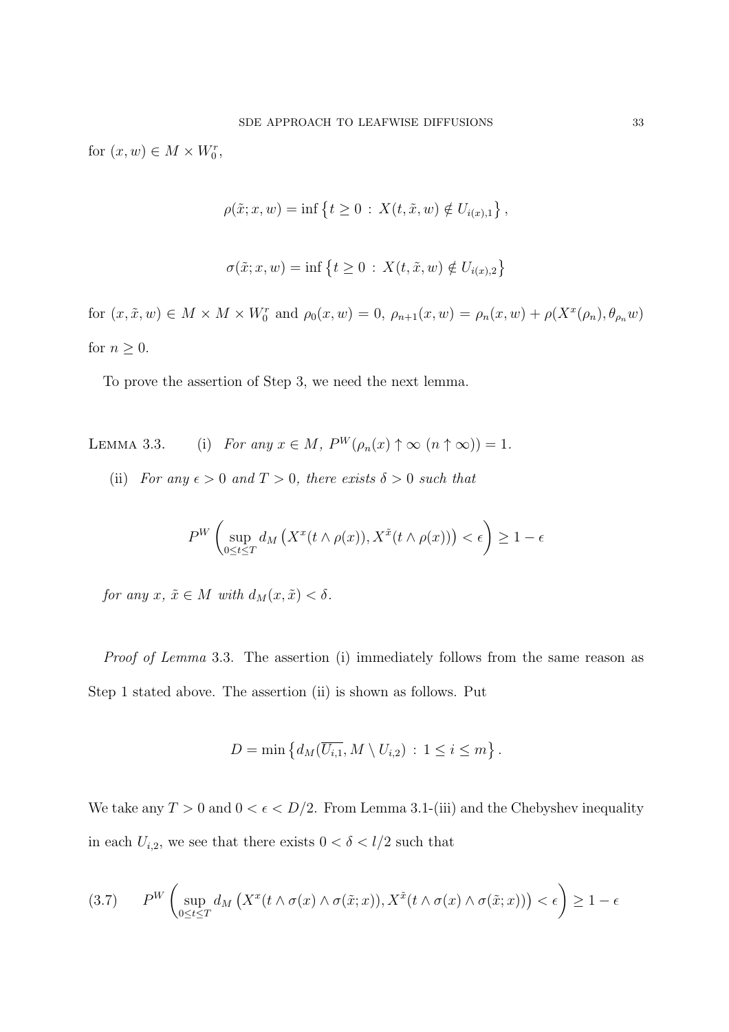for $(x, w) \in M \times W_0^r$,

$$\rho(\tilde{x}; x, w) = \inf \left\{ t \geq 0 \,:\, X(t, \tilde{x}, w) \notin U_{i(x),1} \right\},$$

$$\sigma(\tilde{x}; x, w) = \inf \left\{ t \geq 0 \,:\, X(t, \tilde{x}, w) \notin U_{i(x),2} \right\}$$

for $(x, \tilde{x}, w) \in M \times M \times W_0^r$ and $\rho_0(x, w) = 0$, $\rho_{n+1}(x, w) = \rho_n(x, w) + \rho(X^x(\rho_n), \theta_{\rho_n} w)$ for $n \geq 0$.

To prove the assertion of Step 3, we need the next lemma.

Lemma 3.3. (i) *For any $x \in M$, $P^W(\rho_n(x) \uparrow \infty \ (n \uparrow \infty)) = 1$.*

(ii) *For any $\epsilon > 0$ and $T > 0$, there exists $\delta > 0$ such that*

$$P^W \left( \sup_{0 \leq t \leq T} d_M \left( X^x(t \wedge \rho(x)), X^{\tilde{x}}(t \wedge \rho(x)) \right) < \epsilon \right) \geq 1 - \epsilon$$

*for any $x$, $\tilde{x} \in M$ with $d_M(x, \tilde{x}) < \delta$.*

*Proof of Lemma* 3.3. The assertion (i) immediately follows from the same reason as Step 1 stated above. The assertion (ii) is shown as follows. Put

$$D = \min \left\{ d_M(\overline{U_{i,1}}, M \setminus U_{i,2}) \,:\, 1 \leq i \leq m \right\}.$$

We take any $T > 0$ and $0 < \epsilon < D/2$. From Lemma 3.1-(iii) and the Chebyshev inequality in each $U_{i,2}$, we see that there exists $0 < \delta < l/2$ such that

$$P^W \left( \sup_{0 \leq t \leq T} d_M \left( X^x(t \wedge \sigma(x) \wedge \sigma(\tilde{x}; x)), X^{\tilde{x}}(t \wedge \sigma(x) \wedge \sigma(\tilde{x}; x)) \right) < \epsilon \right) \geq 1 - \epsilon \tag{3.7}$$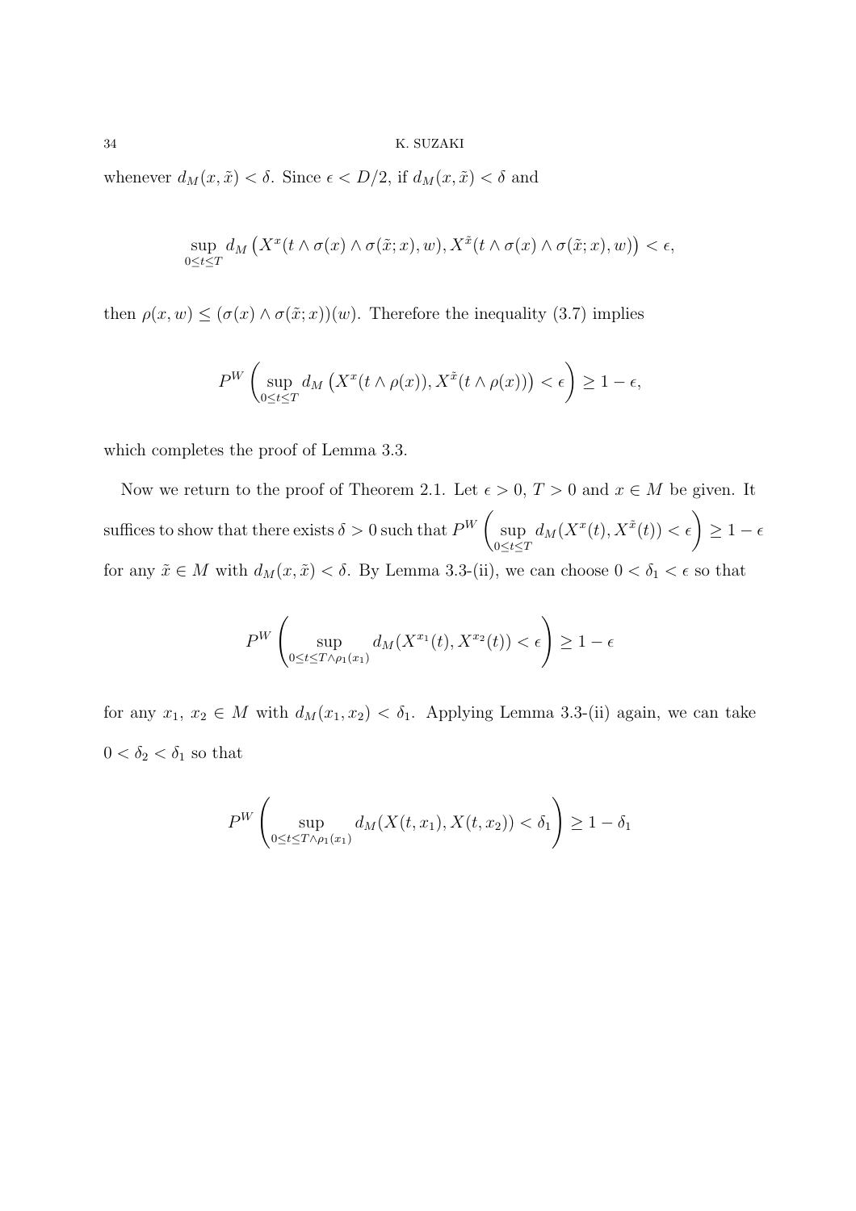whenever $d_M(x, \tilde{x}) < \delta$. Since $\epsilon < D/2$, if $d_M(x, \tilde{x}) < \delta$ and

$$\sup_{0 \le t \le T} d_M\left(X^x(t \wedge \sigma(x) \wedge \sigma(\tilde{x}; x), w), X^{\tilde{x}}(t \wedge \sigma(x) \wedge \sigma(\tilde{x}; x), w)\right) < \epsilon,$$

then $\rho(x, w) \le (\sigma(x) \wedge \sigma(\tilde{x}; x))(w)$. Therefore the inequality (3.7) implies

$$P^W\left(\sup_{0 \le t \le T} d_M\left(X^x(t \wedge \rho(x)), X^{\tilde{x}}(t \wedge \rho(x))\right) < \epsilon\right) \ge 1 - \epsilon,$$

which completes the proof of Lemma 3.3.

Now we return to the proof of Theorem 2.1. Let $\epsilon > 0$, $T > 0$ and $x \in M$ be given. It suffices to show that there exists $\delta > 0$ such that $P^W\left(\sup_{0 \le t \le T} d_M(X^x(t), X^{\tilde{x}}(t)) < \epsilon\right) \ge 1 - \epsilon$ for any $\tilde{x} \in M$ with $d_M(x, \tilde{x}) < \delta$. By Lemma 3.3-(ii), we can choose $0 < \delta_1 < \epsilon$ so that

$$P^W\left(\sup_{0 \le t \le T \wedge \rho_1(x_1)} d_M(X^{x_1}(t), X^{x_2}(t)) < \epsilon\right) \ge 1 - \epsilon$$

for any $x_1$, $x_2 \in M$ with $d_M(x_1, x_2) < \delta_1$. Applying Lemma 3.3-(ii) again, we can take $0 < \delta_2 < \delta_1$ so that

$$P^W\left(\sup_{0 \le t \le T \wedge \rho_1(x_1)} d_M(X(t, x_1), X(t, x_2)) < \delta_1\right) \ge 1 - \delta_1$$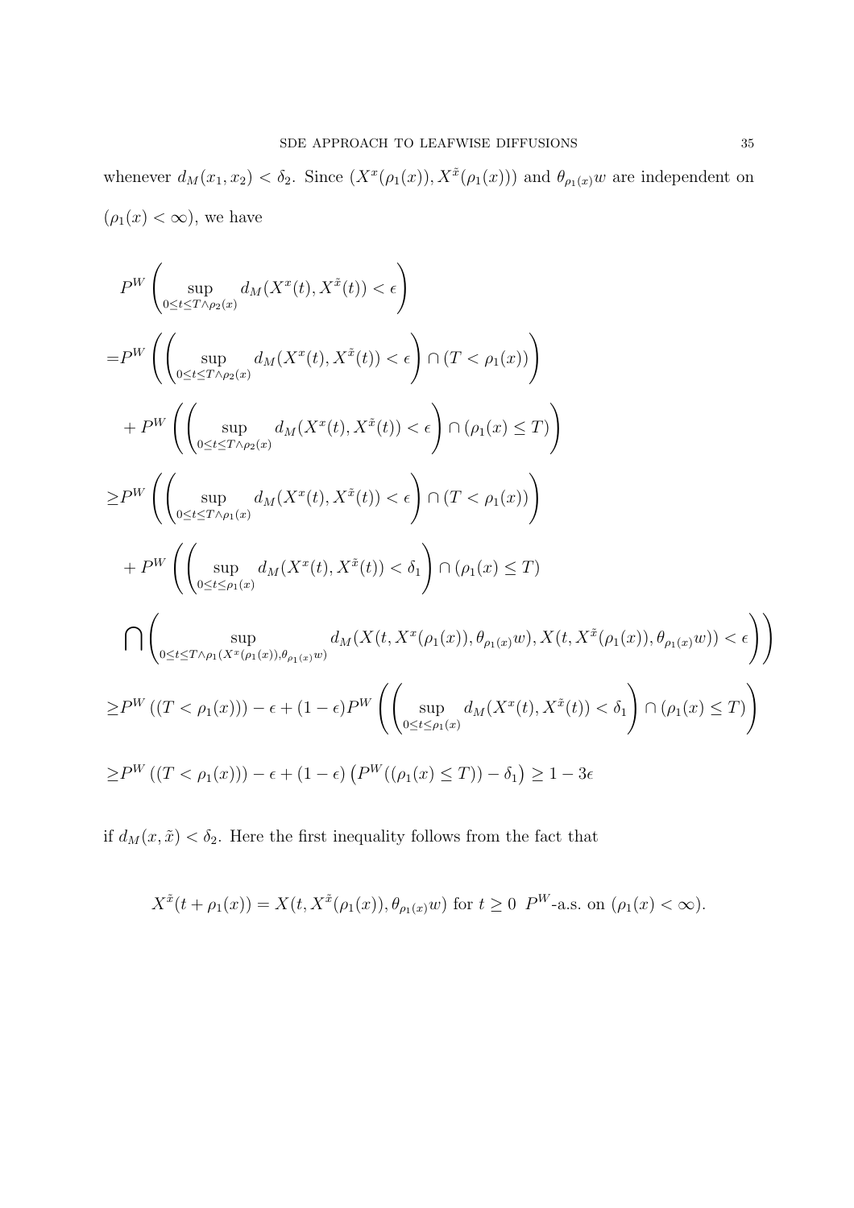whenever $d_M(x_1, x_2) < \delta_2$. Since $(X^x(\rho_1(x)), X^{\tilde{x}}(\rho_1(x)))$ and $\theta_{\rho_1(x)}w$ are independent on $(\rho_1(x) < \infty)$, we have

$$
\begin{aligned}
& P^W\left(\sup_{0\le t\le T\wedge\rho_2(x)} d_M(X^x(t), X^{\tilde{x}}(t)) < \epsilon\right) \\
=& P^W\left(\left(\sup_{0\le t\le T\wedge\rho_2(x)} d_M(X^x(t), X^{\tilde{x}}(t)) < \epsilon\right) \cap (T < \rho_1(x))\right) \\
&+ P^W\left(\left(\sup_{0\le t\le T\wedge\rho_2(x)} d_M(X^x(t), X^{\tilde{x}}(t)) < \epsilon\right) \cap (\rho_1(x) \le T)\right) \\
\ge& P^W\left(\left(\sup_{0\le t\le T\wedge\rho_1(x)} d_M(X^x(t), X^{\tilde{x}}(t)) < \epsilon\right) \cap (T < \rho_1(x))\right) \\
&+ P^W\left(\left(\sup_{0\le t\le \rho_1(x)} d_M(X^x(t), X^{\tilde{x}}(t)) < \delta_1\right) \cap (\rho_1(x) \le T)\right. \\
&\left.\bigcap\left(\sup_{0\le t\le T\wedge\rho_1(X^x(\rho_1(x)),\theta_{\rho_1(x)}w)} d_M(X(t, X^x(\rho_1(x)), \theta_{\rho_1(x)}w), X(t, X^{\tilde{x}}(\rho_1(x)), \theta_{\rho_1(x)}w)) < \epsilon\right)\right) \\
\ge& P^W\left((T < \rho_1(x))\right) - \epsilon + (1-\epsilon)P^W\left(\left(\sup_{0\le t\le \rho_1(x)} d_M(X^x(t), X^{\tilde{x}}(t)) < \delta_1\right) \cap (\rho_1(x) \le T)\right) \\
\ge& P^W\left((T < \rho_1(x))\right) - \epsilon + (1-\epsilon)\left(P^W((\rho_1(x) \le T)) - \delta_1\right) \ge 1 - 3\epsilon
\end{aligned}
$$

if $d_M(x, \tilde{x}) < \delta_2$. Here the first inequality follows from the fact that

$$
X^{\tilde{x}}(t + \rho_1(x)) = X(t, X^{\tilde{x}}(\rho_1(x)), \theta_{\rho_1(x)}w) \text{ for } t \ge 0 \;\; P^W\text{-a.s. on } (\rho_1(x) < \infty).
$$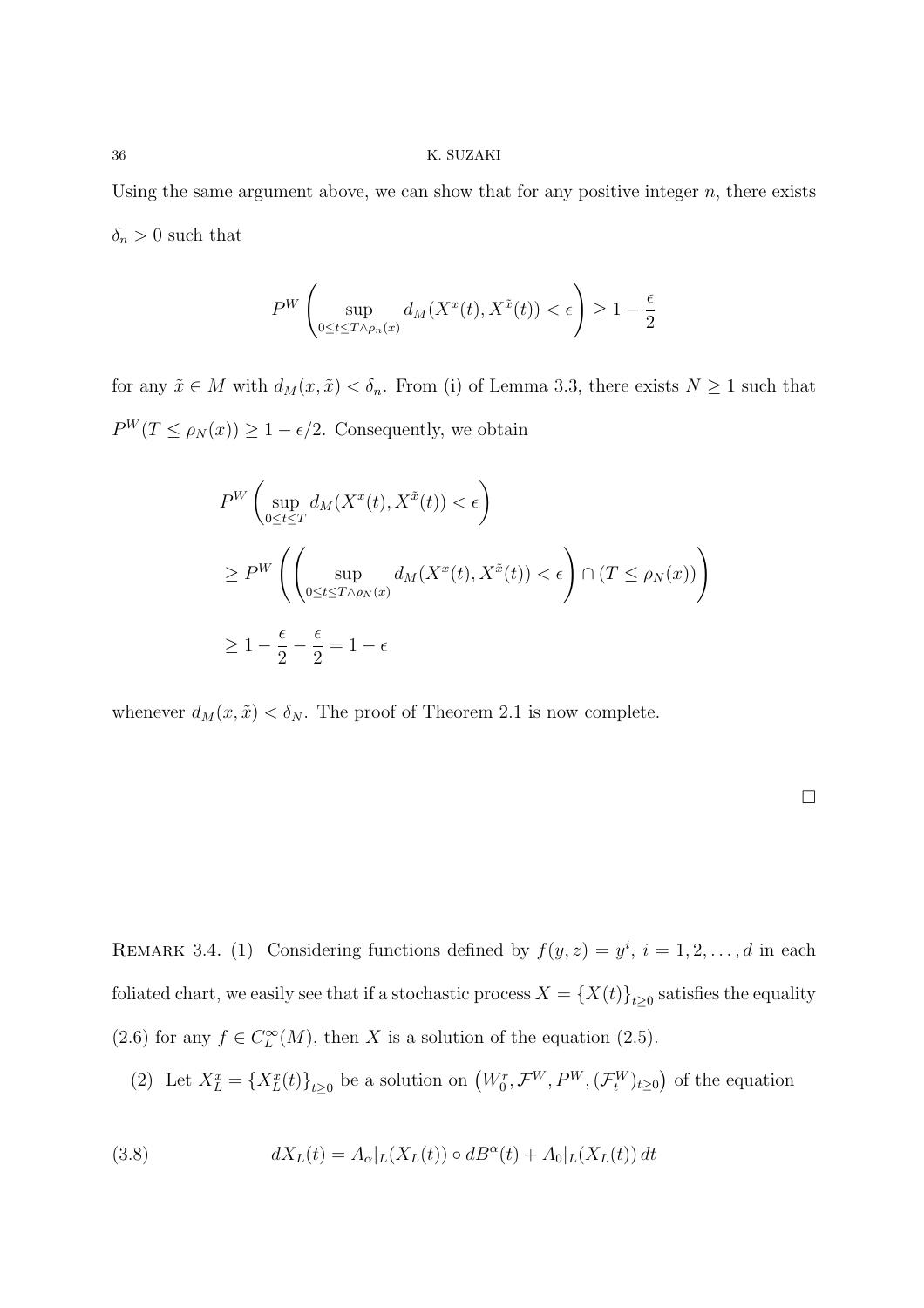Using the same argument above, we can show that for any positive integer $n$, there exists $\delta_n > 0$ such that

$$P^W\left(\sup_{0\le t\le T\wedge\rho_n(x)} d_M(X^x(t), X^{\tilde{x}}(t)) < \epsilon\right) \ge 1 - \frac{\epsilon}{2}$$

for any $\tilde{x} \in M$ with $d_M(x, \tilde{x}) < \delta_n$. From (i) of Lemma 3.3, there exists $N \ge 1$ such that $P^W(T \le \rho_N(x)) \ge 1 - \epsilon/2$. Consequently, we obtain

$$\begin{aligned}
&P^W\left(\sup_{0\le t\le T} d_M(X^x(t), X^{\tilde{x}}(t)) < \epsilon\right)\\
&\ge P^W\left(\left(\sup_{0\le t\le T\wedge\rho_N(x)} d_M(X^x(t), X^{\tilde{x}}(t)) < \epsilon\right) \cap (T \le \rho_N(x))\right)\\
&\ge 1 - \frac{\epsilon}{2} - \frac{\epsilon}{2} = 1 - \epsilon
\end{aligned}$$

whenever $d_M(x, \tilde{x}) < \delta_N$. The proof of Theorem 2.1 is now complete.

□

REMARK 3.4. (1) Considering functions defined by $f(y, z) = y^i$, $i = 1, 2, \ldots, d$ in each foliated chart, we easily see that if a stochastic process $X = \{X(t)\}_{t\ge 0}$ satisfies the equality (2.6) for any $f \in C_L^\infty(M)$, then $X$ is a solution of the equation (2.5).

(2) Let $X_L^x = \{X_L^x(t)\}_{t\ge 0}$ be a solution on $\left(W_0^r, \mathcal{F}^W, P^W, (\mathcal{F}_t^W)_{t\ge 0}\right)$ of the equation

$$dX_L(t) = A_\alpha|_L(X_L(t)) \circ dB^\alpha(t) + A_0|_L(X_L(t))\,dt \tag{3.8}$$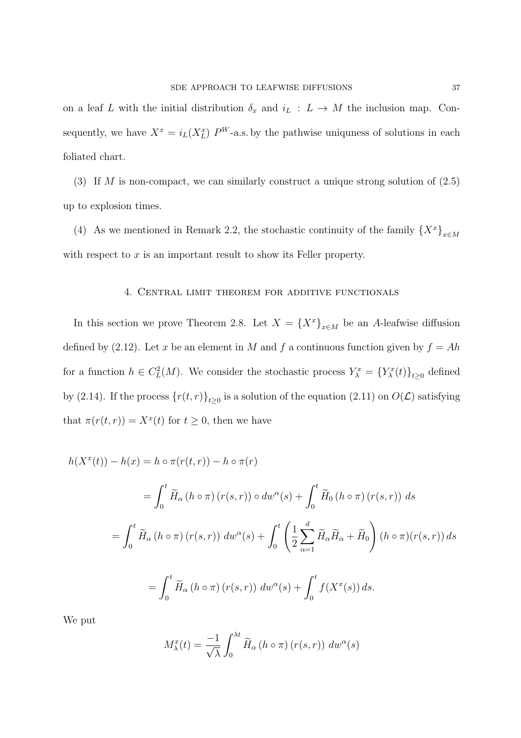on a leaf $L$ with the initial distribution $\delta_x$ and $i_L : L \to M$ the inclusion map. Consequently, we have $X^x = i_L(X^x_L)$ $P^W$-a.s. by the pathwise uniquness of solutions in each foliated chart.

(3) If $M$ is non-compact, we can similarly construct a unique strong solution of (2.5) up to explosion times.

(4) As we mentioned in Remark 2.2, the stochastic continuity of the family $\{X^x\}_{x\in M}$ with respect to $x$ is an important result to show its Feller property.

## 4. Central limit theorem for additive functionals

In this section we prove Theorem 2.8. Let $X = \{X^x\}_{x\in M}$ be an $A$-leafwise diffusion defined by (2.12). Let $x$ be an element in $M$ and $f$ a continuous function given by $f = Ah$ for a function $h \in C^2_L(M)$. We consider the stochastic process $Y^x_\lambda = \{Y^x_\lambda(t)\}_{t\geq 0}$ defined by (2.14). If the process $\{r(t,r)\}_{t\geq 0}$ is a solution of the equation (2.11) on $O(\mathcal{L})$ satisfying that $\pi(r(t,r)) = X^x(t)$ for $t \geq 0$, then we have

$$
\begin{aligned}
h(X^x(t)) - h(x) &= h\circ\pi(r(t,r)) - h\circ\pi(r) \\
&= \int_0^t \widetilde{H}_\alpha\,(h\circ\pi)\,(r(s,r))\circ dw^\alpha(s) + \int_0^t \widetilde{H}_0\,(h\circ\pi)\,(r(s,r))\;ds \\
&= \int_0^t \widetilde{H}_\alpha\,(h\circ\pi)\,(r(s,r))\;dw^\alpha(s) + \int_0^t \left(\frac{1}{2}\sum_{\alpha=1}^{d}\widetilde{H}_\alpha\widetilde{H}_\alpha + \widetilde{H}_0\right)(h\circ\pi)(r(s,r))\,ds \\
&= \int_0^t \widetilde{H}_\alpha\,(h\circ\pi)\,(r(s,r))\;dw^\alpha(s) + \int_0^t f(X^x(s))\,ds.
\end{aligned}
$$

We put

$$
M^x_\lambda(t) = \frac{-1}{\sqrt{\lambda}}\int_0^{\lambda t} \widetilde{H}_\alpha\,(h\circ\pi)\,(r(s,r))\;dw^\alpha(s)
$$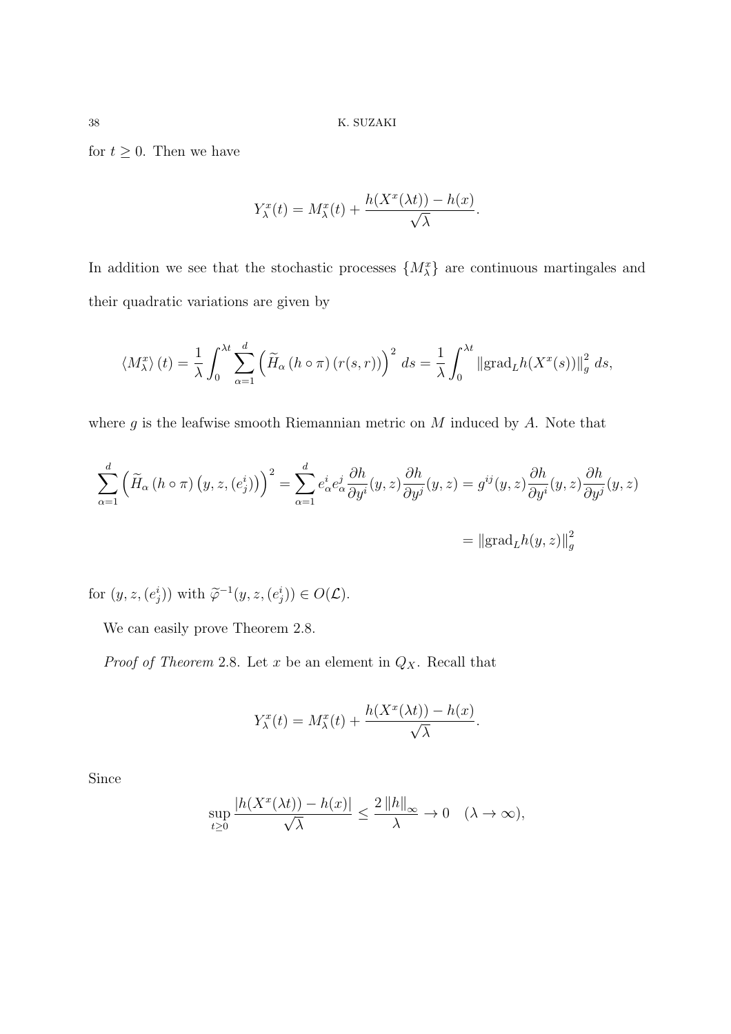for $t \geq 0$. Then we have

$$Y_\lambda^x(t) = M_\lambda^x(t) + \frac{h(X^x(\lambda t)) - h(x)}{\sqrt{\lambda}}.$$

In addition we see that the stochastic processes $\{M_\lambda^x\}$ are continuous martingales and their quadratic variations are given by

$$\langle M_\lambda^x \rangle (t) = \frac{1}{\lambda} \int_0^{\lambda t} \sum_{\alpha=1}^{d} \left( \widetilde{H}_\alpha \left( h \circ \pi \right) \left( r(s,r) \right) \right)^2 \, ds = \frac{1}{\lambda} \int_0^{\lambda t} \left\| \mathrm{grad}_L h(X^x(s)) \right\|_g^2 \, ds,$$

where $g$ is the leafwise smooth Riemannian metric on $M$ induced by $A$. Note that

$$\sum_{\alpha=1}^{d} \left( \widetilde{H}_\alpha \left( h \circ \pi \right) \left( y, z, (e_j^i) \right) \right)^2 = \sum_{\alpha=1}^{d} e_\alpha^i e_\alpha^j \frac{\partial h}{\partial y^i}(y,z) \frac{\partial h}{\partial y^j}(y,z) = g^{ij}(y,z) \frac{\partial h}{\partial y^i}(y,z) \frac{\partial h}{\partial y^j}(y,z)$$

$$= \left\| \mathrm{grad}_L h(y,z) \right\|_g^2$$

for $(y, z, (e_j^i))$ with $\widetilde{\varphi}^{-1}(y, z, (e_j^i)) \in O(\mathcal{L})$.

We can easily prove Theorem 2.8.

*Proof of Theorem* 2.8. Let $x$ be an element in $Q_X$. Recall that

$$Y_\lambda^x(t) = M_\lambda^x(t) + \frac{h(X^x(\lambda t)) - h(x)}{\sqrt{\lambda}}.$$

Since

$$\sup_{t \geq 0} \frac{|h(X^x(\lambda t)) - h(x)|}{\sqrt{\lambda}} \leq \frac{2 \left\| h \right\|_\infty}{\lambda} \to 0 \quad (\lambda \to \infty),$$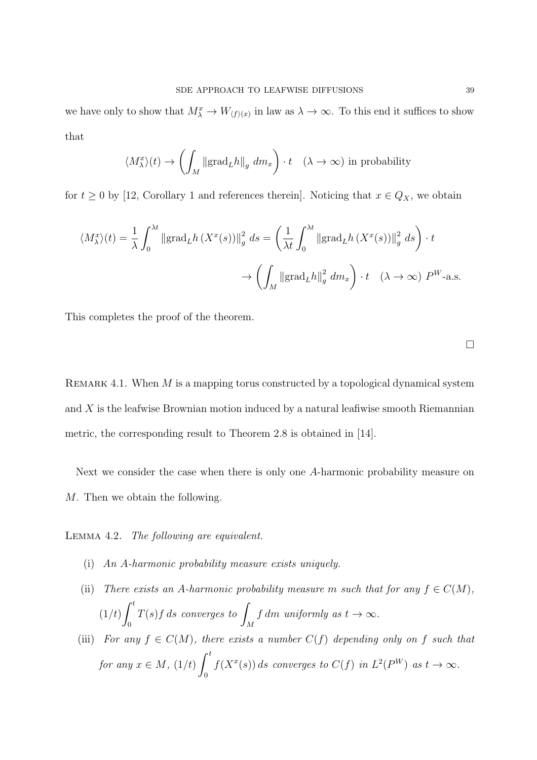we have only to show that $M_\lambda^x \to W_{\langle f \rangle(x)}$ in law as $\lambda \to \infty$. To this end it suffices to show that

$$\langle M_\lambda^x \rangle(t) \to \left( \int_M \|\mathrm{grad}_L h\|_g \, dm_x \right) \cdot t \quad (\lambda \to \infty) \text{ in probability}$$

for $t \geq 0$ by [12, Corollary 1 and references therein]. Noticing that $x \in Q_X$, we obtain

$$\langle M_\lambda^x \rangle(t) = \frac{1}{\lambda} \int_0^{\lambda t} \|\mathrm{grad}_L h\,(X^x(s))\|_g^2 \, ds = \left( \frac{1}{\lambda t} \int_0^{\lambda t} \|\mathrm{grad}_L h\,(X^x(s))\|_g^2 \, ds \right) \cdot t$$

$$\to \left( \int_M \|\mathrm{grad}_L h\|_g^2 \, dm_x \right) \cdot t \quad (\lambda \to \infty) \ P^W\text{-a.s.}$$

This completes the proof of the theorem.

□

Remark 4.1. When $M$ is a mapping torus constructed by a topological dynamical system and $X$ is the leafwise Brownian motion induced by a natural leafiwise smooth Riemannian metric, the corresponding result to Theorem 2.8 is obtained in [14].

Next we consider the case when there is only one $A$-harmonic probability measure on $M$. Then we obtain the following.

Lemma 4.2. *The following are equivalent.*

(i) *An $A$-harmonic probability measure exists uniquely.*

(ii) *There exists an $A$-harmonic probability measure $m$ such that for any $f \in C(M)$, $(1/t)\displaystyle\int_0^t T(s)f \, ds$ converges to $\displaystyle\int_M f \, dm$ uniformly as $t \to \infty$.*

(iii) *For any $f \in C(M)$, there exists a number $C(f)$ depending only on $f$ such that for any $x \in M$, $(1/t)\displaystyle\int_0^t f(X^x(s)) \, ds$ converges to $C(f)$ in $L^2(P^W)$ as $t \to \infty$.*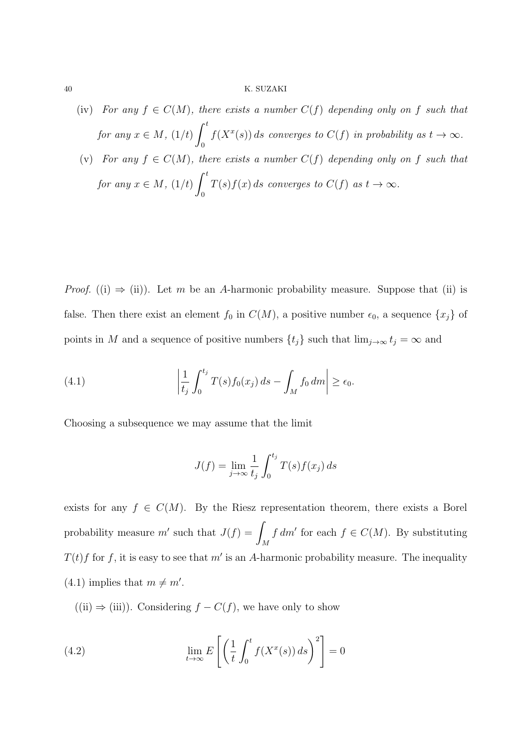(iv) *For any $f \in C(M)$, there exists a number $C(f)$ depending only on $f$ such that for any $x \in M$, $(1/t)\displaystyle\int_0^t f(X^x(s))\,ds$ converges to $C(f)$ in probability as $t \to \infty$.*

(v) *For any $f \in C(M)$, there exists a number $C(f)$ depending only on $f$ such that for any $x \in M$, $(1/t)\displaystyle\int_0^t T(s)f(x)\,ds$ converges to $C(f)$ as $t \to \infty$.*

*Proof.* ((i) $\Rightarrow$ (ii)). Let $m$ be an $A$-harmonic probability measure. Suppose that (ii) is false. Then there exist an element $f_0$ in $C(M)$, a positive number $\epsilon_0$, a sequence $\{x_j\}$ of points in $M$ and a sequence of positive numbers $\{t_j\}$ such that $\lim_{j\to\infty} t_j = \infty$ and

$$\left| \frac{1}{t_j} \int_0^{t_j} T(s)f_0(x_j)\,ds - \int_M f_0\,dm \right| \geq \epsilon_0. \tag{4.1}$$

Choosing a subsequence we may assume that the limit

$$J(f) = \lim_{j\to\infty} \frac{1}{t_j} \int_0^{t_j} T(s)f(x_j)\,ds$$

exists for any $f \in C(M)$. By the Riesz representation theorem, there exists a Borel probability measure $m'$ such that $J(f) = \displaystyle\int_M f\,dm'$ for each $f \in C(M)$. By substituting $T(t)f$ for $f$, it is easy to see that $m'$ is an $A$-harmonic probability measure. The inequality (4.1) implies that $m \neq m'$.

((ii) $\Rightarrow$ (iii)). Considering $f - C(f)$, we have only to show

$$\lim_{t\to\infty} E\left[ \left( \frac{1}{t} \int_0^t f(X^x(s))\,ds \right)^2 \right] = 0 \tag{4.2}$$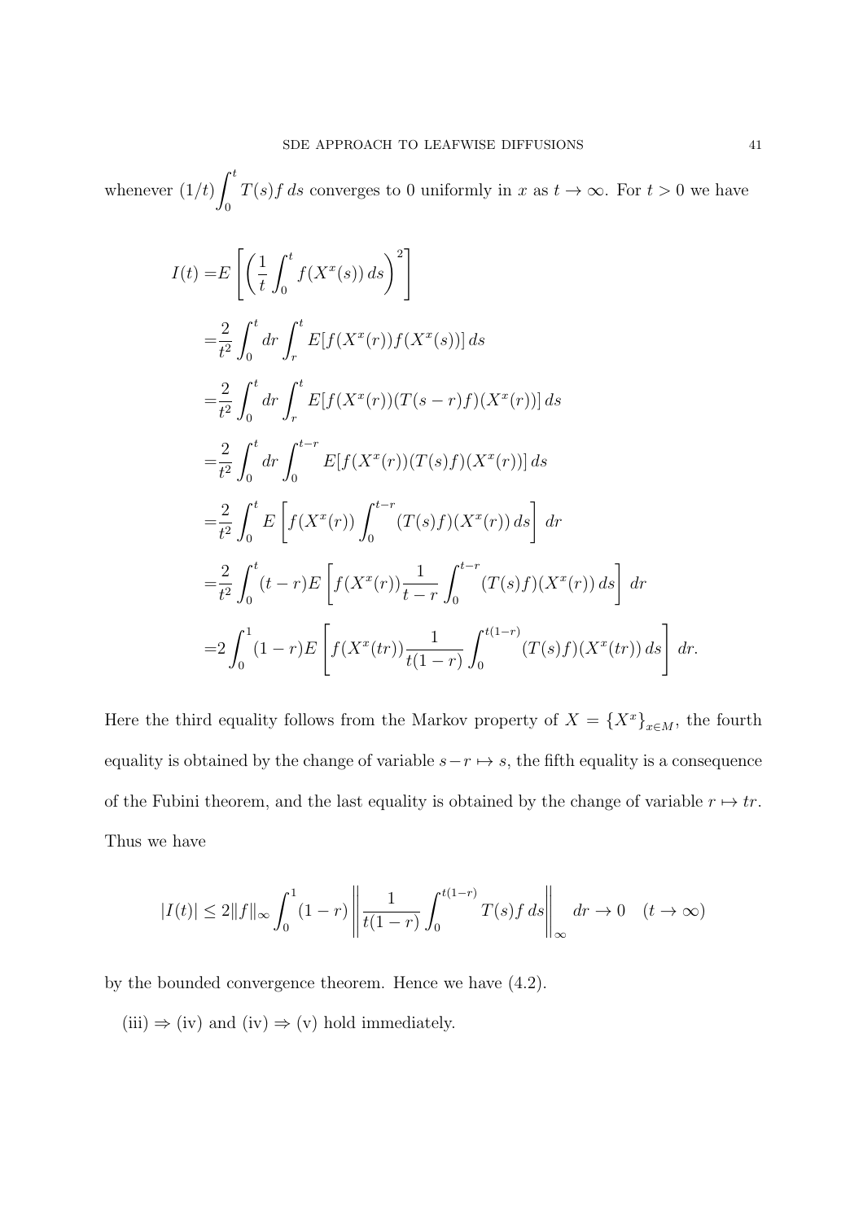whenever $(1/t)\displaystyle\int_0^t T(s)f\,ds$ converges to 0 uniformly in $x$ as $t \to \infty$. For $t > 0$ we have

$$
\begin{aligned}
I(t) =& E\left[\left(\frac{1}{t}\int_0^t f(X^x(s))\,ds\right)^2\right] \\
=& \frac{2}{t^2}\int_0^t dr \int_r^t E[f(X^x(r))f(X^x(s))]\,ds \\
=& \frac{2}{t^2}\int_0^t dr \int_r^t E[f(X^x(r))(T(s-r)f)(X^x(r))]\,ds \\
=& \frac{2}{t^2}\int_0^t dr \int_0^{t-r} E[f(X^x(r))(T(s)f)(X^x(r))]\,ds \\
=& \frac{2}{t^2}\int_0^t E\left[f(X^x(r))\int_0^{t-r}(T(s)f)(X^x(r))\,ds\right]\,dr \\
=& \frac{2}{t^2}\int_0^t (t-r)E\left[f(X^x(r))\frac{1}{t-r}\int_0^{t-r}(T(s)f)(X^x(r))\,ds\right]\,dr \\
=& 2\int_0^1 (1-r)E\left[f(X^x(tr))\frac{1}{t(1-r)}\int_0^{t(1-r)}(T(s)f)(X^x(tr))\,ds\right]\,dr.
\end{aligned}
$$

Here the third equality follows from the Markov property of $X = \{X^x\}_{x\in M}$, the fourth equality is obtained by the change of variable $s - r \mapsto s$, the fifth equality is a consequence of the Fubini theorem, and the last equality is obtained by the change of variable $r \mapsto tr$. Thus we have

$$
|I(t)| \leq 2\|f\|_\infty \int_0^1 (1-r)\left\|\frac{1}{t(1-r)}\int_0^{t(1-r)} T(s)f\,ds\right\|_\infty dr \to 0 \quad (t \to \infty)
$$

by the bounded convergence theorem. Hence we have (4.2).

(iii) $\Rightarrow$ (iv) and (iv) $\Rightarrow$ (v) hold immediately.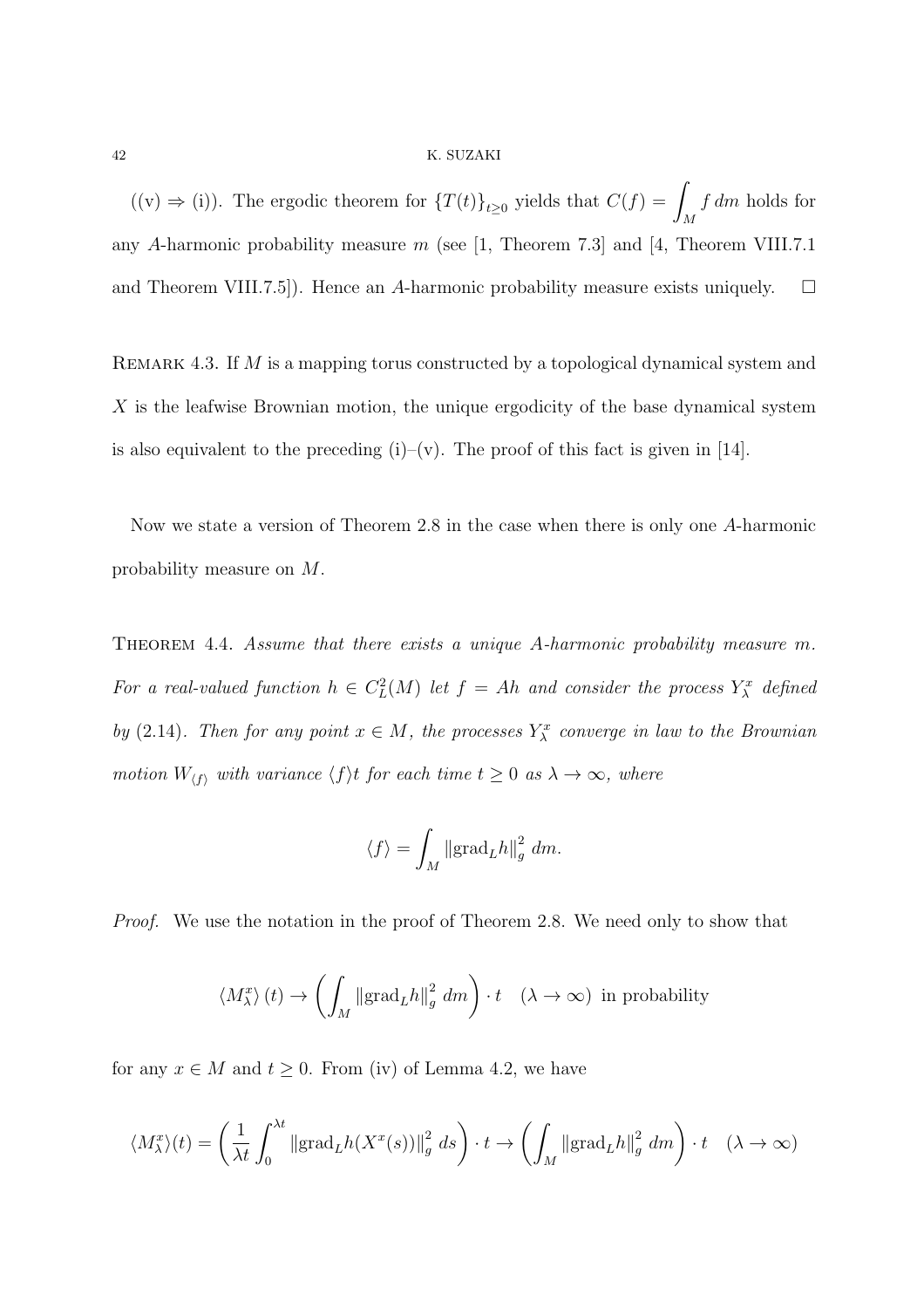((v) $\Rightarrow$ (i)). The ergodic theorem for $\{T(t)\}_{t\geq 0}$ yields that $C(f) = \displaystyle\int_M f\, dm$ holds for any $A$-harmonic probability measure $m$ (see [1, Theorem 7.3] and [4, Theorem VIII.7.1 and Theorem VIII.7.5]). Hence an $A$-harmonic probability measure exists uniquely. $\square$

REMARK 4.3. If $M$ is a mapping torus constructed by a topological dynamical system and $X$ is the leafwise Brownian motion, the unique ergodicity of the base dynamical system is also equivalent to the preceding (i)–(v). The proof of this fact is given in [14].

Now we state a version of Theorem 2.8 in the case when there is only one $A$-harmonic probability measure on $M$.

THEOREM 4.4. *Assume that there exists a unique $A$-harmonic probability measure $m$. For a real-valued function $h \in C_L^2(M)$ let $f = Ah$ and consider the process $Y_\lambda^x$ defined by (2.14). Then for any point $x \in M$, the processes $Y_\lambda^x$ converge in law to the Brownian motion $W_{\langle f\rangle}$ with variance $\langle f\rangle t$ for each time $t \geq 0$ as $\lambda \to \infty$, where*

$$\langle f\rangle = \int_M \|\mathrm{grad}_L h\|_g^2 \, dm.$$

*Proof.* We use the notation in the proof of Theorem 2.8. We need only to show that

$$\langle M_\lambda^x\rangle(t) \to \left(\int_M \|\mathrm{grad}_L h\|_g^2 \, dm\right) \cdot t \quad (\lambda \to \infty) \text{ in probability}$$

for any $x \in M$ and $t \geq 0$. From (iv) of Lemma 4.2, we have

$$\langle M_\lambda^x\rangle(t) = \left(\frac{1}{\lambda t}\int_0^{\lambda t} \|\mathrm{grad}_L h(X^x(s))\|_g^2 \, ds\right) \cdot t \to \left(\int_M \|\mathrm{grad}_L h\|_g^2 \, dm\right) \cdot t \quad (\lambda \to \infty)$$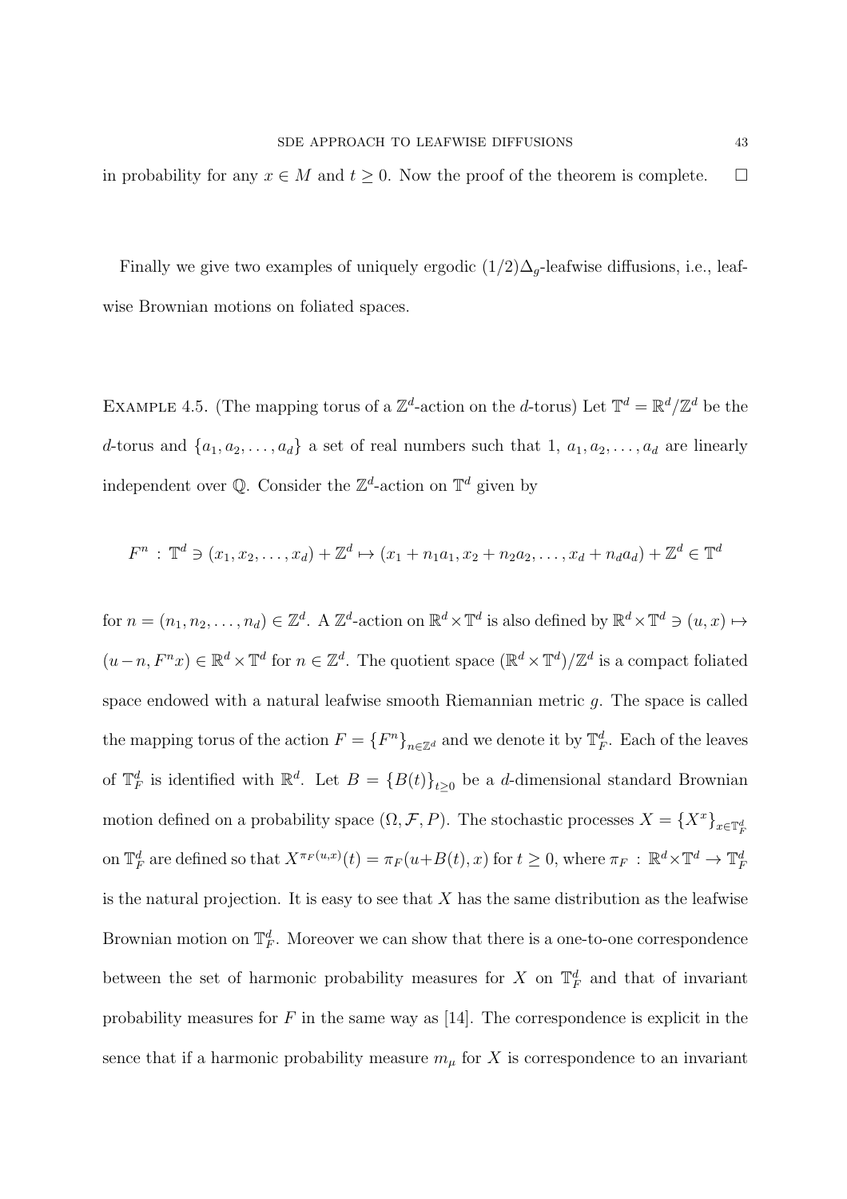in probability for any $x \in M$ and $t \geq 0$. Now the proof of the theorem is complete. $\square$

Finally we give two examples of uniquely ergodic $(1/2)\Delta_g$-leafwise diffusions, i.e., leafwise Brownian motions on foliated spaces.

EXAMPLE 4.5. (The mapping torus of a $\mathbb{Z}^d$-action on the $d$-torus) Let $\mathbb{T}^d = \mathbb{R}^d/\mathbb{Z}^d$ be the $d$-torus and $\{a_1, a_2, \ldots, a_d\}$ a set of real numbers such that $1, a_1, a_2, \ldots, a_d$ are linearly independent over $\mathbb{Q}$. Consider the $\mathbb{Z}^d$-action on $\mathbb{T}^d$ given by

$$F^n : \mathbb{T}^d \ni (x_1, x_2, \ldots, x_d) + \mathbb{Z}^d \mapsto (x_1 + n_1 a_1, x_2 + n_2 a_2, \ldots, x_d + n_d a_d) + \mathbb{Z}^d \in \mathbb{T}^d$$

for $n = (n_1, n_2, \ldots, n_d) \in \mathbb{Z}^d$. A $\mathbb{Z}^d$-action on $\mathbb{R}^d \times \mathbb{T}^d$ is also defined by $\mathbb{R}^d \times \mathbb{T}^d \ni (u, x) \mapsto (u - n, F^n x) \in \mathbb{R}^d \times \mathbb{T}^d$ for $n \in \mathbb{Z}^d$. The quotient space $(\mathbb{R}^d \times \mathbb{T}^d)/\mathbb{Z}^d$ is a compact foliated space endowed with a natural leafwise smooth Riemannian metric $g$. The space is called the mapping torus of the action $F = \{F^n\}_{n \in \mathbb{Z}^d}$ and we denote it by $\mathbb{T}^d_F$. Each of the leaves of $\mathbb{T}^d_F$ is identified with $\mathbb{R}^d$. Let $B = \{B(t)\}_{t \geq 0}$ be a $d$-dimensional standard Brownian motion defined on a probability space $(\Omega, \mathcal{F}, P)$. The stochastic processes $X = \{X^x\}_{x \in \mathbb{T}^d_F}$ on $\mathbb{T}^d_F$ are defined so that $X^{\pi_F(u,x)}(t) = \pi_F(u + B(t), x)$ for $t \geq 0$, where $\pi_F : \mathbb{R}^d \times \mathbb{T}^d \to \mathbb{T}^d_F$ is the natural projection. It is easy to see that $X$ has the same distribution as the leafwise Brownian motion on $\mathbb{T}^d_F$. Moreover we can show that there is a one-to-one correspondence between the set of harmonic probability measures for $X$ on $\mathbb{T}^d_F$ and that of invariant probability measures for $F$ in the same way as [14]. The correspondence is explicit in the sence that if a harmonic probability measure $m_\mu$ for $X$ is correspondence to an invariant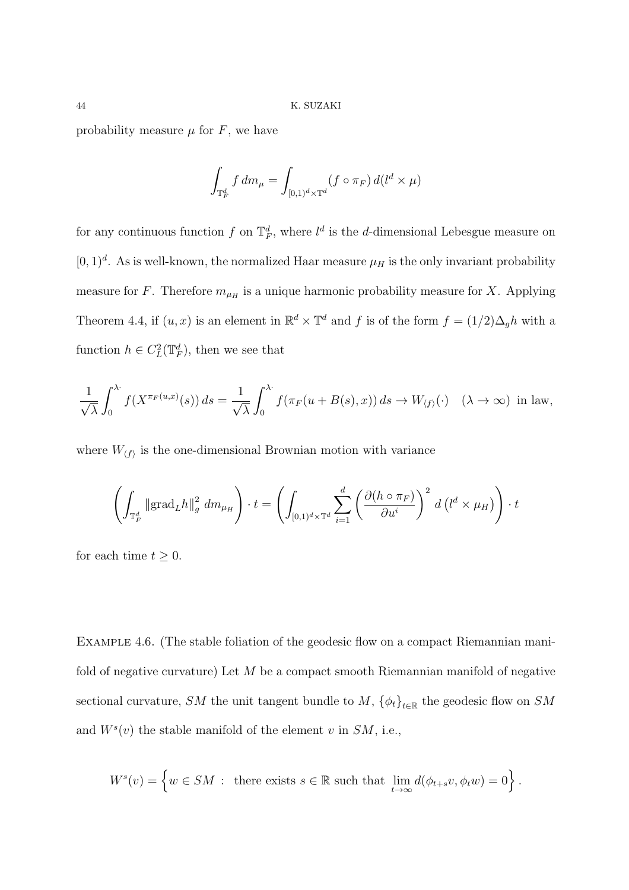probability measure $\mu$ for $F$, we have

$$\int_{\mathbb{T}_F^d} f \, dm_\mu = \int_{[0,1)^d \times \mathbb{T}^d} (f \circ \pi_F) \, d(l^d \times \mu)$$

for any continuous function $f$ on $\mathbb{T}_F^d$, where $l^d$ is the $d$-dimensional Lebesgue measure on $[0,1)^d$. As is well-known, the normalized Haar measure $\mu_H$ is the only invariant probability measure for $F$. Therefore $m_{\mu_H}$ is a unique harmonic probability measure for $X$. Applying Theorem 4.4, if $(u, x)$ is an element in $\mathbb{R}^d \times \mathbb{T}^d$ and $f$ is of the form $f = (1/2)\Delta_g h$ with a function $h \in C_L^2(\mathbb{T}_F^d)$, then we see that

$$\frac{1}{\sqrt{\lambda}} \int_0^{\lambda \cdot} f(X^{\pi_F(u,x)}(s)) \, ds = \frac{1}{\sqrt{\lambda}} \int_0^{\lambda \cdot} f(\pi_F(u + B(s), x)) \, ds \to W_{\langle f \rangle}(\cdot) \quad (\lambda \to \infty) \text{ in law,}$$

where $W_{\langle f \rangle}$ is the one-dimensional Brownian motion with variance

$$\left( \int_{\mathbb{T}_F^d} \|\mathrm{grad}_L h\|_g^2 \, dm_{\mu_H} \right) \cdot t = \left( \int_{[0,1)^d \times \mathbb{T}^d} \sum_{i=1}^d \left( \frac{\partial (h \circ \pi_F)}{\partial u^i} \right)^2 d\left(l^d \times \mu_H\right) \right) \cdot t$$

for each time $t \geq 0$.

Example 4.6. (The stable foliation of the geodesic flow on a compact Riemannian manifold of negative curvature) Let $M$ be a compact smooth Riemannian manifold of negative sectional curvature, $SM$ the unit tangent bundle to $M$, $\{\phi_t\}_{t \in \mathbb{R}}$ the geodesic flow on $SM$ and $W^s(v)$ the stable manifold of the element $v$ in $SM$, i.e.,

$$W^s(v) = \left\{ w \in SM : \text{ there exists } s \in \mathbb{R} \text{ such that } \lim_{t \to \infty} d(\phi_{t+s} v, \phi_t w) = 0 \right\}.$$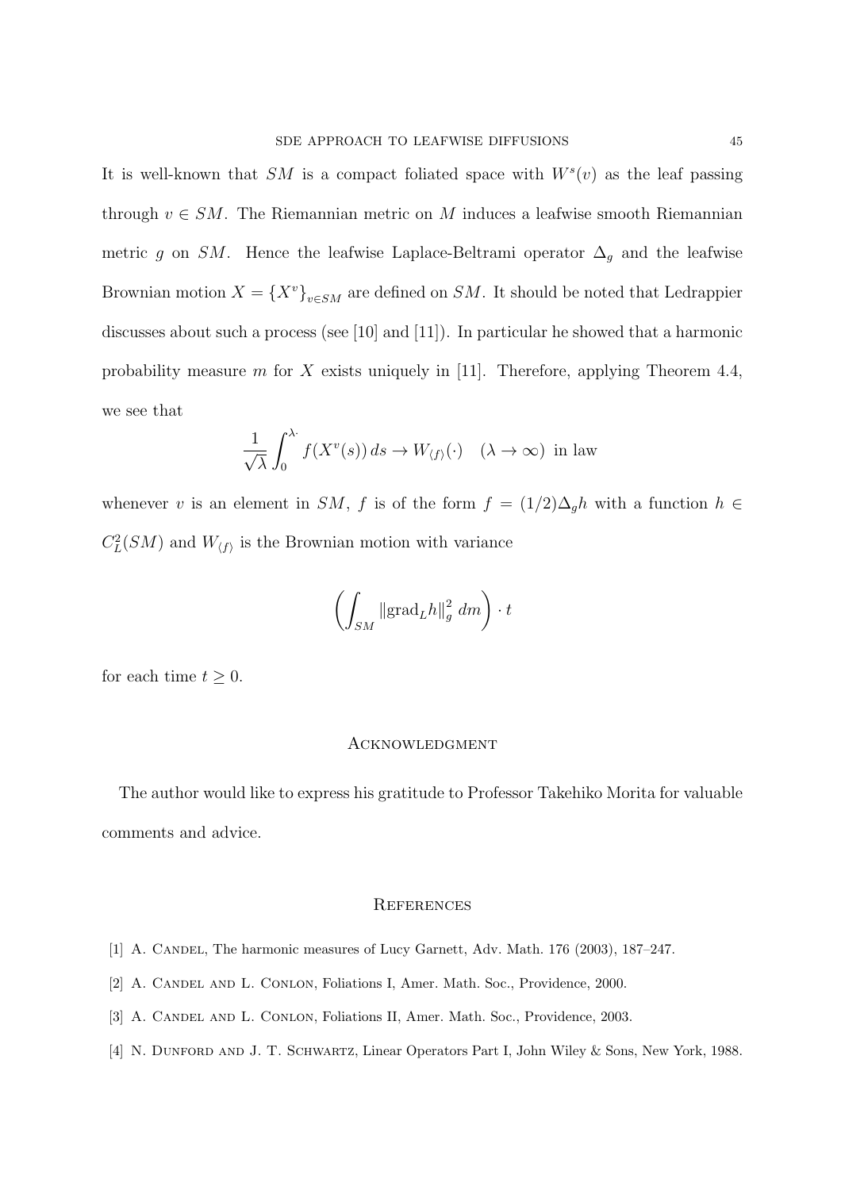It is well-known that $SM$ is a compact foliated space with $W^s(v)$ as the leaf passing through $v \in SM$. The Riemannian metric on $M$ induces a leafwise smooth Riemannian metric $g$ on $SM$. Hence the leafwise Laplace-Beltrami operator $\Delta_g$ and the leafwise Brownian motion $X = \{X^v\}_{v \in SM}$ are defined on $SM$. It should be noted that Ledrappier discusses about such a process (see [10] and [11]). In particular he showed that a harmonic probability measure $m$ for $X$ exists uniquely in [11]. Therefore, applying Theorem 4.4, we see that

$$\frac{1}{\sqrt{\lambda}} \int_0^{\lambda \cdot} f(X^v(s))\, ds \to W_{\langle f \rangle}(\cdot) \quad (\lambda \to \infty) \text{ in law}$$

whenever $v$ is an element in $SM$, $f$ is of the form $f = (1/2)\Delta_g h$ with a function $h \in C_L^2(SM)$ and $W_{\langle f \rangle}$ is the Brownian motion with variance

$$\left( \int_{SM} \|\mathrm{grad}_L h\|_g^2 \, dm \right) \cdot t$$

for each time $t \geq 0$.

## Acknowledgment

The author would like to express his gratitude to Professor Takehiko Morita for valuable comments and advice.

## References

[1] A. Candel, The harmonic measures of Lucy Garnett, Adv. Math. 176 (2003), 187–247.

[2] A. Candel and L. Conlon, Foliations I, Amer. Math. Soc., Providence, 2000.

[3] A. Candel and L. Conlon, Foliations II, Amer. Math. Soc., Providence, 2003.

[4] N. Dunford and J. T. Schwartz, Linear Operators Part I, John Wiley & Sons, New York, 1988.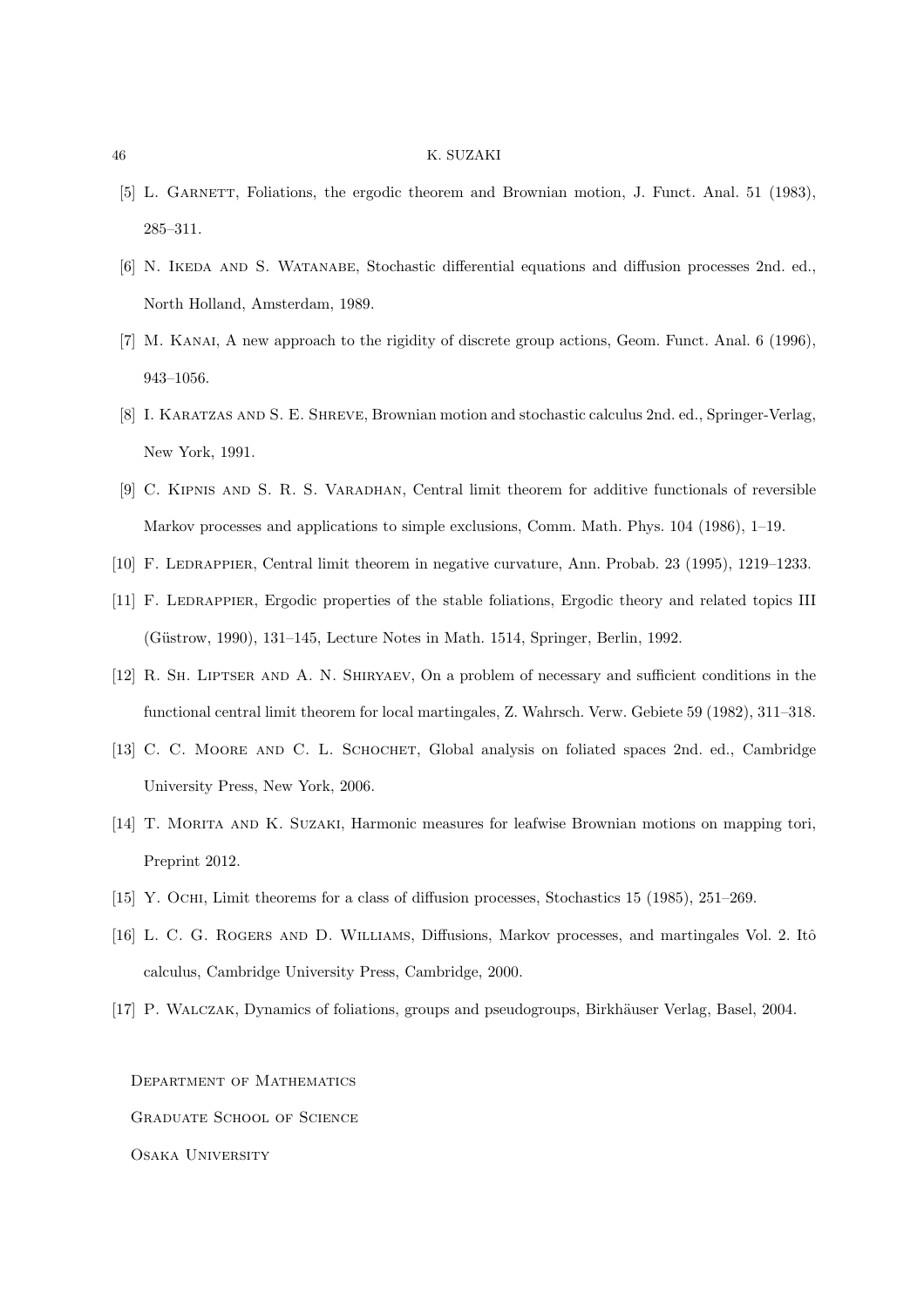[5] L. Garnett, Foliations, the ergodic theorem and Brownian motion, J. Funct. Anal. 51 (1983), 285–311.

[6] N. Ikeda and S. Watanabe, Stochastic differential equations and diffusion processes 2nd. ed., North Holland, Amsterdam, 1989.

[7] M. Kanai, A new approach to the rigidity of discrete group actions, Geom. Funct. Anal. 6 (1996), 943–1056.

[8] I. Karatzas and S. E. Shreve, Brownian motion and stochastic calculus 2nd. ed., Springer-Verlag, New York, 1991.

[9] C. Kipnis and S. R. S. Varadhan, Central limit theorem for additive functionals of reversible Markov processes and applications to simple exclusions, Comm. Math. Phys. 104 (1986), 1–19.

[10] F. Ledrappier, Central limit theorem in negative curvature, Ann. Probab. 23 (1995), 1219–1233.

[11] F. Ledrappier, Ergodic properties of the stable foliations, Ergodic theory and related topics III (Güstrow, 1990), 131–145, Lecture Notes in Math. 1514, Springer, Berlin, 1992.

[12] R. Sh. Liptser and A. N. Shiryaev, On a problem of necessary and sufficient conditions in the functional central limit theorem for local martingales, Z. Wahrsch. Verw. Gebiete 59 (1982), 311–318.

[13] C. C. Moore and C. L. Schochet, Global analysis on foliated spaces 2nd. ed., Cambridge University Press, New York, 2006.

[14] T. Morita and K. Suzaki, Harmonic measures for leafwise Brownian motions on mapping tori, Preprint 2012.

[15] Y. Ochi, Limit theorems for a class of diffusion processes, Stochastics 15 (1985), 251–269.

[16] L. C. G. Rogers and D. Williams, Diffusions, Markov processes, and martingales Vol. 2. Itô calculus, Cambridge University Press, Cambridge, 2000.

[17] P. Walczak, Dynamics of foliations, groups and pseudogroups, Birkhäuser Verlag, Basel, 2004.

Department of Mathematics

Graduate School of Science

Osaka University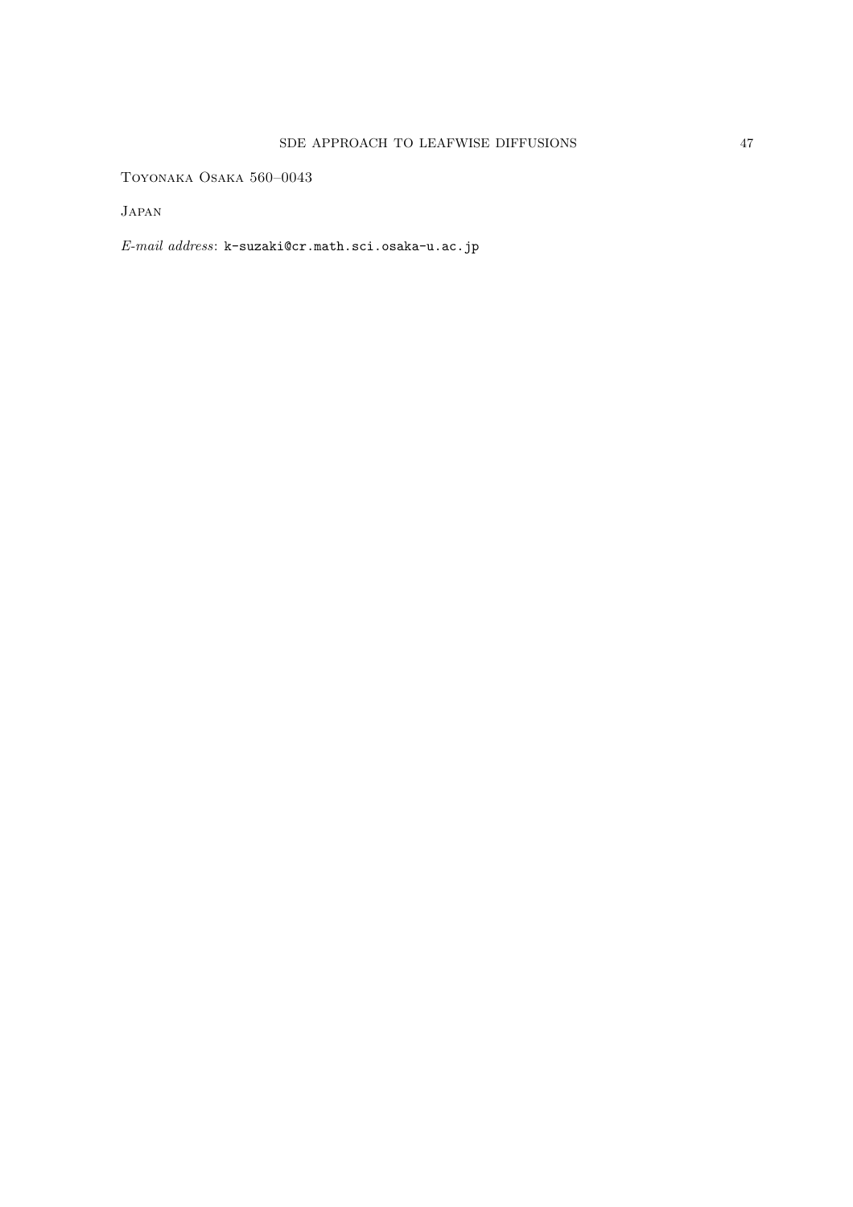Toyonaka Osaka 560–0043

Japan

*E-mail address*: k-suzaki@cr.math.sci.osaka-u.ac.jp